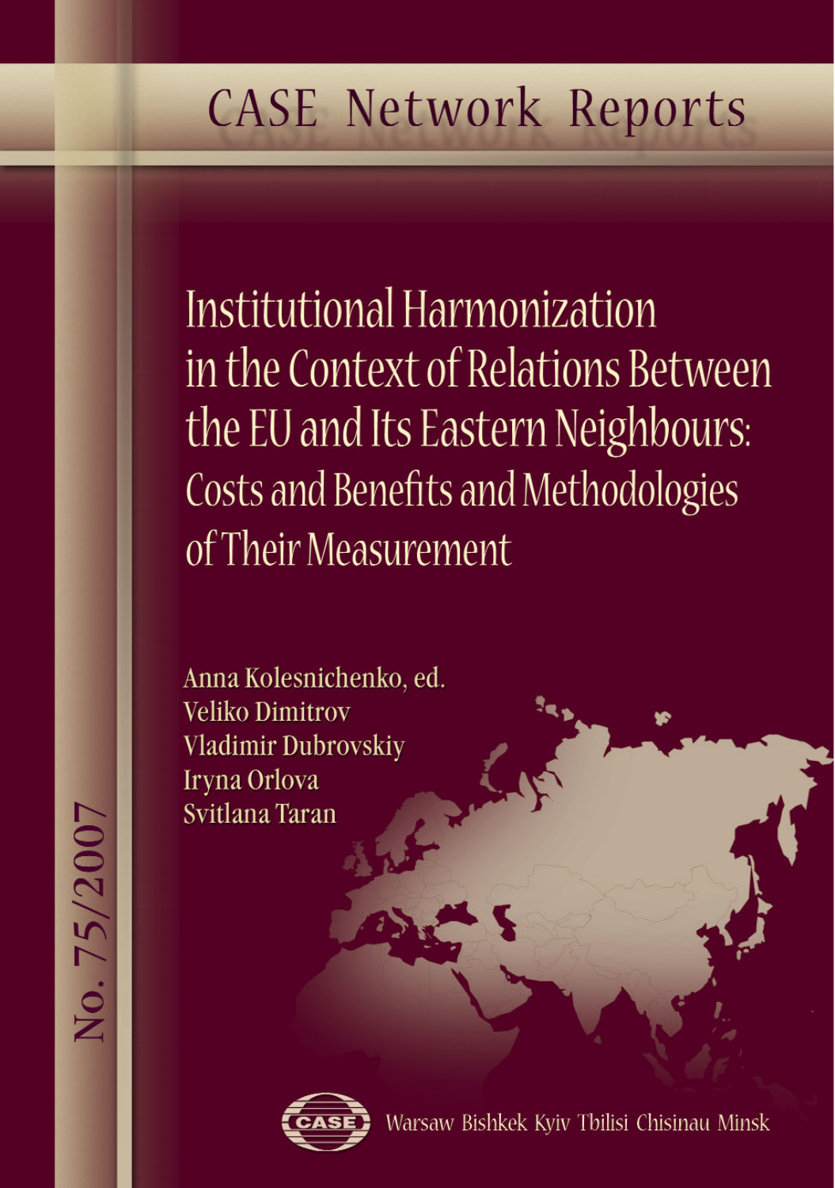CASE Network Reports

# Institutional Harmonization in the Context of Relations Between the EU and Its Eastern Neighbours: Costs and Benefits and Methodologies of Their Measurement

Anna Kolesnichenko, ed.
Veliko Dimitrov
Vladimir Dubrovskiy
Iryna Orlova
Svitlana Taran

No. 75/2007

CASE

Warsaw Bishkek Kyiv Tbilisi Chisinau Minsk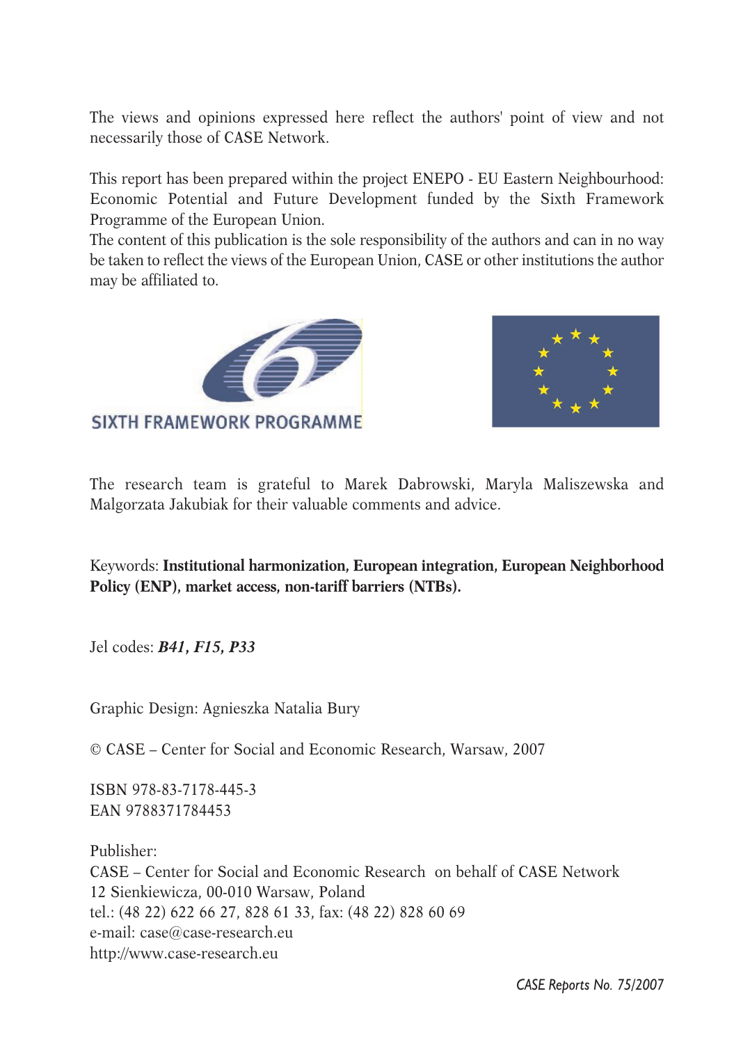The views and opinions expressed here reflect the authors' point of view and not necessarily those of CASE Network.

This report has been prepared within the project ENEPO - EU Eastern Neighbourhood: Economic Potential and Future Development funded by the Sixth Framework Programme of the European Union.
The content of this publication is the sole responsibility of the authors and can in no way be taken to reflect the views of the European Union, CASE or other institutions the author may be affiliated to.

SIXTH FRAMEWORK PROGRAMME

The research team is grateful to Marek Dabrowski, Maryla Maliszewska and Malgorzata Jakubiak for their valuable comments and advice.

Keywords: **Institutional harmonization, European integration, European Neighborhood Policy (ENP), market access, non-tariff barriers (NTBs).**

Jel codes: ***B41, F15, P33***

Graphic Design: Agnieszka Natalia Bury

© CASE – Center for Social and Economic Research, Warsaw, 2007

ISBN 978-83-7178-445-3
EAN 9788371784453

Publisher:
CASE – Center for Social and Economic Research on behalf of CASE Network
12 Sienkiewicza, 00-010 Warsaw, Poland
tel.: (48 22) 622 66 27, 828 61 33, fax: (48 22) 828 60 69
e-mail: case@case-research.eu
http://www.case-research.eu

*CASE Reports No. 75/2007*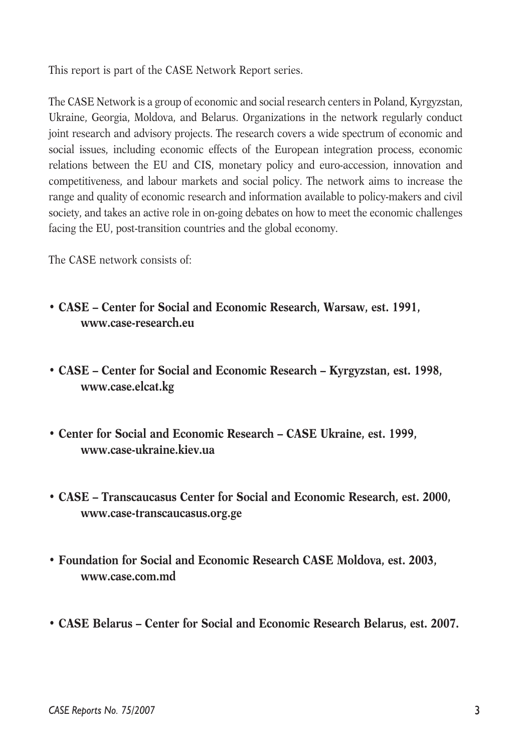This report is part of the CASE Network Report series.

The CASE Network is a group of economic and social research centers in Poland, Kyrgyzstan, Ukraine, Georgia, Moldova, and Belarus. Organizations in the network regularly conduct joint research and advisory projects. The research covers a wide spectrum of economic and social issues, including economic effects of the European integration process, economic relations between the EU and CIS, monetary policy and euro-accession, innovation and competitiveness, and labour markets and social policy. The network aims to increase the range and quality of economic research and information available to policy-makers and civil society, and takes an active role in on-going debates on how to meet the economic challenges facing the EU, post-transition countries and the global economy.

The CASE network consists of:

- **CASE – Center for Social and Economic Research, Warsaw, est. 1991, www.case-research.eu**
- **CASE – Center for Social and Economic Research – Kyrgyzstan, est. 1998, www.case.elcat.kg**
- **Center for Social and Economic Research – CASE Ukraine, est. 1999, www.case-ukraine.kiev.ua**
- **CASE – Transcaucasus Center for Social and Economic Research, est. 2000, www.case-transcaucasus.org.ge**
- **Foundation for Social and Economic Research CASE Moldova, est. 2003, www.case.com.md**
- **CASE Belarus – Center for Social and Economic Research Belarus, est. 2007.**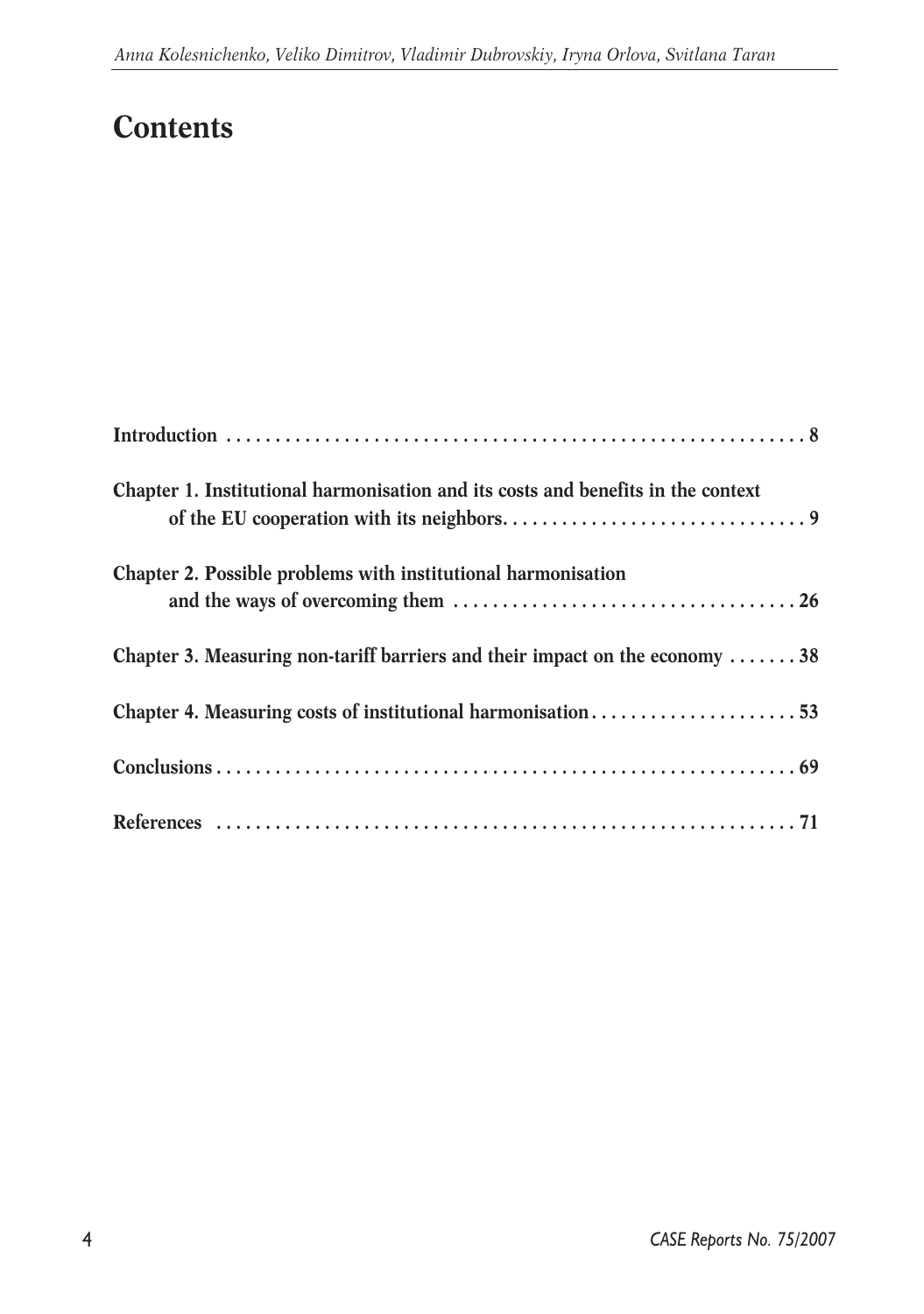# Contents

**Introduction** ............................................................ **8**

**Chapter 1. Institutional harmonisation and its costs and benefits in the context of the EU cooperation with its neighbors** ............................................................ **9**

**Chapter 2. Possible problems with institutional harmonisation and the ways of overcoming them** ............................................................ **26**

**Chapter 3. Measuring non-tariff barriers and their impact on the economy** ............................................................ **38**

**Chapter 4. Measuring costs of institutional harmonisation** ............................................................ **53**

**Conclusions** ............................................................ **69**

**References** ............................................................ **71**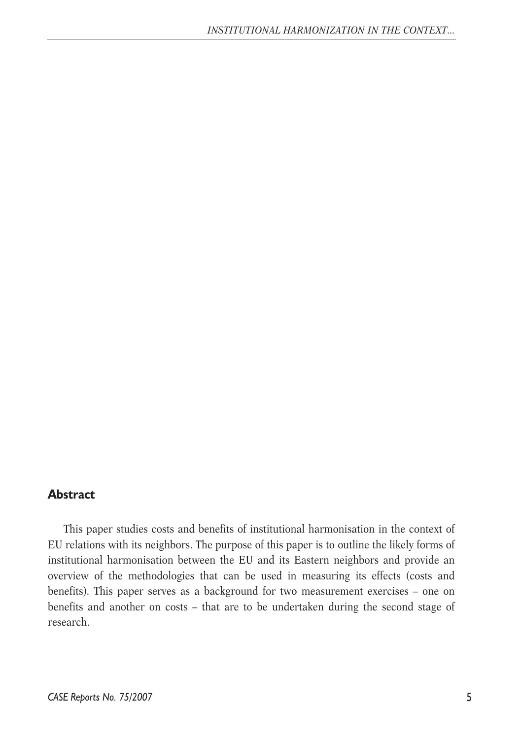## Abstract

This paper studies costs and benefits of institutional harmonisation in the context of EU relations with its neighbors. The purpose of this paper is to outline the likely forms of institutional harmonisation between the EU and its Eastern neighbors and provide an overview of the methodologies that can be used in measuring its effects (costs and benefits). This paper serves as a background for two measurement exercises – one on benefits and another on costs – that are to be undertaken during the second stage of research.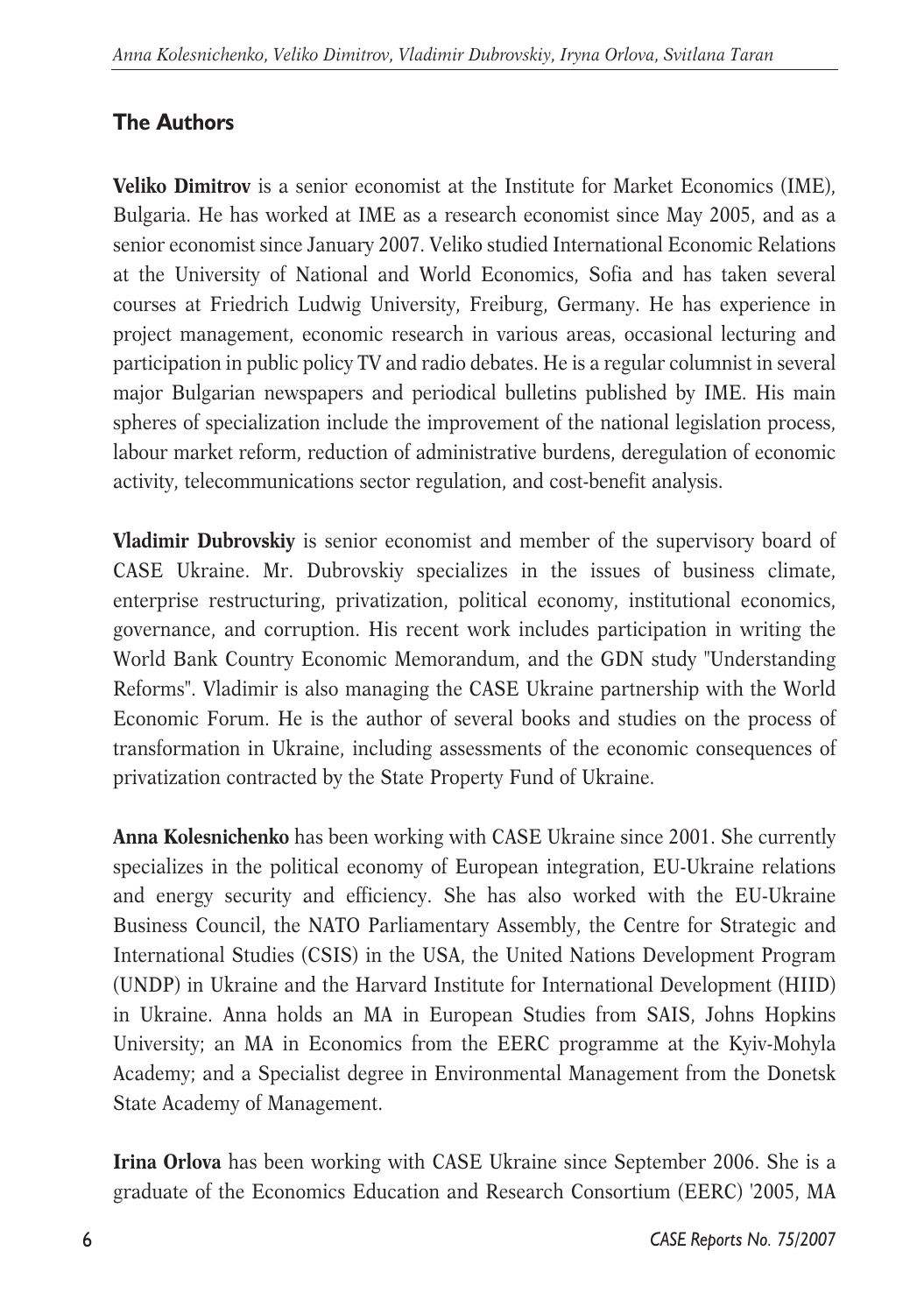## The Authors

**Veliko Dimitrov** is a senior economist at the Institute for Market Economics (IME), Bulgaria. He has worked at IME as a research economist since May 2005, and as a senior economist since January 2007. Veliko studied International Economic Relations at the University of National and World Economics, Sofia and has taken several courses at Friedrich Ludwig University, Freiburg, Germany. He has experience in project management, economic research in various areas, occasional lecturing and participation in public policy TV and radio debates. He is a regular columnist in several major Bulgarian newspapers and periodical bulletins published by IME. His main spheres of specialization include the improvement of the national legislation process, labour market reform, reduction of administrative burdens, deregulation of economic activity, telecommunications sector regulation, and cost-benefit analysis.

**Vladimir Dubrovskiy** is senior economist and member of the supervisory board of CASE Ukraine. Mr. Dubrovskiy specializes in the issues of business climate, enterprise restructuring, privatization, political economy, institutional economics, governance, and corruption. His recent work includes participation in writing the World Bank Country Economic Memorandum, and the GDN study "Understanding Reforms". Vladimir is also managing the CASE Ukraine partnership with the World Economic Forum. He is the author of several books and studies on the process of transformation in Ukraine, including assessments of the economic consequences of privatization contracted by the State Property Fund of Ukraine.

**Anna Kolesnichenko** has been working with CASE Ukraine since 2001. She currently specializes in the political economy of European integration, EU-Ukraine relations and energy security and efficiency. She has also worked with the EU-Ukraine Business Council, the NATO Parliamentary Assembly, the Centre for Strategic and International Studies (CSIS) in the USA, the United Nations Development Program (UNDP) in Ukraine and the Harvard Institute for International Development (HIID) in Ukraine. Anna holds an MA in European Studies from SAIS, Johns Hopkins University; an MA in Economics from the EERC programme at the Kyiv-Mohyla Academy; and a Specialist degree in Environmental Management from the Donetsk State Academy of Management.

**Irina Orlova** has been working with CASE Ukraine since September 2006. She is a graduate of the Economics Education and Research Consortium (EERC) '2005, MA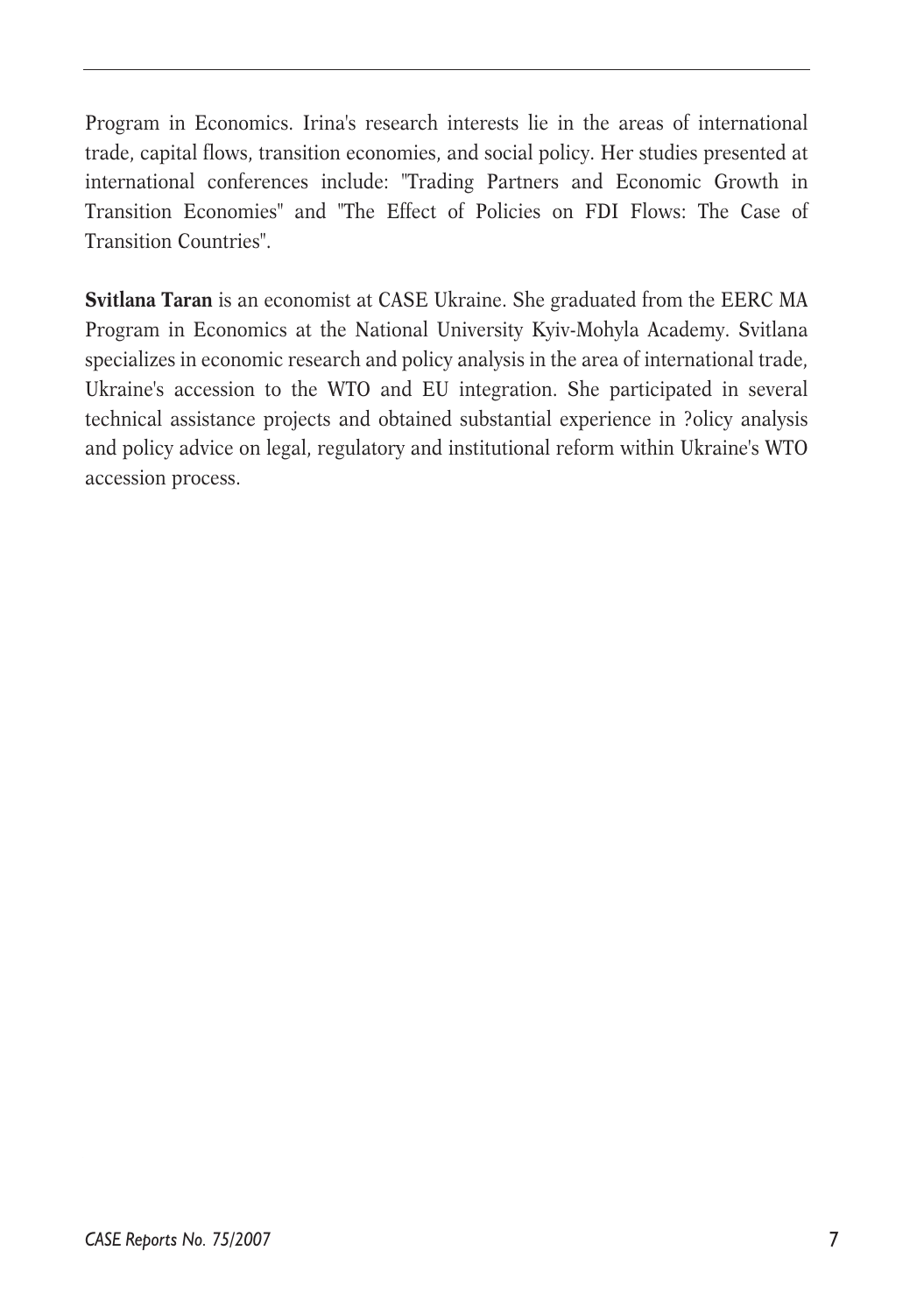Program in Economics. Irina's research interests lie in the areas of international trade, capital flows, transition economies, and social policy. Her studies presented at international conferences include: "Trading Partners and Economic Growth in Transition Economies" and "The Effect of Policies on FDI Flows: The Case of Transition Countries".

**Svitlana Taran** is an economist at CASE Ukraine. She graduated from the EERC MA Program in Economics at the National University Kyiv-Mohyla Academy. Svitlana specializes in economic research and policy analysis in the area of international trade, Ukraine's accession to the WTO and EU integration. She participated in several technical assistance projects and obtained substantial experience in ?olicy analysis and policy advice on legal, regulatory and institutional reform within Ukraine's WTO accession process.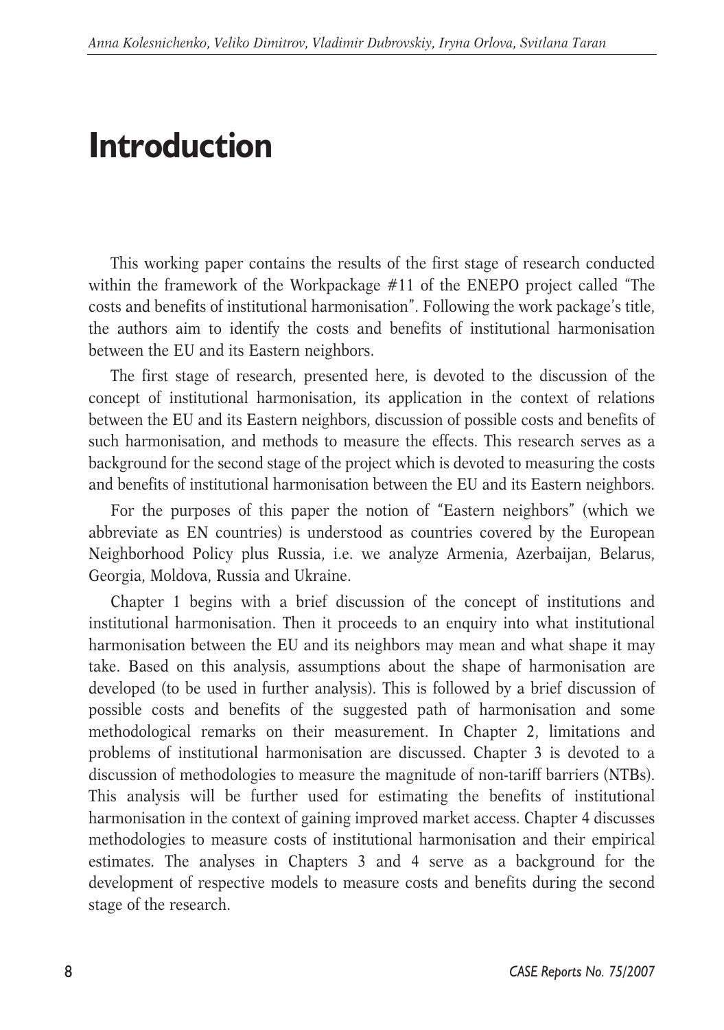# Introduction

This working paper contains the results of the first stage of research conducted within the framework of the Workpackage #11 of the ENEPO project called "The costs and benefits of institutional harmonisation". Following the work package's title, the authors aim to identify the costs and benefits of institutional harmonisation between the EU and its Eastern neighbors.

The first stage of research, presented here, is devoted to the discussion of the concept of institutional harmonisation, its application in the context of relations between the EU and its Eastern neighbors, discussion of possible costs and benefits of such harmonisation, and methods to measure the effects. This research serves as a background for the second stage of the project which is devoted to measuring the costs and benefits of institutional harmonisation between the EU and its Eastern neighbors.

For the purposes of this paper the notion of "Eastern neighbors" (which we abbreviate as EN countries) is understood as countries covered by the European Neighborhood Policy plus Russia, i.e. we analyze Armenia, Azerbaijan, Belarus, Georgia, Moldova, Russia and Ukraine.

Chapter 1 begins with a brief discussion of the concept of institutions and institutional harmonisation. Then it proceeds to an enquiry into what institutional harmonisation between the EU and its neighbors may mean and what shape it may take. Based on this analysis, assumptions about the shape of harmonisation are developed (to be used in further analysis). This is followed by a brief discussion of possible costs and benefits of the suggested path of harmonisation and some methodological remarks on their measurement. In Chapter 2, limitations and problems of institutional harmonisation are discussed. Chapter 3 is devoted to a discussion of methodologies to measure the magnitude of non-tariff barriers (NTBs). This analysis will be further used for estimating the benefits of institutional harmonisation in the context of gaining improved market access. Chapter 4 discusses methodologies to measure costs of institutional harmonisation and their empirical estimates. The analyses in Chapters 3 and 4 serve as a background for the development of respective models to measure costs and benefits during the second stage of the research.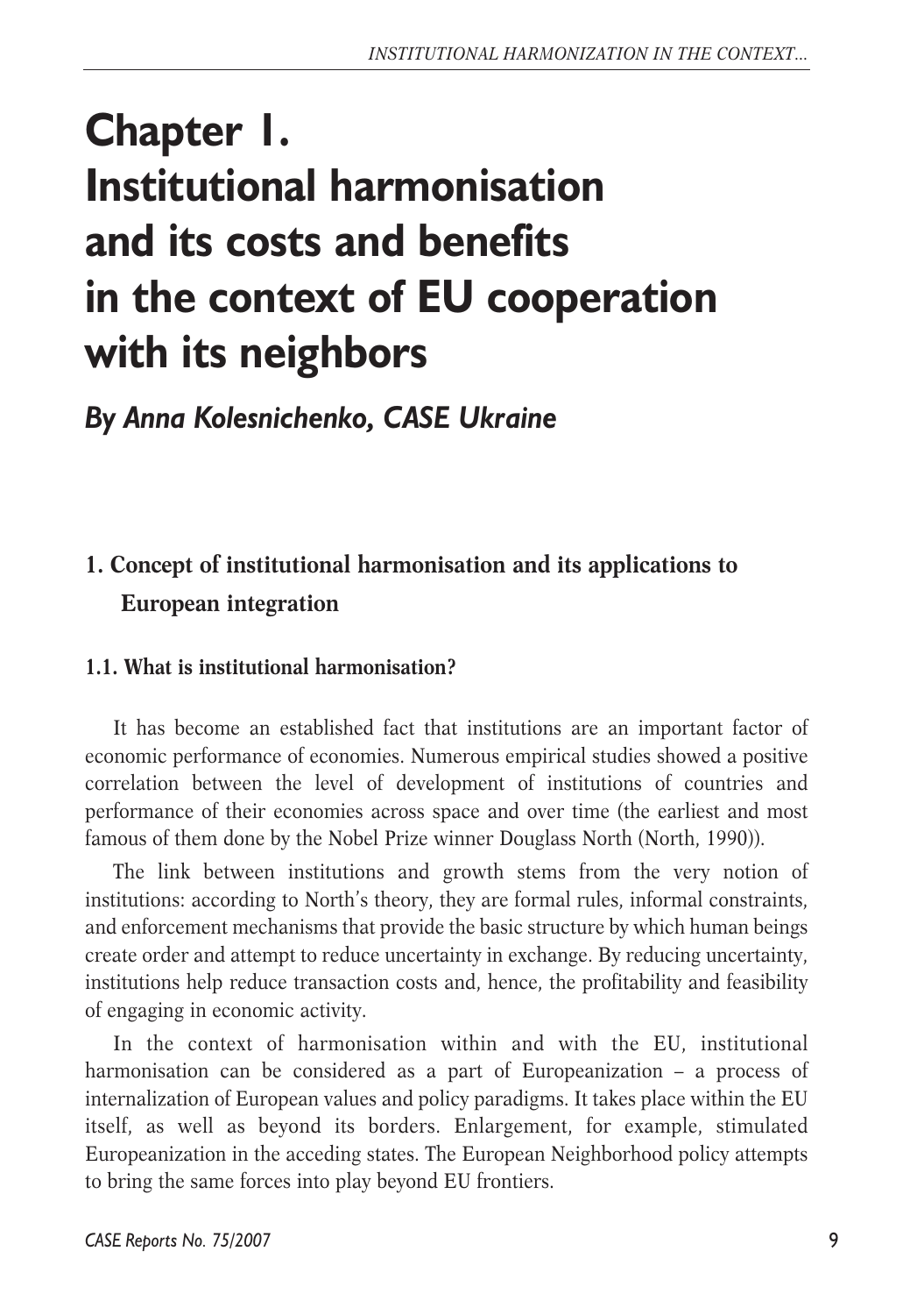# Chapter 1. Institutional harmonisation and its costs and benefits in the context of EU cooperation with its neighbors

### *By Anna Kolesnichenko, CASE Ukraine*

## 1. Concept of institutional harmonisation and its applications to European integration

### 1.1. What is institutional harmonisation?

It has become an established fact that institutions are an important factor of economic performance of economies. Numerous empirical studies showed a positive correlation between the level of development of institutions of countries and performance of their economies across space and over time (the earliest and most famous of them done by the Nobel Prize winner Douglass North (North, 1990)).

The link between institutions and growth stems from the very notion of institutions: according to North's theory, they are formal rules, informal constraints, and enforcement mechanisms that provide the basic structure by which human beings create order and attempt to reduce uncertainty in exchange. By reducing uncertainty, institutions help reduce transaction costs and, hence, the profitability and feasibility of engaging in economic activity.

In the context of harmonisation within and with the EU, institutional harmonisation can be considered as a part of Europeanization – a process of internalization of European values and policy paradigms. It takes place within the EU itself, as well as beyond its borders. Enlargement, for example, stimulated Europeanization in the acceding states. The European Neighborhood policy attempts to bring the same forces into play beyond EU frontiers.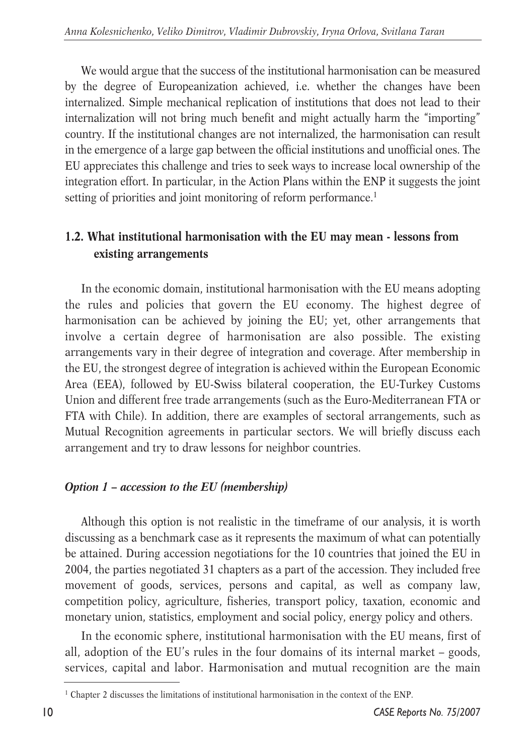We would argue that the success of the institutional harmonisation can be measured by the degree of Europeanization achieved, i.e. whether the changes have been internalized. Simple mechanical replication of institutions that does not lead to their internalization will not bring much benefit and might actually harm the "importing" country. If the institutional changes are not internalized, the harmonisation can result in the emergence of a large gap between the official institutions and unofficial ones. The EU appreciates this challenge and tries to seek ways to increase local ownership of the integration effort. In particular, in the Action Plans within the ENP it suggests the joint setting of priorities and joint monitoring of reform performance.[1]

## 1.2. What institutional harmonisation with the EU may mean - lessons from existing arrangements

In the economic domain, institutional harmonisation with the EU means adopting the rules and policies that govern the EU economy. The highest degree of harmonisation can be achieved by joining the EU; yet, other arrangements that involve a certain degree of harmonisation are also possible. The existing arrangements vary in their degree of integration and coverage. After membership in the EU, the strongest degree of integration is achieved within the European Economic Area (EEA), followed by EU-Swiss bilateral cooperation, the EU-Turkey Customs Union and different free trade arrangements (such as the Euro-Mediterranean FTA or FTA with Chile). In addition, there are examples of sectoral arrangements, such as Mutual Recognition agreements in particular sectors. We will briefly discuss each arrangement and try to draw lessons for neighbor countries.

### *Option 1 – accession to the EU (membership)*

Although this option is not realistic in the timeframe of our analysis, it is worth discussing as a benchmark case as it represents the maximum of what can potentially be attained. During accession negotiations for the 10 countries that joined the EU in 2004, the parties negotiated 31 chapters as a part of the accession. They included free movement of goods, services, persons and capital, as well as company law, competition policy, agriculture, fisheries, transport policy, taxation, economic and monetary union, statistics, employment and social policy, energy policy and others.

In the economic sphere, institutional harmonisation with the EU means, first of all, adoption of the EU's rules in the four domains of its internal market – goods, services, capital and labor. Harmonisation and mutual recognition are the main

[1] Chapter 2 discusses the limitations of institutional harmonisation in the context of the ENP.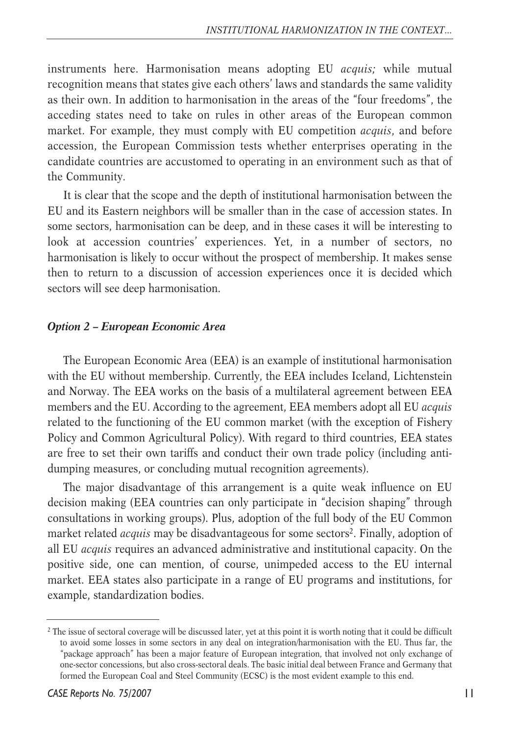instruments here. Harmonisation means adopting EU *acquis;* while mutual recognition means that states give each others' laws and standards the same validity as their own. In addition to harmonisation in the areas of the "four freedoms", the acceding states need to take on rules in other areas of the European common market. For example, they must comply with EU competition *acquis*, and before accession, the European Commission tests whether enterprises operating in the candidate countries are accustomed to operating in an environment such as that of the Community.

It is clear that the scope and the depth of institutional harmonisation between the EU and its Eastern neighbors will be smaller than in the case of accession states. In some sectors, harmonisation can be deep, and in these cases it will be interesting to look at accession countries' experiences. Yet, in a number of sectors, no harmonisation is likely to occur without the prospect of membership. It makes sense then to return to a discussion of accession experiences once it is decided which sectors will see deep harmonisation.

### *Option 2 – European Economic Area*

The European Economic Area (EEA) is an example of institutional harmonisation with the EU without membership. Currently, the EEA includes Iceland, Lichtenstein and Norway. The EEA works on the basis of a multilateral agreement between EEA members and the EU. According to the agreement, EEA members adopt all EU *acquis* related to the functioning of the EU common market (with the exception of Fishery Policy and Common Agricultural Policy). With regard to third countries, EEA states are free to set their own tariffs and conduct their own trade policy (including anti-dumping measures, or concluding mutual recognition agreements).

The major disadvantage of this arrangement is a quite weak influence on EU decision making (EEA countries can only participate in "decision shaping" through consultations in working groups). Plus, adoption of the full body of the EU Common market related *acquis* may be disadvantageous for some sectors[2]. Finally, adoption of all EU *acquis* requires an advanced administrative and institutional capacity. On the positive side, one can mention, of course, unimpeded access to the EU internal market. EEA states also participate in a range of EU programs and institutions, for example, standardization bodies.

---

[2] The issue of sectoral coverage will be discussed later, yet at this point it is worth noting that it could be difficult to avoid some losses in some sectors in any deal on integration/harmonisation with the EU. Thus far, the "package approach" has been a major feature of European integration, that involved not only exchange of one-sector concessions, but also cross-sectoral deals. The basic initial deal between France and Germany that formed the European Coal and Steel Community (ECSC) is the most evident example to this end.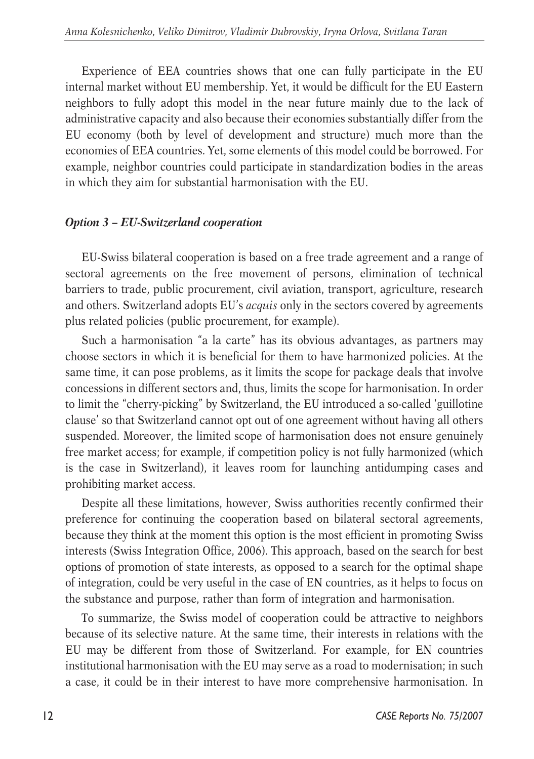Experience of EEA countries shows that one can fully participate in the EU internal market without EU membership. Yet, it would be difficult for the EU Eastern neighbors to fully adopt this model in the near future mainly due to the lack of administrative capacity and also because their economies substantially differ from the EU economy (both by level of development and structure) much more than the economies of EEA countries. Yet, some elements of this model could be borrowed. For example, neighbor countries could participate in standardization bodies in the areas in which they aim for substantial harmonisation with the EU.

### *Option 3 – EU-Switzerland cooperation*

EU-Swiss bilateral cooperation is based on a free trade agreement and a range of sectoral agreements on the free movement of persons, elimination of technical barriers to trade, public procurement, civil aviation, transport, agriculture, research and others. Switzerland adopts EU's *acquis* only in the sectors covered by agreements plus related policies (public procurement, for example).

Such a harmonisation "a la carte" has its obvious advantages, as partners may choose sectors in which it is beneficial for them to have harmonized policies. At the same time, it can pose problems, as it limits the scope for package deals that involve concessions in different sectors and, thus, limits the scope for harmonisation. In order to limit the "cherry-picking" by Switzerland, the EU introduced a so-called 'guillotine clause' so that Switzerland cannot opt out of one agreement without having all others suspended. Moreover, the limited scope of harmonisation does not ensure genuinely free market access; for example, if competition policy is not fully harmonized (which is the case in Switzerland), it leaves room for launching antidumping cases and prohibiting market access.

Despite all these limitations, however, Swiss authorities recently confirmed their preference for continuing the cooperation based on bilateral sectoral agreements, because they think at the moment this option is the most efficient in promoting Swiss interests (Swiss Integration Office, 2006). This approach, based on the search for best options of promotion of state interests, as opposed to a search for the optimal shape of integration, could be very useful in the case of EN countries, as it helps to focus on the substance and purpose, rather than form of integration and harmonisation.

To summarize, the Swiss model of cooperation could be attractive to neighbors because of its selective nature. At the same time, their interests in relations with the EU may be different from those of Switzerland. For example, for EN countries institutional harmonisation with the EU may serve as a road to modernisation; in such a case, it could be in their interest to have more comprehensive harmonisation. In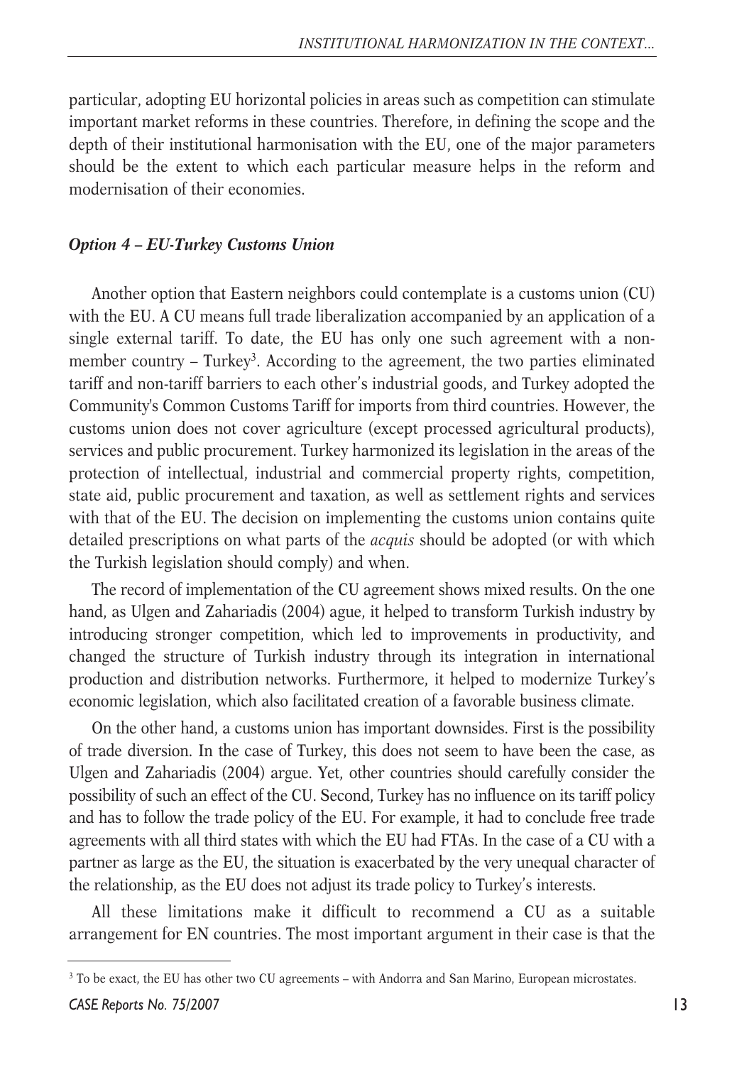particular, adopting EU horizontal policies in areas such as competition can stimulate important market reforms in these countries. Therefore, in defining the scope and the depth of their institutional harmonisation with the EU, one of the major parameters should be the extent to which each particular measure helps in the reform and modernisation of their economies.

### *Option 4 – EU-Turkey Customs Union*

Another option that Eastern neighbors could contemplate is a customs union (CU) with the EU. A CU means full trade liberalization accompanied by an application of a single external tariff. To date, the EU has only one such agreement with a non-member country – Turkey[3]. According to the agreement, the two parties eliminated tariff and non-tariff barriers to each other's industrial goods, and Turkey adopted the Community's Common Customs Tariff for imports from third countries. However, the customs union does not cover agriculture (except processed agricultural products), services and public procurement. Turkey harmonized its legislation in the areas of the protection of intellectual, industrial and commercial property rights, competition, state aid, public procurement and taxation, as well as settlement rights and services with that of the EU. The decision on implementing the customs union contains quite detailed prescriptions on what parts of the *acquis* should be adopted (or with which the Turkish legislation should comply) and when.

The record of implementation of the CU agreement shows mixed results. On the one hand, as Ulgen and Zahariadis (2004) ague, it helped to transform Turkish industry by introducing stronger competition, which led to improvements in productivity, and changed the structure of Turkish industry through its integration in international production and distribution networks. Furthermore, it helped to modernize Turkey's economic legislation, which also facilitated creation of a favorable business climate.

On the other hand, a customs union has important downsides. First is the possibility of trade diversion. In the case of Turkey, this does not seem to have been the case, as Ulgen and Zahariadis (2004) argue. Yet, other countries should carefully consider the possibility of such an effect of the CU. Second, Turkey has no influence on its tariff policy and has to follow the trade policy of the EU. For example, it had to conclude free trade agreements with all third states with which the EU had FTAs. In the case of a CU with a partner as large as the EU, the situation is exacerbated by the very unequal character of the relationship, as the EU does not adjust its trade policy to Turkey's interests.

All these limitations make it difficult to recommend a CU as a suitable arrangement for EN countries. The most important argument in their case is that the

[3] To be exact, the EU has other two CU agreements – with Andorra and San Marino, European microstates.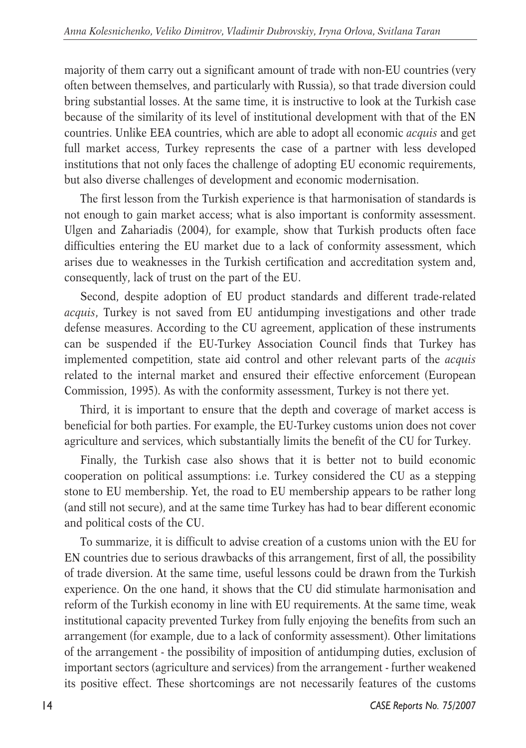majority of them carry out a significant amount of trade with non-EU countries (very often between themselves, and particularly with Russia), so that trade diversion could bring substantial losses. At the same time, it is instructive to look at the Turkish case because of the similarity of its level of institutional development with that of the EN countries. Unlike EEA countries, which are able to adopt all economic *acquis* and get full market access, Turkey represents the case of a partner with less developed institutions that not only faces the challenge of adopting EU economic requirements, but also diverse challenges of development and economic modernisation.

The first lesson from the Turkish experience is that harmonisation of standards is not enough to gain market access; what is also important is conformity assessment. Ulgen and Zahariadis (2004), for example, show that Turkish products often face difficulties entering the EU market due to a lack of conformity assessment, which arises due to weaknesses in the Turkish certification and accreditation system and, consequently, lack of trust on the part of the EU.

Second, despite adoption of EU product standards and different trade-related *acquis*, Turkey is not saved from EU antidumping investigations and other trade defense measures. According to the CU agreement, application of these instruments can be suspended if the EU-Turkey Association Council finds that Turkey has implemented competition, state aid control and other relevant parts of the *acquis* related to the internal market and ensured their effective enforcement (European Commission, 1995). As with the conformity assessment, Turkey is not there yet.

Third, it is important to ensure that the depth and coverage of market access is beneficial for both parties. For example, the EU-Turkey customs union does not cover agriculture and services, which substantially limits the benefit of the CU for Turkey.

Finally, the Turkish case also shows that it is better not to build economic cooperation on political assumptions: i.e. Turkey considered the CU as a stepping stone to EU membership. Yet, the road to EU membership appears to be rather long (and still not secure), and at the same time Turkey has had to bear different economic and political costs of the CU.

To summarize, it is difficult to advise creation of a customs union with the EU for EN countries due to serious drawbacks of this arrangement, first of all, the possibility of trade diversion. At the same time, useful lessons could be drawn from the Turkish experience. On the one hand, it shows that the CU did stimulate harmonisation and reform of the Turkish economy in line with EU requirements. At the same time, weak institutional capacity prevented Turkey from fully enjoying the benefits from such an arrangement (for example, due to a lack of conformity assessment). Other limitations of the arrangement - the possibility of imposition of antidumping duties, exclusion of important sectors (agriculture and services) from the arrangement - further weakened its positive effect. These shortcomings are not necessarily features of the customs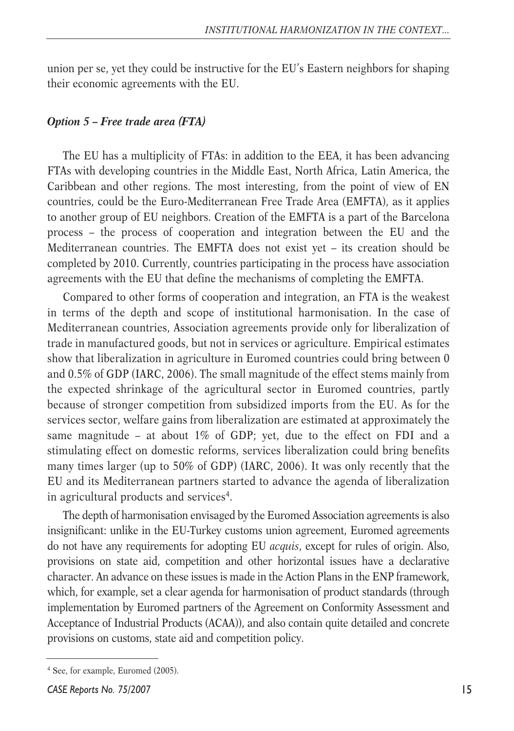union per se, yet they could be instructive for the EU's Eastern neighbors for shaping their economic agreements with the EU.

### *Option 5 – Free trade area (FTA)*

The EU has a multiplicity of FTAs: in addition to the EEA, it has been advancing FTAs with developing countries in the Middle East, North Africa, Latin America, the Caribbean and other regions. The most interesting, from the point of view of EN countries, could be the Euro-Mediterranean Free Trade Area (EMFTA), as it applies to another group of EU neighbors. Creation of the EMFTA is a part of the Barcelona process – the process of cooperation and integration between the EU and the Mediterranean countries. The EMFTA does not exist yet – its creation should be completed by 2010. Currently, countries participating in the process have association agreements with the EU that define the mechanisms of completing the EMFTA.

Compared to other forms of cooperation and integration, an FTA is the weakest in terms of the depth and scope of institutional harmonisation. In the case of Mediterranean countries, Association agreements provide only for liberalization of trade in manufactured goods, but not in services or agriculture. Empirical estimates show that liberalization in agriculture in Euromed countries could bring between 0 and 0.5% of GDP (IARC, 2006). The small magnitude of the effect stems mainly from the expected shrinkage of the agricultural sector in Euromed countries, partly because of stronger competition from subsidized imports from the EU. As for the services sector, welfare gains from liberalization are estimated at approximately the same magnitude – at about 1% of GDP; yet, due to the effect on FDI and a stimulating effect on domestic reforms, services liberalization could bring benefits many times larger (up to 50% of GDP) (IARC, 2006). It was only recently that the EU and its Mediterranean partners started to advance the agenda of liberalization in agricultural products and services[4].

The depth of harmonisation envisaged by the Euromed Association agreements is also insignificant: unlike in the EU-Turkey customs union agreement, Euromed agreements do not have any requirements for adopting EU *acquis*, except for rules of origin. Also, provisions on state aid, competition and other horizontal issues have a declarative character. An advance on these issues is made in the Action Plans in the ENP framework, which, for example, set a clear agenda for harmonisation of product standards (through implementation by Euromed partners of the Agreement on Conformity Assessment and Acceptance of Industrial Products (ACAA)), and also contain quite detailed and concrete provisions on customs, state aid and competition policy.

---

[4] See, for example, Euromed (2005).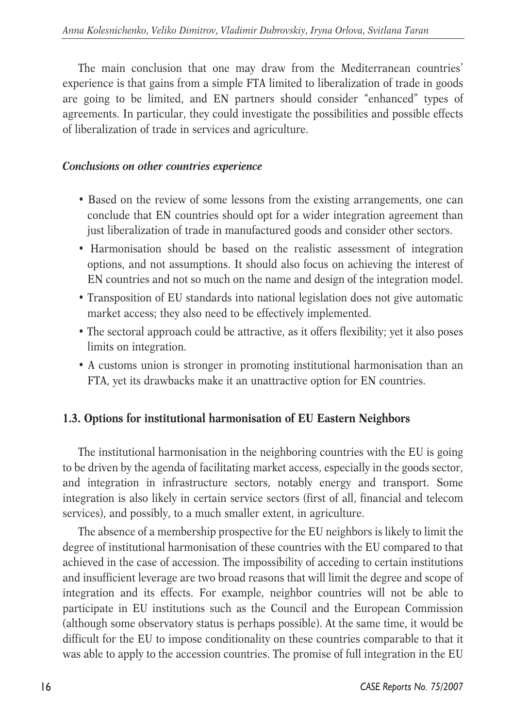The main conclusion that one may draw from the Mediterranean countries' experience is that gains from a simple FTA limited to liberalization of trade in goods are going to be limited, and EN partners should consider "enhanced" types of agreements. In particular, they could investigate the possibilities and possible effects of liberalization of trade in services and agriculture.

***Conclusions on other countries experience***

- Based on the review of some lessons from the existing arrangements, one can conclude that EN countries should opt for a wider integration agreement than just liberalization of trade in manufactured goods and consider other sectors.
- Harmonisation should be based on the realistic assessment of integration options, and not assumptions. It should also focus on achieving the interest of EN countries and not so much on the name and design of the integration model.
- Transposition of EU standards into national legislation does not give automatic market access; they also need to be effectively implemented.
- The sectoral approach could be attractive, as it offers flexibility; yet it also poses limits on integration.
- A customs union is stronger in promoting institutional harmonisation than an FTA, yet its drawbacks make it an unattractive option for EN countries.

## 1.3. Options for institutional harmonisation of EU Eastern Neighbors

The institutional harmonisation in the neighboring countries with the EU is going to be driven by the agenda of facilitating market access, especially in the goods sector, and integration in infrastructure sectors, notably energy and transport. Some integration is also likely in certain service sectors (first of all, financial and telecom services), and possibly, to a much smaller extent, in agriculture.

The absence of a membership prospective for the EU neighbors is likely to limit the degree of institutional harmonisation of these countries with the EU compared to that achieved in the case of accession. The impossibility of acceding to certain institutions and insufficient leverage are two broad reasons that will limit the degree and scope of integration and its effects. For example, neighbor countries will not be able to participate in EU institutions such as the Council and the European Commission (although some observatory status is perhaps possible). At the same time, it would be difficult for the EU to impose conditionality on these countries comparable to that it was able to apply to the accession countries. The promise of full integration in the EU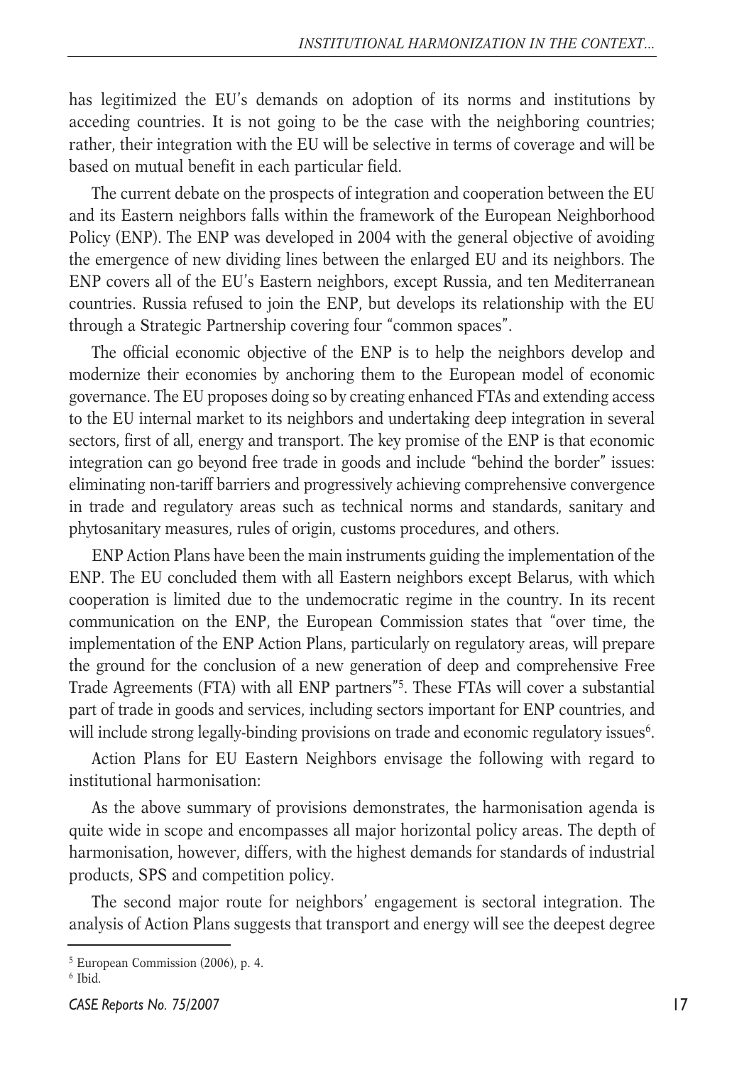has legitimized the EU's demands on adoption of its norms and institutions by acceding countries. It is not going to be the case with the neighboring countries; rather, their integration with the EU will be selective in terms of coverage and will be based on mutual benefit in each particular field.

The current debate on the prospects of integration and cooperation between the EU and its Eastern neighbors falls within the framework of the European Neighborhood Policy (ENP). The ENP was developed in 2004 with the general objective of avoiding the emergence of new dividing lines between the enlarged EU and its neighbors. The ENP covers all of the EU's Eastern neighbors, except Russia, and ten Mediterranean countries. Russia refused to join the ENP, but develops its relationship with the EU through a Strategic Partnership covering four "common spaces".

The official economic objective of the ENP is to help the neighbors develop and modernize their economies by anchoring them to the European model of economic governance. The EU proposes doing so by creating enhanced FTAs and extending access to the EU internal market to its neighbors and undertaking deep integration in several sectors, first of all, energy and transport. The key promise of the ENP is that economic integration can go beyond free trade in goods and include "behind the border" issues: eliminating non-tariff barriers and progressively achieving comprehensive convergence in trade and regulatory areas such as technical norms and standards, sanitary and phytosanitary measures, rules of origin, customs procedures, and others.

ENP Action Plans have been the main instruments guiding the implementation of the ENP. The EU concluded them with all Eastern neighbors except Belarus, with which cooperation is limited due to the undemocratic regime in the country. In its recent communication on the ENP, the European Commission states that "over time, the implementation of the ENP Action Plans, particularly on regulatory areas, will prepare the ground for the conclusion of a new generation of deep and comprehensive Free Trade Agreements (FTA) with all ENP partners"[5]. These FTAs will cover a substantial part of trade in goods and services, including sectors important for ENP countries, and will include strong legally-binding provisions on trade and economic regulatory issues[6].

Action Plans for EU Eastern Neighbors envisage the following with regard to institutional harmonisation:

As the above summary of provisions demonstrates, the harmonisation agenda is quite wide in scope and encompasses all major horizontal policy areas. The depth of harmonisation, however, differs, with the highest demands for standards of industrial products, SPS and competition policy.

The second major route for neighbors' engagement is sectoral integration. The analysis of Action Plans suggests that transport and energy will see the deepest degree

[5] European Commission (2006), p. 4.

[6] Ibid.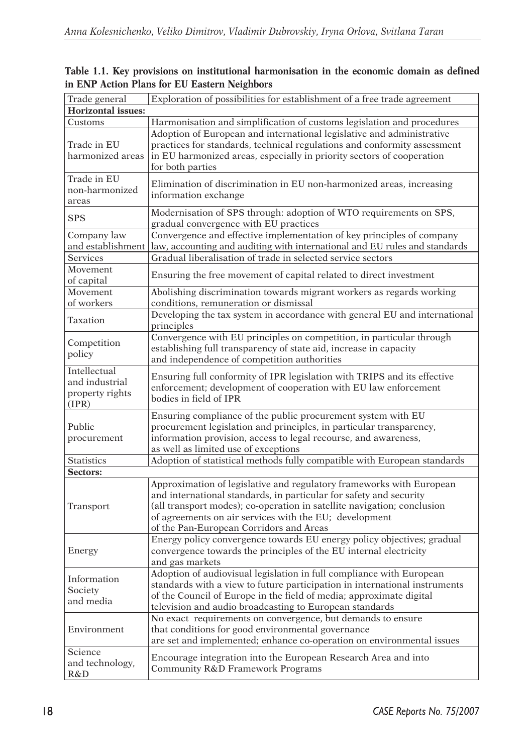**Table 1.1. Key provisions on institutional harmonisation in the economic domain as defined in ENP Action Plans for EU Eastern Neighbors**

| Trade general | Exploration of possibilities for establishment of a free trade agreement |
|---|---|
| **Horizontal issues:** | |
| Customs | Harmonisation and simplification of customs legislation and procedures |
| Trade in EU harmonized areas | Adoption of European and international legislative and administrative practices for standards, technical regulations and conformity assessment in EU harmonized areas, especially in priority sectors of cooperation for both parties |
| Trade in EU non-harmonized areas | Elimination of discrimination in EU non-harmonized areas, increasing information exchange |
| SPS | Modernisation of SPS through: adoption of WTO requirements on SPS, gradual convergence with EU practices |
| Company law and establishment | Convergence and effective implementation of key principles of company law, accounting and auditing with international and EU rules and standards |
| Services | Gradual liberalisation of trade in selected service sectors |
| Movement of capital | Ensuring the free movement of capital related to direct investment |
| Movement of workers | Abolishing discrimination towards migrant workers as regards working conditions, remuneration or dismissal |
| Taxation | Developing the tax system in accordance with general EU and international principles |
| Competition policy | Convergence with EU principles on competition, in particular through establishing full transparency of state aid, increase in capacity and independence of competition authorities |
| Intellectual and industrial property rights (IPR) | Ensuring full conformity of IPR legislation with TRIPS and its effective enforcement; development of cooperation with EU law enforcement bodies in field of IPR |
| Public procurement | Ensuring compliance of the public procurement system with EU procurement legislation and principles, in particular transparency, information provision, access to legal recourse, and awareness, as well as limited use of exceptions |
| Statistics | Adoption of statistical methods fully compatible with European standards |
| **Sectors:** | |
| Transport | Approximation of legislative and regulatory frameworks with European and international standards, in particular for safety and security (all transport modes); co-operation in satellite navigation; conclusion of agreements on air services with the EU; development of the Pan-European Corridors and Areas |
| Energy | Energy policy convergence towards EU energy policy objectives; gradual convergence towards the principles of the EU internal electricity and gas markets |
| Information Society and media | Adoption of audiovisual legislation in full compliance with European standards with a view to future participation in international instruments of the Council of Europe in the field of media; approximate digital television and audio broadcasting to European standards |
| Environment | No exact requirements on convergence, but demands to ensure that conditions for good environmental governance are set and implemented; enhance co-operation on environmental issues |
| Science and technology, R&D | Encourage integration into the European Research Area and into Community R&D Framework Programs |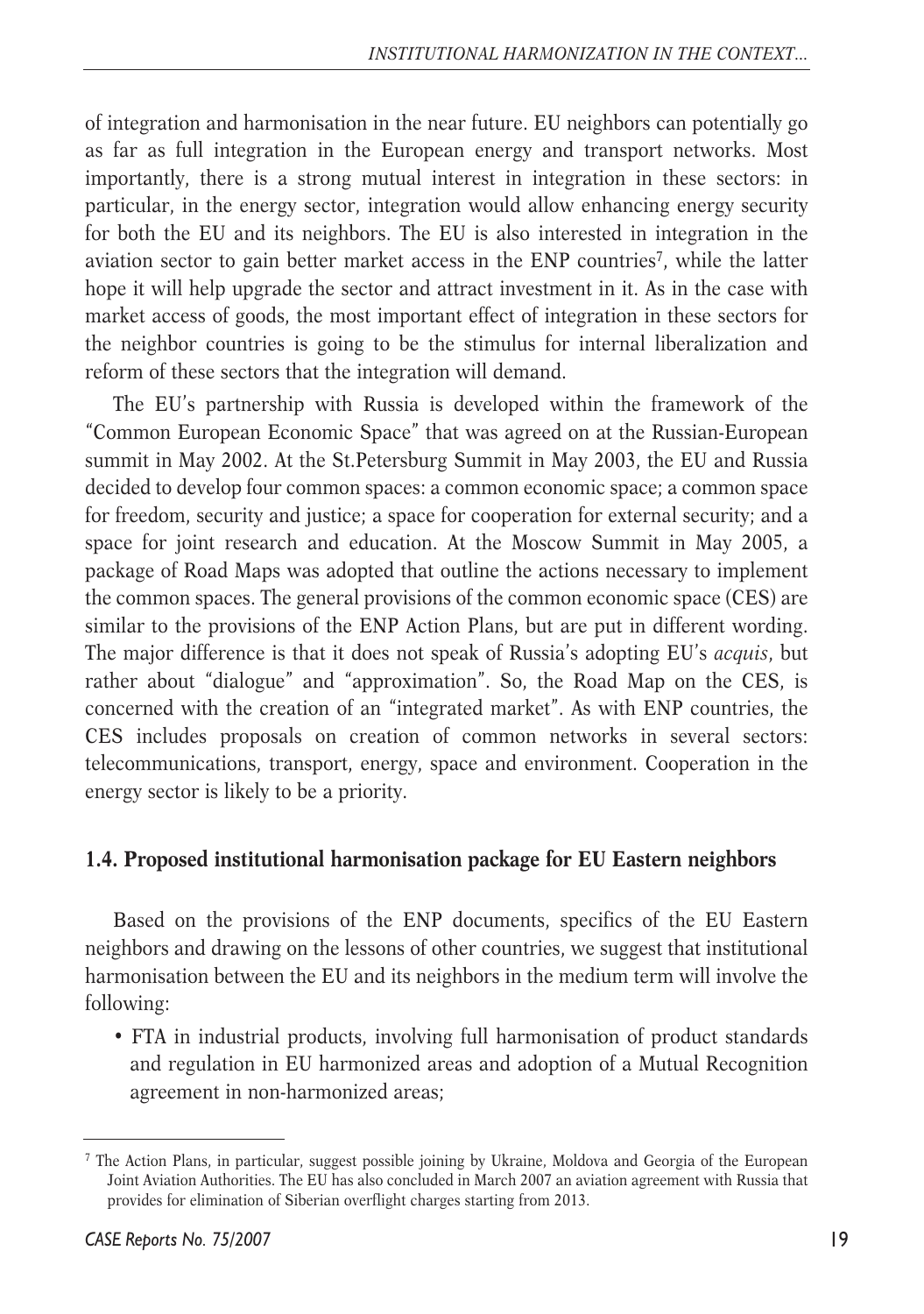of integration and harmonisation in the near future. EU neighbors can potentially go as far as full integration in the European energy and transport networks. Most importantly, there is a strong mutual interest in integration in these sectors: in particular, in the energy sector, integration would allow enhancing energy security for both the EU and its neighbors. The EU is also interested in integration in the aviation sector to gain better market access in the ENP countries[7], while the latter hope it will help upgrade the sector and attract investment in it. As in the case with market access of goods, the most important effect of integration in these sectors for the neighbor countries is going to be the stimulus for internal liberalization and reform of these sectors that the integration will demand.

The EU's partnership with Russia is developed within the framework of the "Common European Economic Space" that was agreed on at the Russian-European summit in May 2002. At the St.Petersburg Summit in May 2003, the EU and Russia decided to develop four common spaces: a common economic space; a common space for freedom, security and justice; a space for cooperation for external security; and a space for joint research and education. At the Moscow Summit in May 2005, a package of Road Maps was adopted that outline the actions necessary to implement the common spaces. The general provisions of the common economic space (CES) are similar to the provisions of the ENP Action Plans, but are put in different wording. The major difference is that it does not speak of Russia's adopting EU's *acquis*, but rather about "dialogue" and "approximation". So, the Road Map on the CES, is concerned with the creation of an "integrated market". As with ENP countries, the CES includes proposals on creation of common networks in several sectors: telecommunications, transport, energy, space and environment. Cooperation in the energy sector is likely to be a priority.

## 1.4. Proposed institutional harmonisation package for EU Eastern neighbors

Based on the provisions of the ENP documents, specifics of the EU Eastern neighbors and drawing on the lessons of other countries, we suggest that institutional harmonisation between the EU and its neighbors in the medium term will involve the following:

- FTA in industrial products, involving full harmonisation of product standards and regulation in EU harmonized areas and adoption of a Mutual Recognition agreement in non-harmonized areas;

---

[7] The Action Plans, in particular, suggest possible joining by Ukraine, Moldova and Georgia of the European Joint Aviation Authorities. The EU has also concluded in March 2007 an aviation agreement with Russia that provides for elimination of Siberian overflight charges starting from 2013.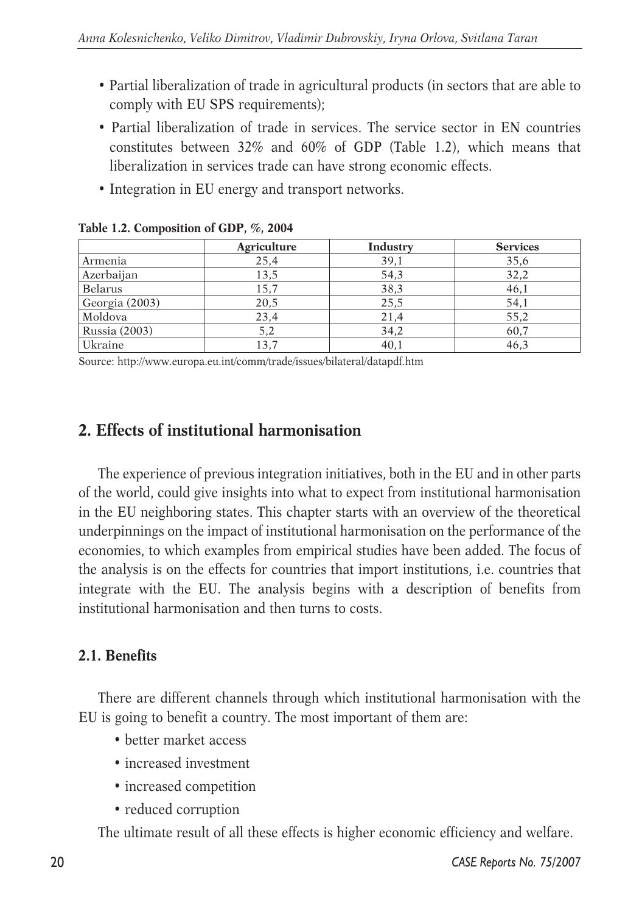- Partial liberalization of trade in agricultural products (in sectors that are able to comply with EU SPS requirements);
- Partial liberalization of trade in services. The service sector in EN countries constitutes between 32% and 60% of GDP (Table 1.2), which means that liberalization in services trade can have strong economic effects.
- Integration in EU energy and transport networks.

**Table 1.2. Composition of GDP, %, 2004**

| | Agriculture | Industry | Services |
|---|---|---|---|
| Armenia | 25,4 | 39,1 | 35,6 |
| Azerbaijan | 13,5 | 54,3 | 32,2 |
| Belarus | 15,7 | 38,3 | 46,1 |
| Georgia (2003) | 20,5 | 25,5 | 54,1 |
| Moldova | 23,4 | 21,4 | 55,2 |
| Russia (2003) | 5,2 | 34,2 | 60,7 |
| Ukraine | 13,7 | 40,1 | 46,3 |

Source: http://www.europa.eu.int/comm/trade/issues/bilateral/datapdf.htm

## 2. Effects of institutional harmonisation

The experience of previous integration initiatives, both in the EU and in other parts of the world, could give insights into what to expect from institutional harmonisation in the EU neighboring states. This chapter starts with an overview of the theoretical underpinnings on the impact of institutional harmonisation on the performance of the economies, to which examples from empirical studies have been added. The focus of the analysis is on the effects for countries that import institutions, i.e. countries that integrate with the EU. The analysis begins with a description of benefits from institutional harmonisation and then turns to costs.

### 2.1. Benefits

There are different channels through which institutional harmonisation with the EU is going to benefit a country. The most important of them are:

- better market access
- increased investment
- increased competition
- reduced corruption

The ultimate result of all these effects is higher economic efficiency and welfare.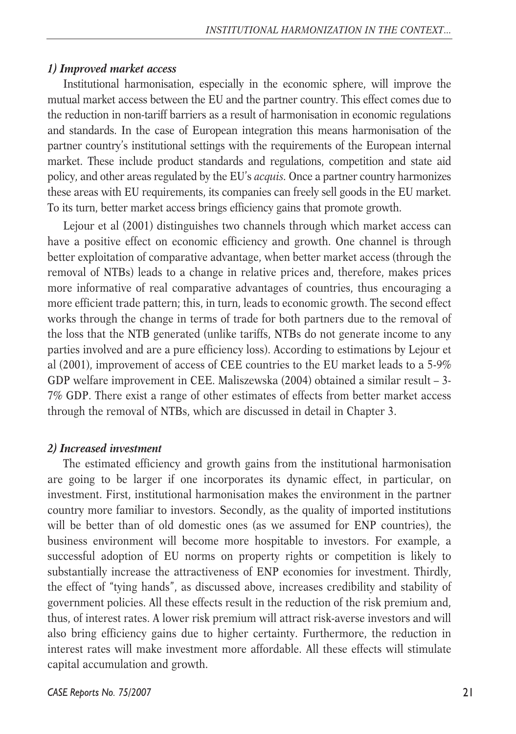### *1) Improved market access*

Institutional harmonisation, especially in the economic sphere, will improve the mutual market access between the EU and the partner country. This effect comes due to the reduction in non-tariff barriers as a result of harmonisation in economic regulations and standards. In the case of European integration this means harmonisation of the partner country's institutional settings with the requirements of the European internal market. These include product standards and regulations, competition and state aid policy, and other areas regulated by the EU's *acquis*. Once a partner country harmonizes these areas with EU requirements, its companies can freely sell goods in the EU market. To its turn, better market access brings efficiency gains that promote growth.

Lejour et al (2001) distinguishes two channels through which market access can have a positive effect on economic efficiency and growth. One channel is through better exploitation of comparative advantage, when better market access (through the removal of NTBs) leads to a change in relative prices and, therefore, makes prices more informative of real comparative advantages of countries, thus encouraging a more efficient trade pattern; this, in turn, leads to economic growth. The second effect works through the change in terms of trade for both partners due to the removal of the loss that the NTB generated (unlike tariffs, NTBs do not generate income to any parties involved and are a pure efficiency loss). According to estimations by Lejour et al (2001), improvement of access of CEE countries to the EU market leads to a 5-9% GDP welfare improvement in CEE. Maliszewska (2004) obtained a similar result – 3-7% GDP. There exist a range of other estimates of effects from better market access through the removal of NTBs, which are discussed in detail in Chapter 3.

### *2) Increased investment*

The estimated efficiency and growth gains from the institutional harmonisation are going to be larger if one incorporates its dynamic effect, in particular, on investment. First, institutional harmonisation makes the environment in the partner country more familiar to investors. Secondly, as the quality of imported institutions will be better than of old domestic ones (as we assumed for ENP countries), the business environment will become more hospitable to investors. For example, a successful adoption of EU norms on property rights or competition is likely to substantially increase the attractiveness of ENP economies for investment. Thirdly, the effect of "tying hands", as discussed above, increases credibility and stability of government policies. All these effects result in the reduction of the risk premium and, thus, of interest rates. A lower risk premium will attract risk-averse investors and will also bring efficiency gains due to higher certainty. Furthermore, the reduction in interest rates will make investment more affordable. All these effects will stimulate capital accumulation and growth.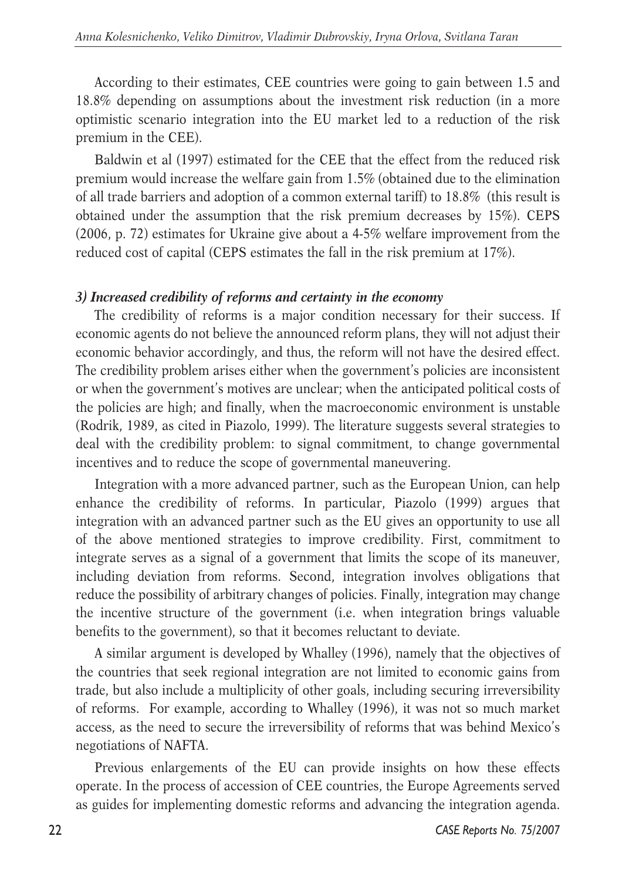According to their estimates, CEE countries were going to gain between 1.5 and 18.8% depending on assumptions about the investment risk reduction (in a more optimistic scenario integration into the EU market led to a reduction of the risk premium in the CEE).

Baldwin et al (1997) estimated for the CEE that the effect from the reduced risk premium would increase the welfare gain from 1.5% (obtained due to the elimination of all trade barriers and adoption of a common external tariff) to 18.8% (this result is obtained under the assumption that the risk premium decreases by 15%). CEPS (2006, p. 72) estimates for Ukraine give about a 4-5% welfare improvement from the reduced cost of capital (CEPS estimates the fall in the risk premium at 17%).

### *3) Increased credibility of reforms and certainty in the economy*

The credibility of reforms is a major condition necessary for their success. If economic agents do not believe the announced reform plans, they will not adjust their economic behavior accordingly, and thus, the reform will not have the desired effect. The credibility problem arises either when the government's policies are inconsistent or when the government's motives are unclear; when the anticipated political costs of the policies are high; and finally, when the macroeconomic environment is unstable (Rodrik, 1989, as cited in Piazolo, 1999). The literature suggests several strategies to deal with the credibility problem: to signal commitment, to change governmental incentives and to reduce the scope of governmental maneuvering.

Integration with a more advanced partner, such as the European Union, can help enhance the credibility of reforms. In particular, Piazolo (1999) argues that integration with an advanced partner such as the EU gives an opportunity to use all of the above mentioned strategies to improve credibility. First, commitment to integrate serves as a signal of a government that limits the scope of its maneuver, including deviation from reforms. Second, integration involves obligations that reduce the possibility of arbitrary changes of policies. Finally, integration may change the incentive structure of the government (i.e. when integration brings valuable benefits to the government), so that it becomes reluctant to deviate.

A similar argument is developed by Whalley (1996), namely that the objectives of the countries that seek regional integration are not limited to economic gains from trade, but also include a multiplicity of other goals, including securing irreversibility of reforms. For example, according to Whalley (1996), it was not so much market access, as the need to secure the irreversibility of reforms that was behind Mexico's negotiations of NAFTA.

Previous enlargements of the EU can provide insights on how these effects operate. In the process of accession of CEE countries, the Europe Agreements served as guides for implementing domestic reforms and advancing the integration agenda.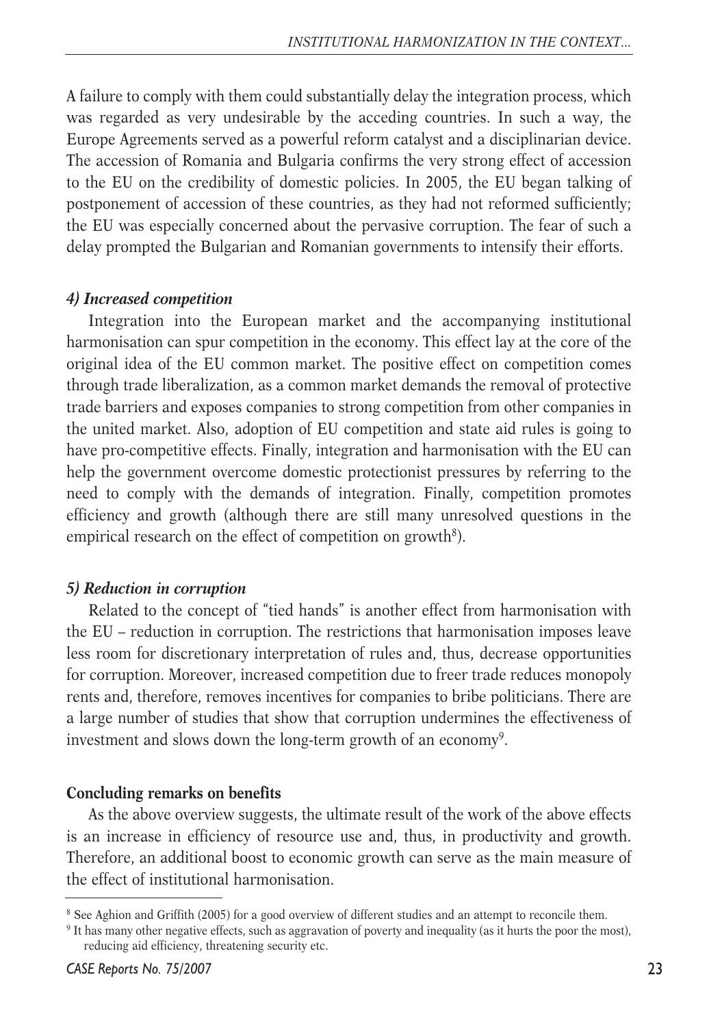A failure to comply with them could substantially delay the integration process, which was regarded as very undesirable by the acceding countries. In such a way, the Europe Agreements served as a powerful reform catalyst and a disciplinarian device. The accession of Romania and Bulgaria confirms the very strong effect of accession to the EU on the credibility of domestic policies. In 2005, the EU began talking of postponement of accession of these countries, as they had not reformed sufficiently; the EU was especially concerned about the pervasive corruption. The fear of such a delay prompted the Bulgarian and Romanian governments to intensify their efforts.

#### *4) Increased competition*

Integration into the European market and the accompanying institutional harmonisation can spur competition in the economy. This effect lay at the core of the original idea of the EU common market. The positive effect on competition comes through trade liberalization, as a common market demands the removal of protective trade barriers and exposes companies to strong competition from other companies in the united market. Also, adoption of EU competition and state aid rules is going to have pro-competitive effects. Finally, integration and harmonisation with the EU can help the government overcome domestic protectionist pressures by referring to the need to comply with the demands of integration. Finally, competition promotes efficiency and growth (although there are still many unresolved questions in the empirical research on the effect of competition on growth[8]).

#### *5) Reduction in corruption*

Related to the concept of "tied hands" is another effect from harmonisation with the EU – reduction in corruption. The restrictions that harmonisation imposes leave less room for discretionary interpretation of rules and, thus, decrease opportunities for corruption. Moreover, increased competition due to freer trade reduces monopoly rents and, therefore, removes incentives for companies to bribe politicians. There are a large number of studies that show that corruption undermines the effectiveness of investment and slows down the long-term growth of an economy[9].

### Concluding remarks on benefits

As the above overview suggests, the ultimate result of the work of the above effects is an increase in efficiency of resource use and, thus, in productivity and growth. Therefore, an additional boost to economic growth can serve as the main measure of the effect of institutional harmonisation.

---

[8] See Aghion and Griffith (2005) for a good overview of different studies and an attempt to reconcile them.

[9] It has many other negative effects, such as aggravation of poverty and inequality (as it hurts the poor the most), reducing aid efficiency, threatening security etc.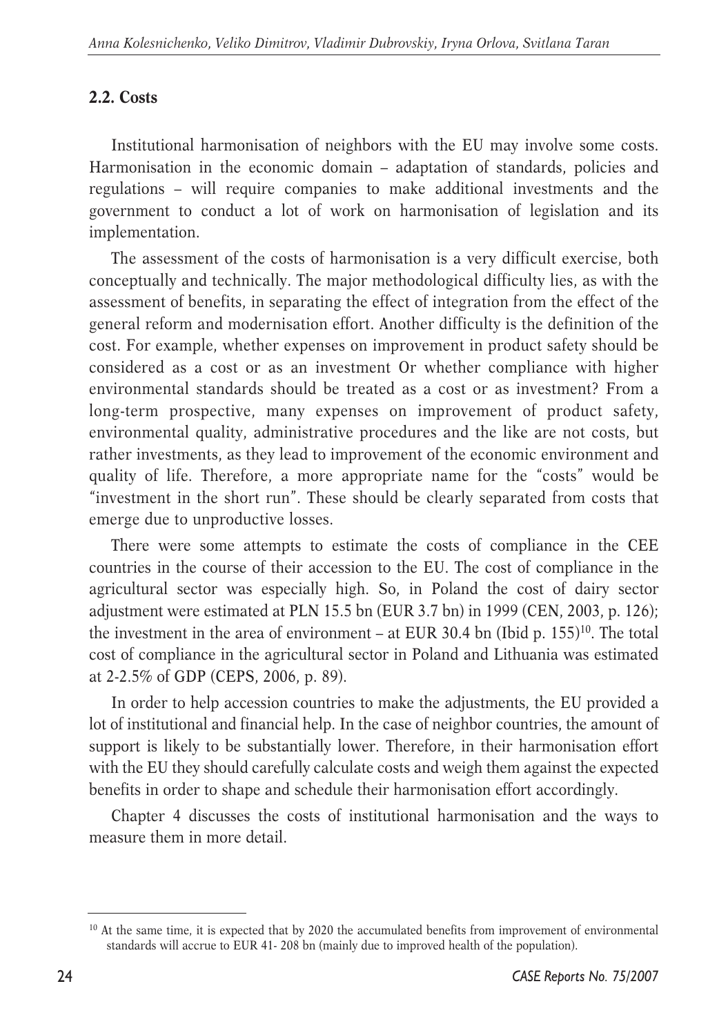## 2.2. Costs

Institutional harmonisation of neighbors with the EU may involve some costs. Harmonisation in the economic domain – adaptation of standards, policies and regulations – will require companies to make additional investments and the government to conduct a lot of work on harmonisation of legislation and its implementation.

The assessment of the costs of harmonisation is a very difficult exercise, both conceptually and technically. The major methodological difficulty lies, as with the assessment of benefits, in separating the effect of integration from the effect of the general reform and modernisation effort. Another difficulty is the definition of the cost. For example, whether expenses on improvement in product safety should be considered as a cost or as an investment Or whether compliance with higher environmental standards should be treated as a cost or as investment? From a long-term prospective, many expenses on improvement of product safety, environmental quality, administrative procedures and the like are not costs, but rather investments, as they lead to improvement of the economic environment and quality of life. Therefore, a more appropriate name for the "costs" would be "investment in the short run". These should be clearly separated from costs that emerge due to unproductive losses.

There were some attempts to estimate the costs of compliance in the CEE countries in the course of their accession to the EU. The cost of compliance in the agricultural sector was especially high. So, in Poland the cost of dairy sector adjustment were estimated at PLN 15.5 bn (EUR 3.7 bn) in 1999 (CEN, 2003, p. 126); the investment in the area of environment – at EUR 30.4 bn (Ibid p. 155)[10]. The total cost of compliance in the agricultural sector in Poland and Lithuania was estimated at 2-2.5% of GDP (CEPS, 2006, p. 89).

In order to help accession countries to make the adjustments, the EU provided a lot of institutional and financial help. In the case of neighbor countries, the amount of support is likely to be substantially lower. Therefore, in their harmonisation effort with the EU they should carefully calculate costs and weigh them against the expected benefits in order to shape and schedule their harmonisation effort accordingly.

Chapter 4 discusses the costs of institutional harmonisation and the ways to measure them in more detail.

[10] At the same time, it is expected that by 2020 the accumulated benefits from improvement of environmental standards will accrue to EUR 41- 208 bn (mainly due to improved health of the population).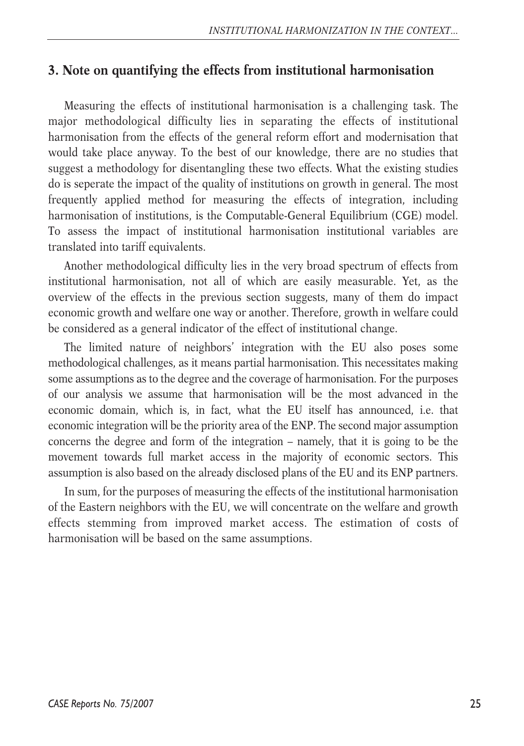## 3. Note on quantifying the effects from institutional harmonisation

Measuring the effects of institutional harmonisation is a challenging task. The major methodological difficulty lies in separating the effects of institutional harmonisation from the effects of the general reform effort and modernisation that would take place anyway. To the best of our knowledge, there are no studies that suggest a methodology for disentangling these two effects. What the existing studies do is seperate the impact of the quality of institutions on growth in general. The most frequently applied method for measuring the effects of integration, including harmonisation of institutions, is the Computable-General Equilibrium (CGE) model. To assess the impact of institutional harmonisation institutional variables are translated into tariff equivalents.

Another methodological difficulty lies in the very broad spectrum of effects from institutional harmonisation, not all of which are easily measurable. Yet, as the overview of the effects in the previous section suggests, many of them do impact economic growth and welfare one way or another. Therefore, growth in welfare could be considered as a general indicator of the effect of institutional change.

The limited nature of neighbors' integration with the EU also poses some methodological challenges, as it means partial harmonisation. This necessitates making some assumptions as to the degree and the coverage of harmonisation. For the purposes of our analysis we assume that harmonisation will be the most advanced in the economic domain, which is, in fact, what the EU itself has announced, i.e. that economic integration will be the priority area of the ENP. The second major assumption concerns the degree and form of the integration – namely, that it is going to be the movement towards full market access in the majority of economic sectors. This assumption is also based on the already disclosed plans of the EU and its ENP partners.

In sum, for the purposes of measuring the effects of the institutional harmonisation of the Eastern neighbors with the EU, we will concentrate on the welfare and growth effects stemming from improved market access. The estimation of costs of harmonisation will be based on the same assumptions.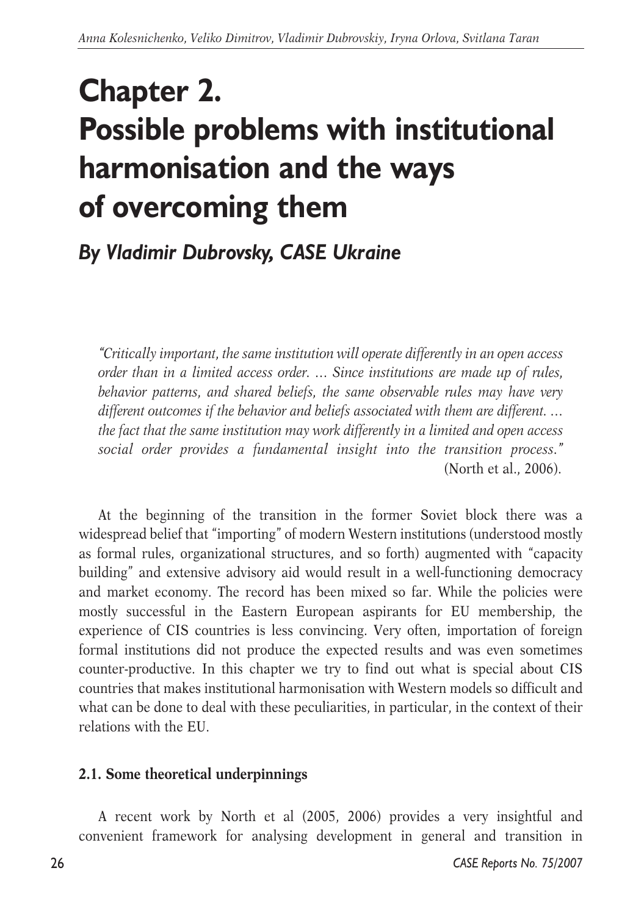# Chapter 2. Possible problems with institutional harmonisation and the ways of overcoming them

## *By Vladimir Dubrovsky, CASE Ukraine*

> *"Critically important, the same institution will operate differently in an open access order than in a limited access order. … Since institutions are made up of rules, behavior patterns, and shared beliefs, the same observable rules may have very different outcomes if the behavior and beliefs associated with them are different. … the fact that the same institution may work differently in a limited and open access social order provides a fundamental insight into the transition process."* (North et al., 2006).

At the beginning of the transition in the former Soviet block there was a widespread belief that "importing" of modern Western institutions (understood mostly as formal rules, organizational structures, and so forth) augmented with "capacity building" and extensive advisory aid would result in a well-functioning democracy and market economy. The record has been mixed so far. While the policies were mostly successful in the Eastern European aspirants for EU membership, the experience of CIS countries is less convincing. Very often, importation of foreign formal institutions did not produce the expected results and was even sometimes counter-productive. In this chapter we try to find out what is special about CIS countries that makes institutional harmonisation with Western models so difficult and what can be done to deal with these peculiarities, in particular, in the context of their relations with the EU.

### 2.1. Some theoretical underpinnings

A recent work by North et al (2005, 2006) provides a very insightful and convenient framework for analysing development in general and transition in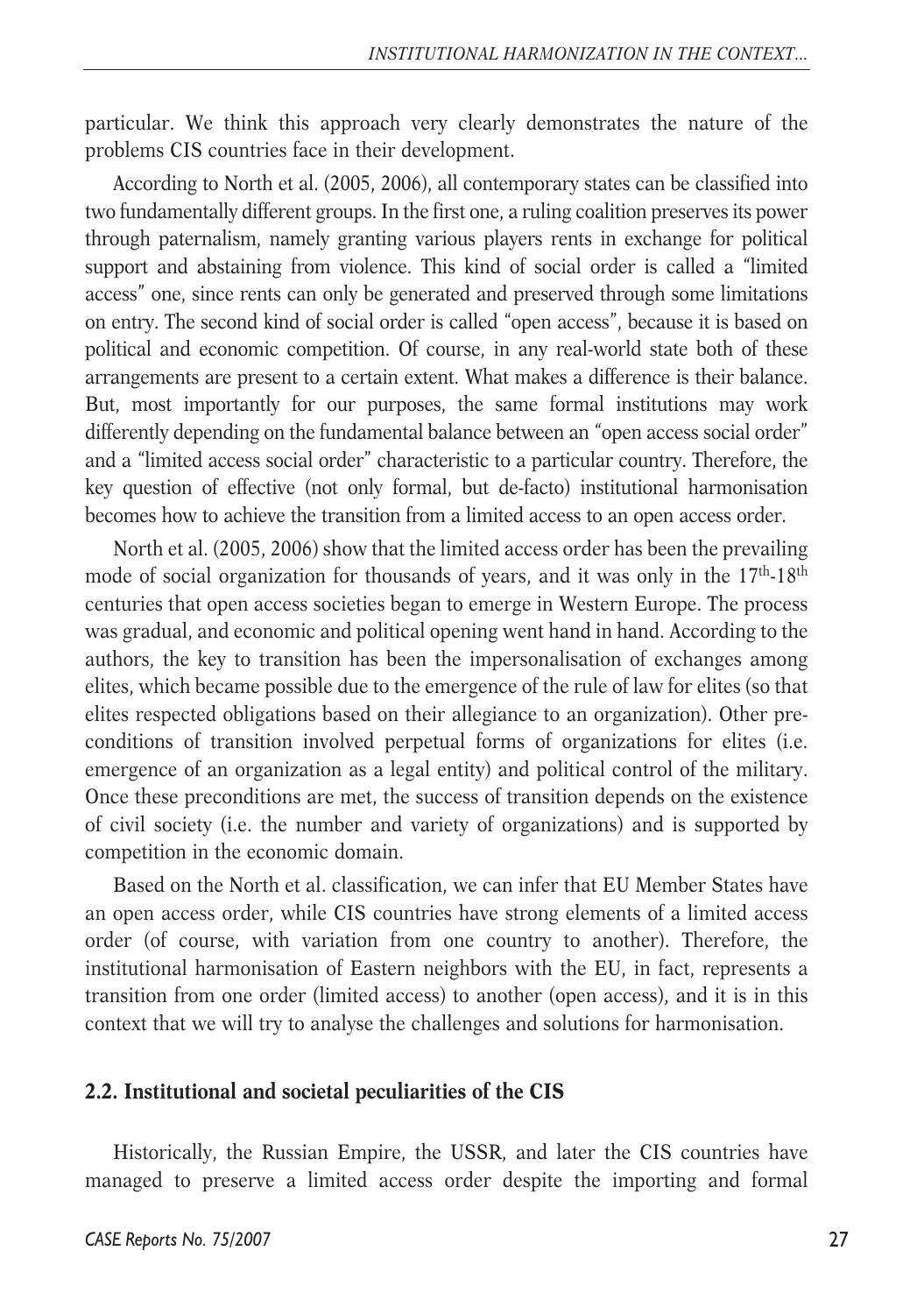particular. We think this approach very clearly demonstrates the nature of the problems CIS countries face in their development.

According to North et al. (2005, 2006), all contemporary states can be classified into two fundamentally different groups. In the first one, a ruling coalition preserves its power through paternalism, namely granting various players rents in exchange for political support and abstaining from violence. This kind of social order is called a "limited access" one, since rents can only be generated and preserved through some limitations on entry. The second kind of social order is called "open access", because it is based on political and economic competition. Of course, in any real-world state both of these arrangements are present to a certain extent. What makes a difference is their balance. But, most importantly for our purposes, the same formal institutions may work differently depending on the fundamental balance between an "open access social order" and a "limited access social order" characteristic to a particular country. Therefore, the key question of effective (not only formal, but de-facto) institutional harmonisation becomes how to achieve the transition from a limited access to an open access order.

North et al. (2005, 2006) show that the limited access order has been the prevailing mode of social organization for thousands of years, and it was only in the 17th-18th centuries that open access societies began to emerge in Western Europe. The process was gradual, and economic and political opening went hand in hand. According to the authors, the key to transition has been the impersonalisation of exchanges among elites, which became possible due to the emergence of the rule of law for elites (so that elites respected obligations based on their allegiance to an organization). Other pre-conditions of transition involved perpetual forms of organizations for elites (i.e. emergence of an organization as a legal entity) and political control of the military. Once these preconditions are met, the success of transition depends on the existence of civil society (i.e. the number and variety of organizations) and is supported by competition in the economic domain.

Based on the North et al. classification, we can infer that EU Member States have an open access order, while CIS countries have strong elements of a limited access order (of course, with variation from one country to another). Therefore, the institutional harmonisation of Eastern neighbors with the EU, in fact, represents a transition from one order (limited access) to another (open access), and it is in this context that we will try to analyse the challenges and solutions for harmonisation.

## 2.2. Institutional and societal peculiarities of the CIS

Historically, the Russian Empire, the USSR, and later the CIS countries have managed to preserve a limited access order despite the importing and formal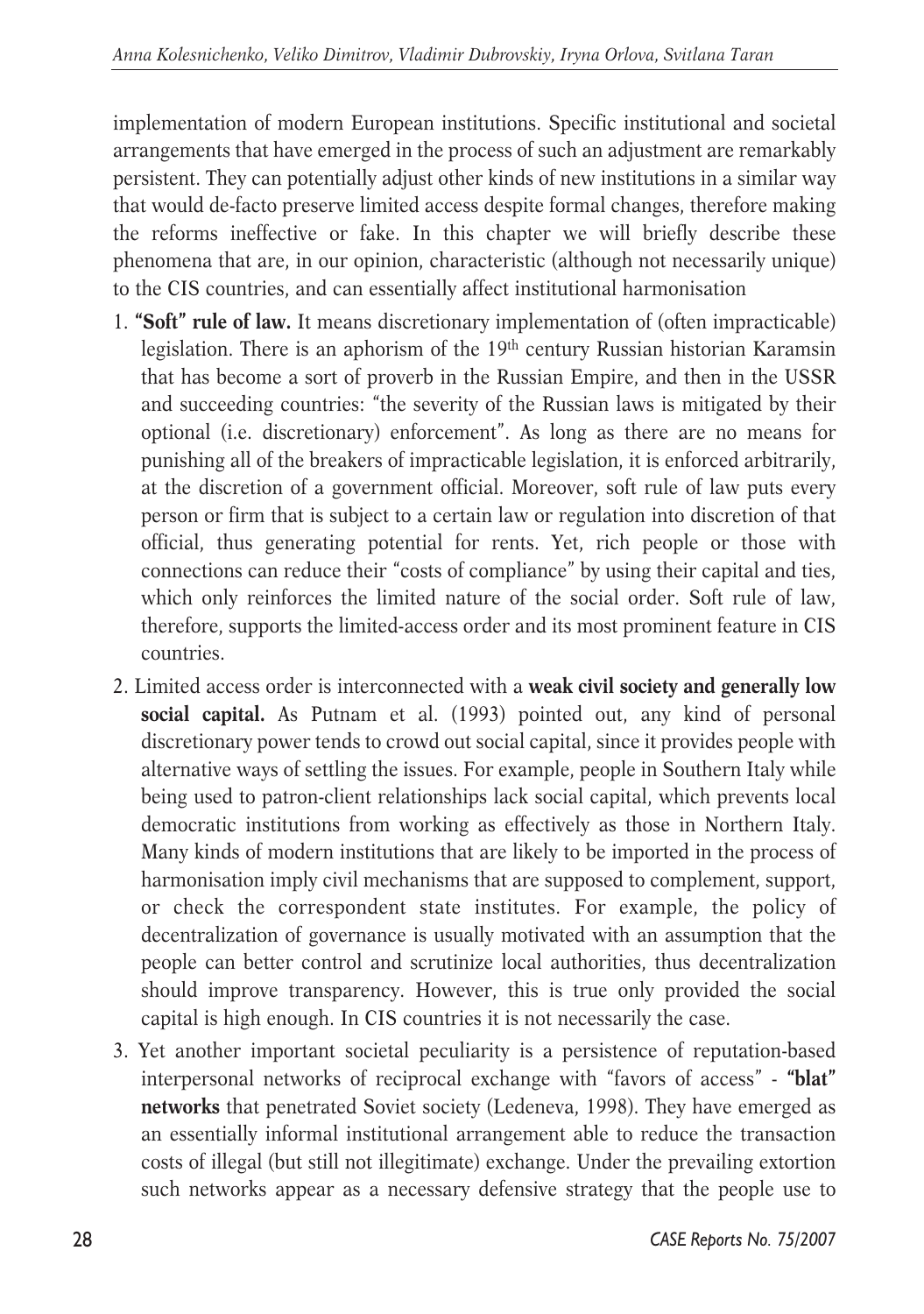implementation of modern European institutions. Specific institutional and societal arrangements that have emerged in the process of such an adjustment are remarkably persistent. They can potentially adjust other kinds of new institutions in a similar way that would de-facto preserve limited access despite formal changes, therefore making the reforms ineffective or fake. In this chapter we will briefly describe these phenomena that are, in our opinion, characteristic (although not necessarily unique) to the CIS countries, and can essentially affect institutional harmonisation

1. **"Soft" rule of law.** It means discretionary implementation of (often impracticable) legislation. There is an aphorism of the 19th century Russian historian Karamsin that has become a sort of proverb in the Russian Empire, and then in the USSR and succeeding countries: "the severity of the Russian laws is mitigated by their optional (i.e. discretionary) enforcement". As long as there are no means for punishing all of the breakers of impracticable legislation, it is enforced arbitrarily, at the discretion of a government official. Moreover, soft rule of law puts every person or firm that is subject to a certain law or regulation into discretion of that official, thus generating potential for rents. Yet, rich people or those with connections can reduce their "costs of compliance" by using their capital and ties, which only reinforces the limited nature of the social order. Soft rule of law, therefore, supports the limited-access order and its most prominent feature in CIS countries.
2. Limited access order is interconnected with a **weak civil society and generally low social capital.** As Putnam et al. (1993) pointed out, any kind of personal discretionary power tends to crowd out social capital, since it provides people with alternative ways of settling the issues. For example, people in Southern Italy while being used to patron-client relationships lack social capital, which prevents local democratic institutions from working as effectively as those in Northern Italy. Many kinds of modern institutions that are likely to be imported in the process of harmonisation imply civil mechanisms that are supposed to complement, support, or check the correspondent state institutes. For example, the policy of decentralization of governance is usually motivated with an assumption that the people can better control and scrutinize local authorities, thus decentralization should improve transparency. However, this is true only provided the social capital is high enough. In CIS countries it is not necessarily the case.
3. Yet another important societal peculiarity is a persistence of reputation-based interpersonal networks of reciprocal exchange with "favors of access" - **"blat" networks** that penetrated Soviet society (Ledeneva, 1998). They have emerged as an essentially informal institutional arrangement able to reduce the transaction costs of illegal (but still not illegitimate) exchange. Under the prevailing extortion such networks appear as a necessary defensive strategy that the people use to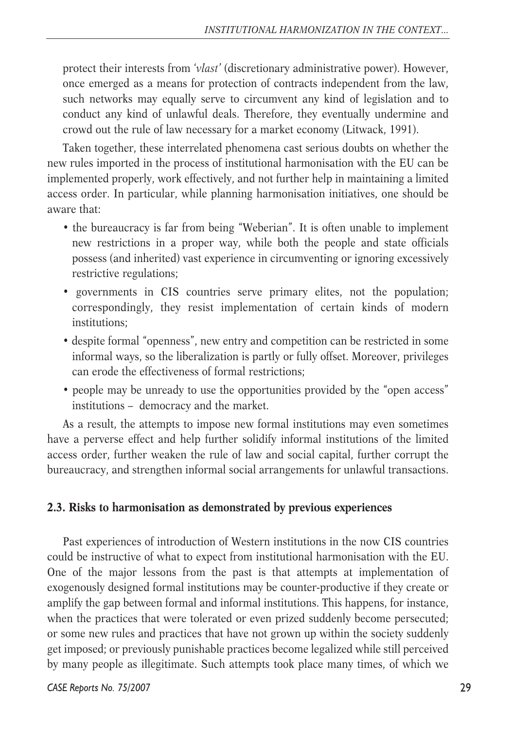protect their interests from *'vlast'* (discretionary administrative power). However, once emerged as a means for protection of contracts independent from the law, such networks may equally serve to circumvent any kind of legislation and to conduct any kind of unlawful deals. Therefore, they eventually undermine and crowd out the rule of law necessary for a market economy (Litwack, 1991).

Taken together, these interrelated phenomena cast serious doubts on whether the new rules imported in the process of institutional harmonisation with the EU can be implemented properly, work effectively, and not further help in maintaining a limited access order. In particular, while planning harmonisation initiatives, one should be aware that:

- the bureaucracy is far from being "Weberian". It is often unable to implement new restrictions in a proper way, while both the people and state officials possess (and inherited) vast experience in circumventing or ignoring excessively restrictive regulations;
- governments in CIS countries serve primary elites, not the population; correspondingly, they resist implementation of certain kinds of modern institutions;
- despite formal "openness", new entry and competition can be restricted in some informal ways, so the liberalization is partly or fully offset. Moreover, privileges can erode the effectiveness of formal restrictions;
- people may be unready to use the opportunities provided by the "open access" institutions – democracy and the market.

As a result, the attempts to impose new formal institutions may even sometimes have a perverse effect and help further solidify informal institutions of the limited access order, further weaken the rule of law and social capital, further corrupt the bureaucracy, and strengthen informal social arrangements for unlawful transactions.

### 2.3. Risks to harmonisation as demonstrated by previous experiences

Past experiences of introduction of Western institutions in the now CIS countries could be instructive of what to expect from institutional harmonisation with the EU. One of the major lessons from the past is that attempts at implementation of exogenously designed formal institutions may be counter-productive if they create or amplify the gap between formal and informal institutions. This happens, for instance, when the practices that were tolerated or even prized suddenly become persecuted; or some new rules and practices that have not grown up within the society suddenly get imposed; or previously punishable practices become legalized while still perceived by many people as illegitimate. Such attempts took place many times, of which we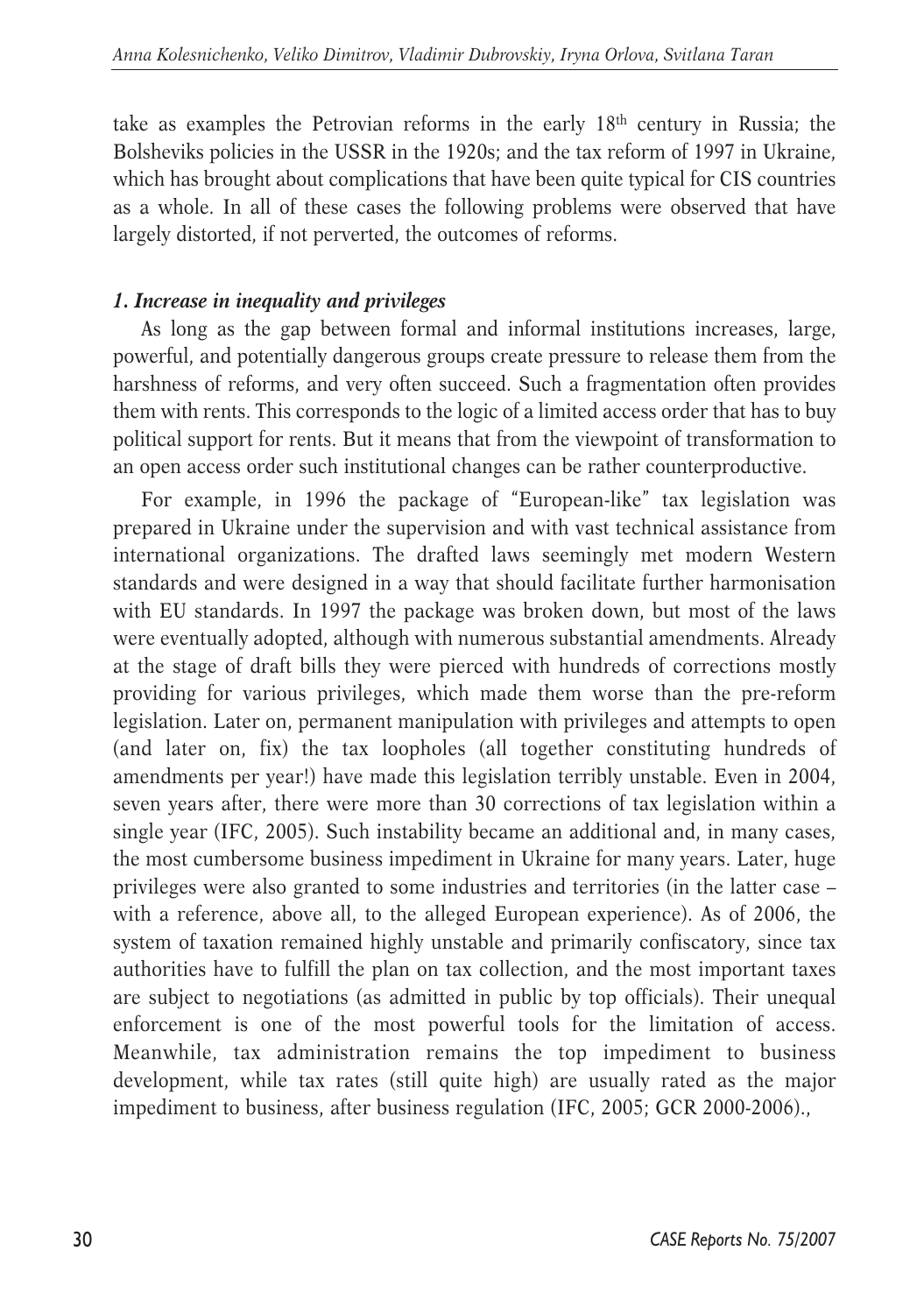take as examples the Petrovian reforms in the early 18th century in Russia; the Bolsheviks policies in the USSR in the 1920s; and the tax reform of 1997 in Ukraine, which has brought about complications that have been quite typical for CIS countries as a whole. In all of these cases the following problems were observed that have largely distorted, if not perverted, the outcomes of reforms.

***1. Increase in inequality and privileges***

As long as the gap between formal and informal institutions increases, large, powerful, and potentially dangerous groups create pressure to release them from the harshness of reforms, and very often succeed. Such a fragmentation often provides them with rents. This corresponds to the logic of a limited access order that has to buy political support for rents. But it means that from the viewpoint of transformation to an open access order such institutional changes can be rather counterproductive.

For example, in 1996 the package of "European-like" tax legislation was prepared in Ukraine under the supervision and with vast technical assistance from international organizations. The drafted laws seemingly met modern Western standards and were designed in a way that should facilitate further harmonisation with EU standards. In 1997 the package was broken down, but most of the laws were eventually adopted, although with numerous substantial amendments. Already at the stage of draft bills they were pierced with hundreds of corrections mostly providing for various privileges, which made them worse than the pre-reform legislation. Later on, permanent manipulation with privileges and attempts to open (and later on, fix) the tax loopholes (all together constituting hundreds of amendments per year!) have made this legislation terribly unstable. Even in 2004, seven years after, there were more than 30 corrections of tax legislation within a single year (IFC, 2005). Such instability became an additional and, in many cases, the most cumbersome business impediment in Ukraine for many years. Later, huge privileges were also granted to some industries and territories (in the latter case – with a reference, above all, to the alleged European experience). As of 2006, the system of taxation remained highly unstable and primarily confiscatory, since tax authorities have to fulfill the plan on tax collection, and the most important taxes are subject to negotiations (as admitted in public by top officials). Their unequal enforcement is one of the most powerful tools for the limitation of access. Meanwhile, tax administration remains the top impediment to business development, while tax rates (still quite high) are usually rated as the major impediment to business, after business regulation (IFC, 2005; GCR 2000-2006).,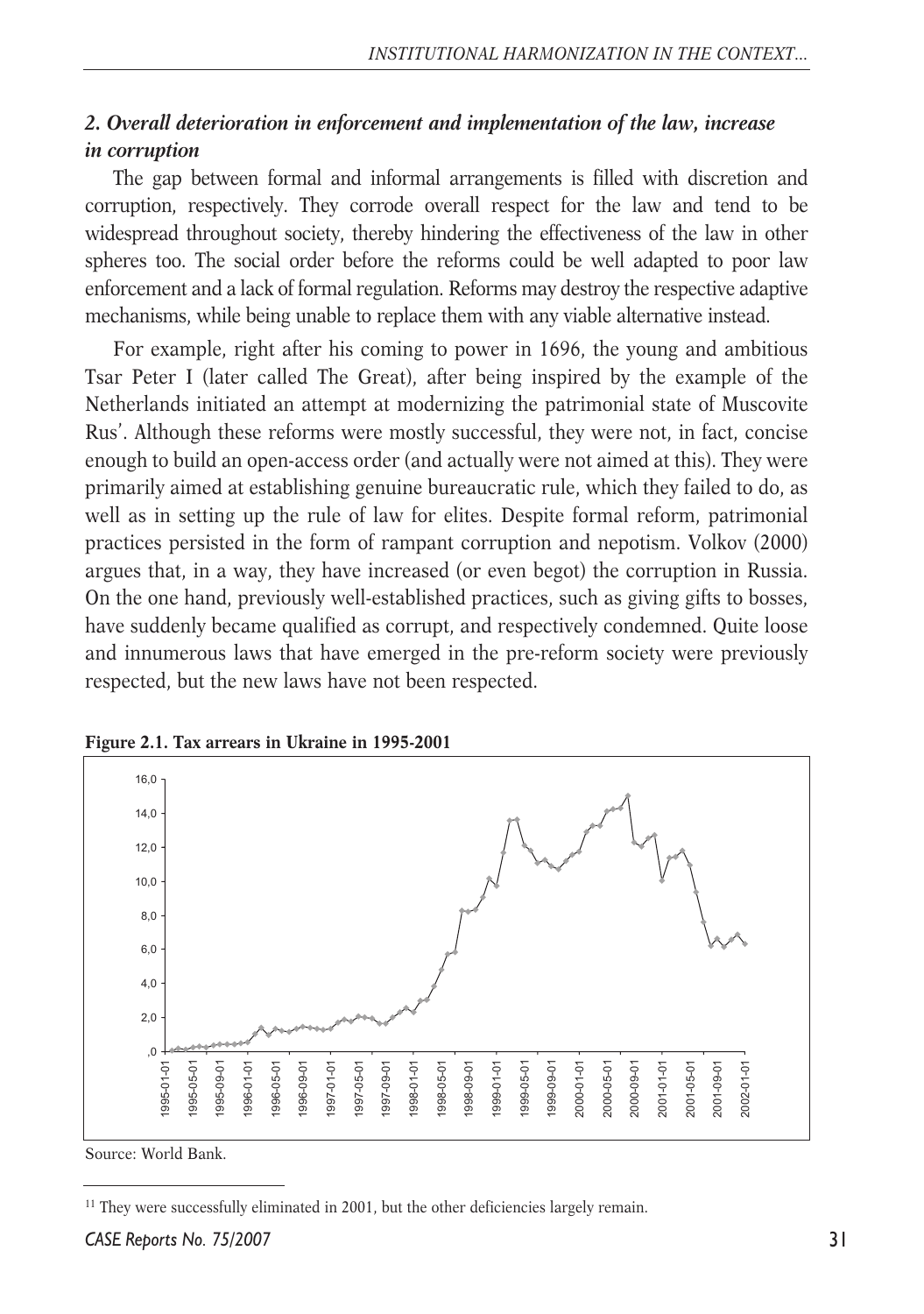## *2. Overall deterioration in enforcement and implementation of the law, increase in corruption*

The gap between formal and informal arrangements is filled with discretion and corruption, respectively. They corrode overall respect for the law and tend to be widespread throughout society, thereby hindering the effectiveness of the law in other spheres too. The social order before the reforms could be well adapted to poor law enforcement and a lack of formal regulation. Reforms may destroy the respective adaptive mechanisms, while being unable to replace them with any viable alternative instead.

For example, right after his coming to power in 1696, the young and ambitious Tsar Peter I (later called The Great), after being inspired by the example of the Netherlands initiated an attempt at modernizing the patrimonial state of Muscovite Rus'. Although these reforms were mostly successful, they were not, in fact, concise enough to build an open-access order (and actually were not aimed at this). They were primarily aimed at establishing genuine bureaucratic rule, which they failed to do, as well as in setting up the rule of law for elites. Despite formal reform, patrimonial practices persisted in the form of rampant corruption and nepotism. Volkov (2000) argues that, in a way, they have increased (or even begot) the corruption in Russia. On the one hand, previously well-established practices, such as giving gifts to bosses, have suddenly became qualified as corrupt, and respectively condemned. Quite loose and innumerous laws that have emerged in the pre-reform society were previously respected, but the new laws have not been respected.

**Figure 2.1. Tax arrears in Ukraine in 1995-2001**

Source: World Bank.

[11] They were successfully eliminated in 2001, but the other deficiencies largely remain.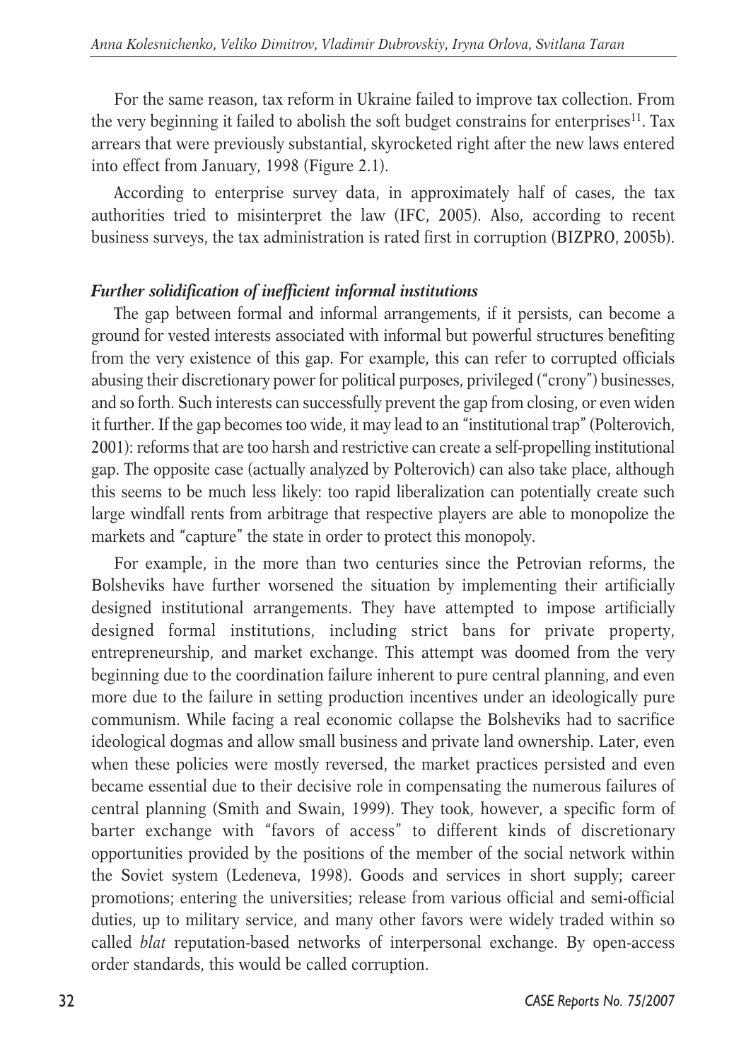For the same reason, tax reform in Ukraine failed to improve tax collection. From the very beginning it failed to abolish the soft budget constrains for enterprises[11]. Tax arrears that were previously substantial, skyrocketed right after the new laws entered into effect from January, 1998 (Figure 2.1).

According to enterprise survey data, in approximately half of cases, the tax authorities tried to misinterpret the law (IFC, 2005). Also, according to recent business surveys, the tax administration is rated first in corruption (BIZPRO, 2005b).

### *Further solidification of inefficient informal institutions*

The gap between formal and informal arrangements, if it persists, can become a ground for vested interests associated with informal but powerful structures benefiting from the very existence of this gap. For example, this can refer to corrupted officials abusing their discretionary power for political purposes, privileged ("crony") businesses, and so forth. Such interests can successfully prevent the gap from closing, or even widen it further. If the gap becomes too wide, it may lead to an "institutional trap" (Polterovich, 2001): reforms that are too harsh and restrictive can create a self-propelling institutional gap. The opposite case (actually analyzed by Polterovich) can also take place, although this seems to be much less likely: too rapid liberalization can potentially create such large windfall rents from arbitrage that respective players are able to monopolize the markets and "capture" the state in order to protect this monopoly.

For example, in the more than two centuries since the Petrovian reforms, the Bolsheviks have further worsened the situation by implementing their artificially designed institutional arrangements. They have attempted to impose artificially designed formal institutions, including strict bans for private property, entrepreneurship, and market exchange. This attempt was doomed from the very beginning due to the coordination failure inherent to pure central planning, and even more due to the failure in setting production incentives under an ideologically pure communism. While facing a real economic collapse the Bolsheviks had to sacrifice ideological dogmas and allow small business and private land ownership. Later, even when these policies were mostly reversed, the market practices persisted and even became essential due to their decisive role in compensating the numerous failures of central planning (Smith and Swain, 1999). They took, however, a specific form of barter exchange with "favors of access" to different kinds of discretionary opportunities provided by the positions of the member of the social network within the Soviet system (Ledeneva, 1998). Goods and services in short supply; career promotions; entering the universities; release from various official and semi-official duties, up to military service, and many other favors were widely traded within so called *blat* reputation-based networks of interpersonal exchange. By open-access order standards, this would be called corruption.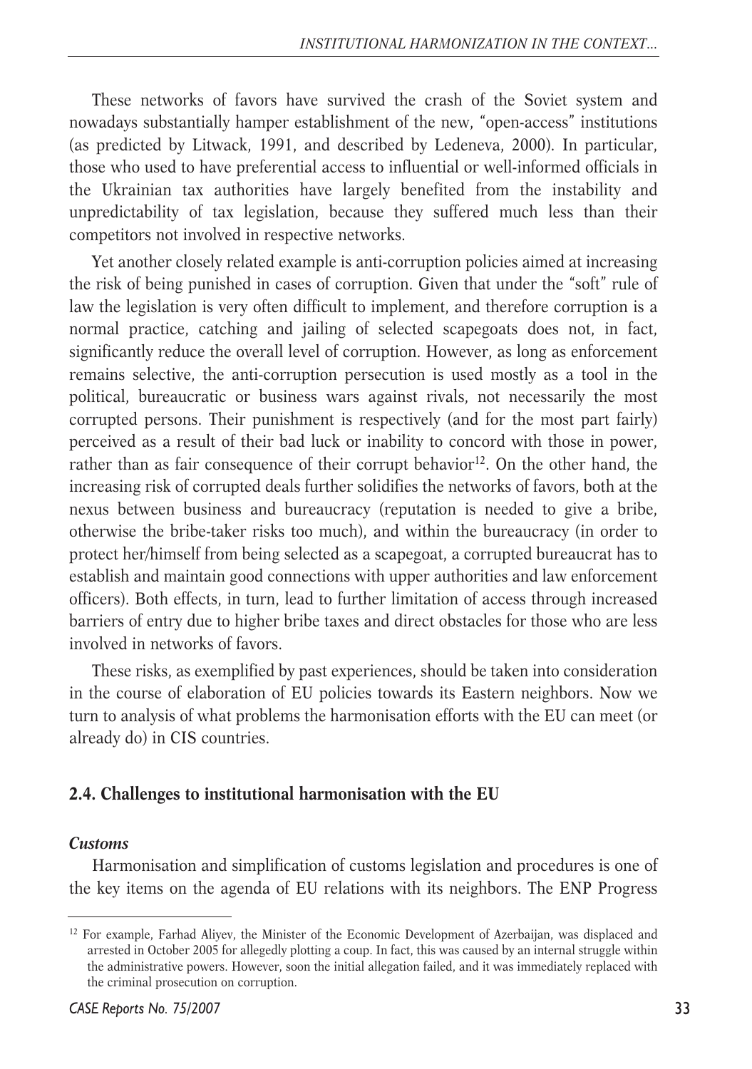These networks of favors have survived the crash of the Soviet system and nowadays substantially hamper establishment of the new, "open-access" institutions (as predicted by Litwack, 1991, and described by Ledeneva, 2000). In particular, those who used to have preferential access to influential or well-informed officials in the Ukrainian tax authorities have largely benefited from the instability and unpredictability of tax legislation, because they suffered much less than their competitors not involved in respective networks.

Yet another closely related example is anti-corruption policies aimed at increasing the risk of being punished in cases of corruption. Given that under the "soft" rule of law the legislation is very often difficult to implement, and therefore corruption is a normal practice, catching and jailing of selected scapegoats does not, in fact, significantly reduce the overall level of corruption. However, as long as enforcement remains selective, the anti-corruption persecution is used mostly as a tool in the political, bureaucratic or business wars against rivals, not necessarily the most corrupted persons. Their punishment is respectively (and for the most part fairly) perceived as a result of their bad luck or inability to concord with those in power, rather than as fair consequence of their corrupt behavior[12]. On the other hand, the increasing risk of corrupted deals further solidifies the networks of favors, both at the nexus between business and bureaucracy (reputation is needed to give a bribe, otherwise the bribe-taker risks too much), and within the bureaucracy (in order to protect her/himself from being selected as a scapegoat, a corrupted bureaucrat has to establish and maintain good connections with upper authorities and law enforcement officers). Both effects, in turn, lead to further limitation of access through increased barriers of entry due to higher bribe taxes and direct obstacles for those who are less involved in networks of favors.

These risks, as exemplified by past experiences, should be taken into consideration in the course of elaboration of EU policies towards its Eastern neighbors. Now we turn to analysis of what problems the harmonisation efforts with the EU can meet (or already do) in CIS countries.

## 2.4. Challenges to institutional harmonisation with the EU

### *Customs*

Harmonisation and simplification of customs legislation and procedures is one of the key items on the agenda of EU relations with its neighbors. The ENP Progress

---

[12] For example, Farhad Aliyev, the Minister of the Economic Development of Azerbaijan, was displaced and arrested in October 2005 for allegedly plotting a coup. In fact, this was caused by an internal struggle within the administrative powers. However, soon the initial allegation failed, and it was immediately replaced with the criminal prosecution on corruption.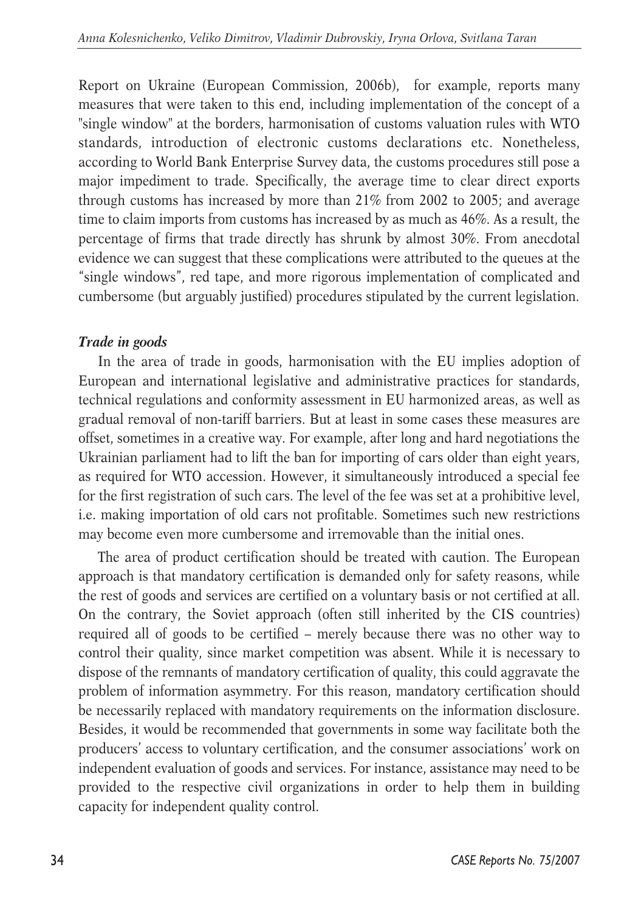Report on Ukraine (European Commission, 2006b), for example, reports many measures that were taken to this end, including implementation of the concept of a "single window" at the borders, harmonisation of customs valuation rules with WTO standards, introduction of electronic customs declarations etc. Nonetheless, according to World Bank Enterprise Survey data, the customs procedures still pose a major impediment to trade. Specifically, the average time to clear direct exports through customs has increased by more than 21% from 2002 to 2005; and average time to claim imports from customs has increased by as much as 46%. As a result, the percentage of firms that trade directly has shrunk by almost 30%. From anecdotal evidence we can suggest that these complications were attributed to the queues at the "single windows", red tape, and more rigorous implementation of complicated and cumbersome (but arguably justified) procedures stipulated by the current legislation.

***Trade in goods***

In the area of trade in goods, harmonisation with the EU implies adoption of European and international legislative and administrative practices for standards, technical regulations and conformity assessment in EU harmonized areas, as well as gradual removal of non-tariff barriers. But at least in some cases these measures are offset, sometimes in a creative way. For example, after long and hard negotiations the Ukrainian parliament had to lift the ban for importing of cars older than eight years, as required for WTO accession. However, it simultaneously introduced a special fee for the first registration of such cars. The level of the fee was set at a prohibitive level, i.e. making importation of old cars not profitable. Sometimes such new restrictions may become even more cumbersome and irremovable than the initial ones.

The area of product certification should be treated with caution. The European approach is that mandatory certification is demanded only for safety reasons, while the rest of goods and services are certified on a voluntary basis or not certified at all. On the contrary, the Soviet approach (often still inherited by the CIS countries) required all of goods to be certified – merely because there was no other way to control their quality, since market competition was absent. While it is necessary to dispose of the remnants of mandatory certification of quality, this could aggravate the problem of information asymmetry. For this reason, mandatory certification should be necessarily replaced with mandatory requirements on the information disclosure. Besides, it would be recommended that governments in some way facilitate both the producers' access to voluntary certification, and the consumer associations' work on independent evaluation of goods and services. For instance, assistance may need to be provided to the respective civil organizations in order to help them in building capacity for independent quality control.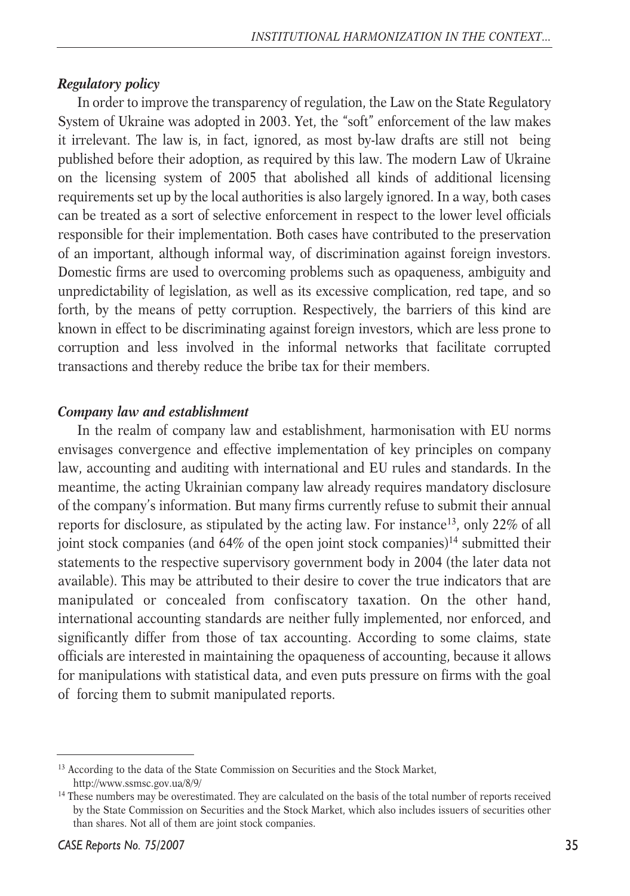### *Regulatory policy*

In order to improve the transparency of regulation, the Law on the State Regulatory System of Ukraine was adopted in 2003. Yet, the "soft" enforcement of the law makes it irrelevant. The law is, in fact, ignored, as most by-law drafts are still not being published before their adoption, as required by this law. The modern Law of Ukraine on the licensing system of 2005 that abolished all kinds of additional licensing requirements set up by the local authorities is also largely ignored. In a way, both cases can be treated as a sort of selective enforcement in respect to the lower level officials responsible for their implementation. Both cases have contributed to the preservation of an important, although informal way, of discrimination against foreign investors. Domestic firms are used to overcoming problems such as opaqueness, ambiguity and unpredictability of legislation, as well as its excessive complication, red tape, and so forth, by the means of petty corruption. Respectively, the barriers of this kind are known in effect to be discriminating against foreign investors, which are less prone to corruption and less involved in the informal networks that facilitate corrupted transactions and thereby reduce the bribe tax for their members.

### *Company law and establishment*

In the realm of company law and establishment, harmonisation with EU norms envisages convergence and effective implementation of key principles on company law, accounting and auditing with international and EU rules and standards. In the meantime, the acting Ukrainian company law already requires mandatory disclosure of the company's information. But many firms currently refuse to submit their annual reports for disclosure, as stipulated by the acting law. For instance[13], only 22% of all joint stock companies (and 64% of the open joint stock companies)[14] submitted their statements to the respective supervisory government body in 2004 (the later data not available). This may be attributed to their desire to cover the true indicators that are manipulated or concealed from confiscatory taxation. On the other hand, international accounting standards are neither fully implemented, nor enforced, and significantly differ from those of tax accounting. According to some claims, state officials are interested in maintaining the opaqueness of accounting, because it allows for manipulations with statistical data, and even puts pressure on firms with the goal of forcing them to submit manipulated reports.

---

[13] According to the data of the State Commission on Securities and the Stock Market, http://www.ssmsc.gov.ua/8/9/

[14] These numbers may be overestimated. They are calculated on the basis of the total number of reports received by the State Commission on Securities and the Stock Market, which also includes issuers of securities other than shares. Not all of them are joint stock companies.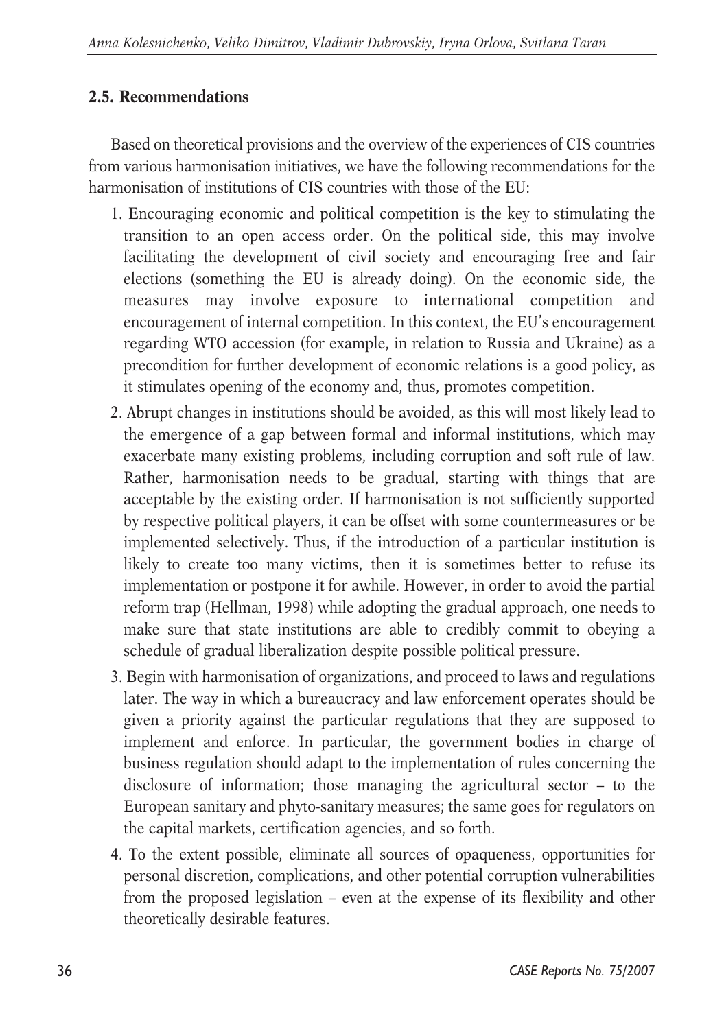## 2.5. Recommendations

Based on theoretical provisions and the overview of the experiences of CIS countries from various harmonisation initiatives, we have the following recommendations for the harmonisation of institutions of CIS countries with those of the EU:

1. Encouraging economic and political competition is the key to stimulating the transition to an open access order. On the political side, this may involve facilitating the development of civil society and encouraging free and fair elections (something the EU is already doing). On the economic side, the measures may involve exposure to international competition and encouragement of internal competition. In this context, the EU's encouragement regarding WTO accession (for example, in relation to Russia and Ukraine) as a precondition for further development of economic relations is a good policy, as it stimulates opening of the economy and, thus, promotes competition.
2. Abrupt changes in institutions should be avoided, as this will most likely lead to the emergence of a gap between formal and informal institutions, which may exacerbate many existing problems, including corruption and soft rule of law. Rather, harmonisation needs to be gradual, starting with things that are acceptable by the existing order. If harmonisation is not sufficiently supported by respective political players, it can be offset with some countermeasures or be implemented selectively. Thus, if the introduction of a particular institution is likely to create too many victims, then it is sometimes better to refuse its implementation or postpone it for awhile. However, in order to avoid the partial reform trap (Hellman, 1998) while adopting the gradual approach, one needs to make sure that state institutions are able to credibly commit to obeying a schedule of gradual liberalization despite possible political pressure.
3. Begin with harmonisation of organizations, and proceed to laws and regulations later. The way in which a bureaucracy and law enforcement operates should be given a priority against the particular regulations that they are supposed to implement and enforce. In particular, the government bodies in charge of business regulation should adapt to the implementation of rules concerning the disclosure of information; those managing the agricultural sector – to the European sanitary and phyto-sanitary measures; the same goes for regulators on the capital markets, certification agencies, and so forth.
4. To the extent possible, eliminate all sources of opaqueness, opportunities for personal discretion, complications, and other potential corruption vulnerabilities from the proposed legislation – even at the expense of its flexibility and other theoretically desirable features.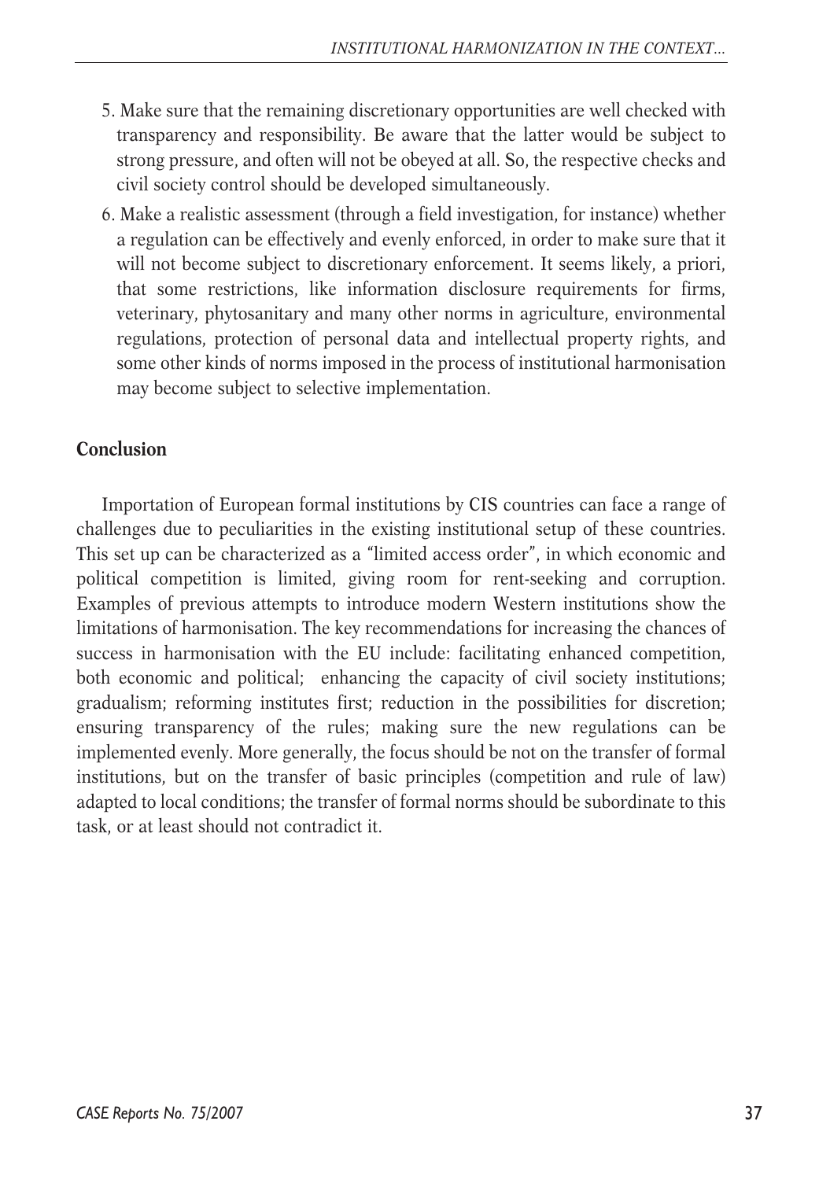5. Make sure that the remaining discretionary opportunities are well checked with transparency and responsibility. Be aware that the latter would be subject to strong pressure, and often will not be obeyed at all. So, the respective checks and civil society control should be developed simultaneously.
6. Make a realistic assessment (through a field investigation, for instance) whether a regulation can be effectively and evenly enforced, in order to make sure that it will not become subject to discretionary enforcement. It seems likely, a priori, that some restrictions, like information disclosure requirements for firms, veterinary, phytosanitary and many other norms in agriculture, environmental regulations, protection of personal data and intellectual property rights, and some other kinds of norms imposed in the process of institutional harmonisation may become subject to selective implementation.

## Conclusion

Importation of European formal institutions by CIS countries can face a range of challenges due to peculiarities in the existing institutional setup of these countries. This set up can be characterized as a "limited access order", in which economic and political competition is limited, giving room for rent-seeking and corruption. Examples of previous attempts to introduce modern Western institutions show the limitations of harmonisation. The key recommendations for increasing the chances of success in harmonisation with the EU include: facilitating enhanced competition, both economic and political; enhancing the capacity of civil society institutions; gradualism; reforming institutes first; reduction in the possibilities for discretion; ensuring transparency of the rules; making sure the new regulations can be implemented evenly. More generally, the focus should be not on the transfer of formal institutions, but on the transfer of basic principles (competition and rule of law) adapted to local conditions; the transfer of formal norms should be subordinate to this task, or at least should not contradict it.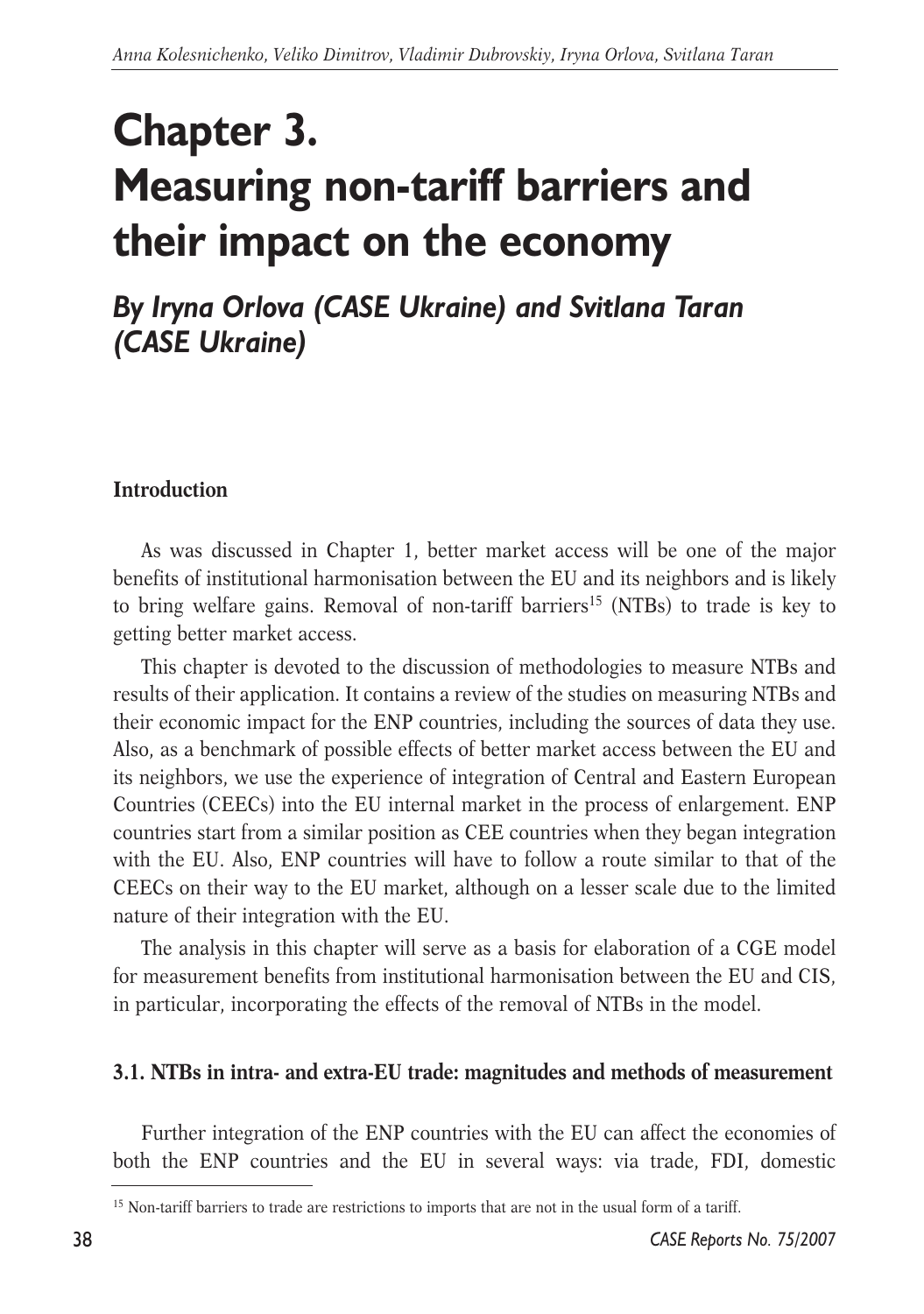# Chapter 3. Measuring non-tariff barriers and their impact on the economy

## *By Iryna Orlova (CASE Ukraine) and Svitlana Taran (CASE Ukraine)*

### Introduction

As was discussed in Chapter 1, better market access will be one of the major benefits of institutional harmonisation between the EU and its neighbors and is likely to bring welfare gains. Removal of non-tariff barriers[15] (NTBs) to trade is key to getting better market access.

This chapter is devoted to the discussion of methodologies to measure NTBs and results of their application. It contains a review of the studies on measuring NTBs and their economic impact for the ENP countries, including the sources of data they use. Also, as a benchmark of possible effects of better market access between the EU and its neighbors, we use the experience of integration of Central and Eastern European Countries (CEECs) into the EU internal market in the process of enlargement. ENP countries start from a similar position as CEE countries when they began integration with the EU. Also, ENP countries will have to follow a route similar to that of the CEECs on their way to the EU market, although on a lesser scale due to the limited nature of their integration with the EU.

The analysis in this chapter will serve as a basis for elaboration of a CGE model for measurement benefits from institutional harmonisation between the EU and CIS, in particular, incorporating the effects of the removal of NTBs in the model.

### 3.1. NTBs in intra- and extra-EU trade: magnitudes and methods of measurement

Further integration of the ENP countries with the EU can affect the economies of both the ENP countries and the EU in several ways: via trade, FDI, domestic

[15] Non-tariff barriers to trade are restrictions to imports that are not in the usual form of a tariff.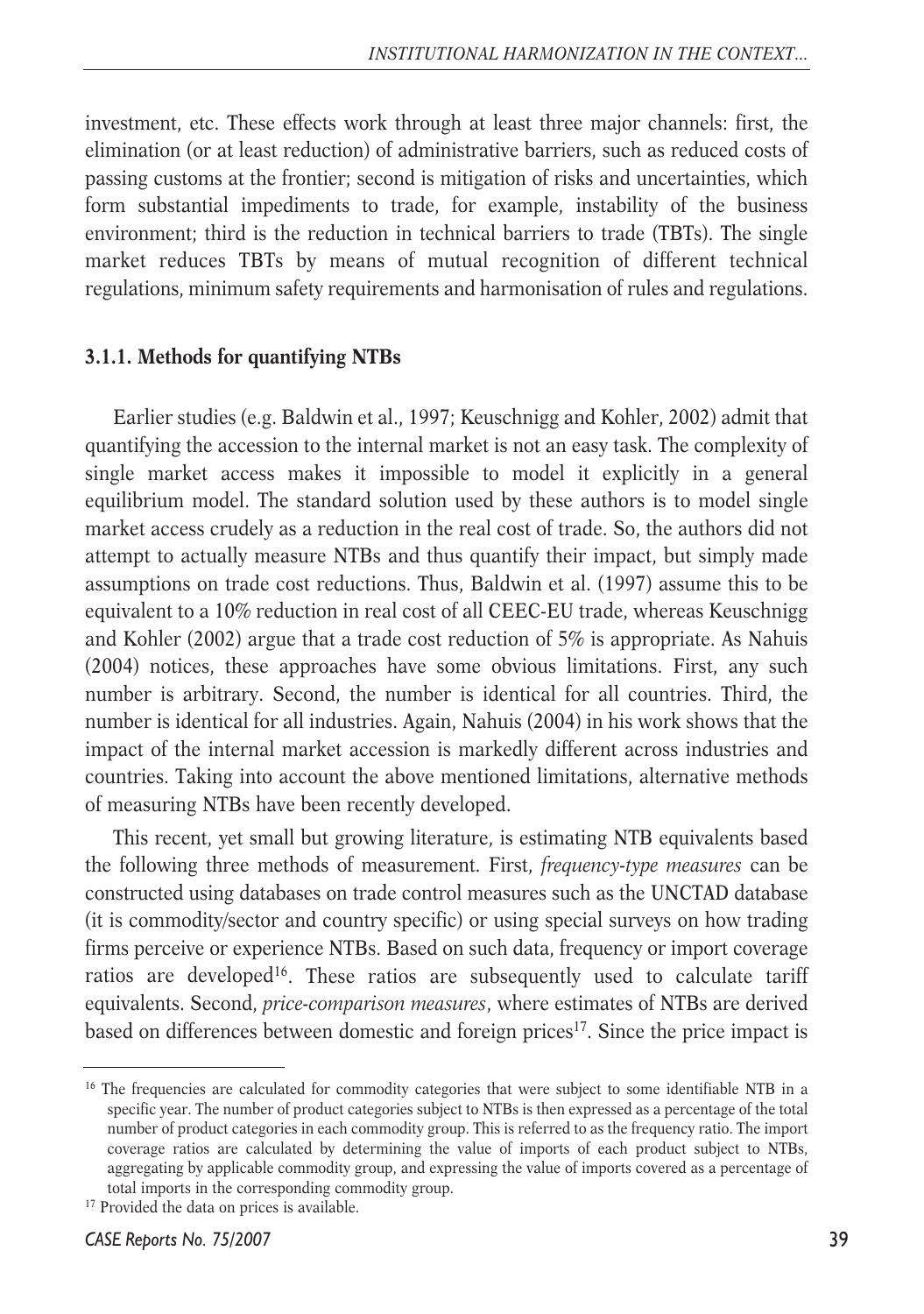investment, etc. These effects work through at least three major channels: first, the elimination (or at least reduction) of administrative barriers, such as reduced costs of passing customs at the frontier; second is mitigation of risks and uncertainties, which form substantial impediments to trade, for example, instability of the business environment; third is the reduction in technical barriers to trade (TBTs). The single market reduces TBTs by means of mutual recognition of different technical regulations, minimum safety requirements and harmonisation of rules and regulations.

### 3.1.1. Methods for quantifying NTBs

Earlier studies (e.g. Baldwin et al., 1997; Keuschnigg and Kohler, 2002) admit that quantifying the accession to the internal market is not an easy task. The complexity of single market access makes it impossible to model it explicitly in a general equilibrium model. The standard solution used by these authors is to model single market access crudely as a reduction in the real cost of trade. So, the authors did not attempt to actually measure NTBs and thus quantify their impact, but simply made assumptions on trade cost reductions. Thus, Baldwin et al. (1997) assume this to be equivalent to a 10% reduction in real cost of all CEEC-EU trade, whereas Keuschnigg and Kohler (2002) argue that a trade cost reduction of 5% is appropriate. As Nahuis (2004) notices, these approaches have some obvious limitations. First, any such number is arbitrary. Second, the number is identical for all countries. Third, the number is identical for all industries. Again, Nahuis (2004) in his work shows that the impact of the internal market accession is markedly different across industries and countries. Taking into account the above mentioned limitations, alternative methods of measuring NTBs have been recently developed.

This recent, yet small but growing literature, is estimating NTB equivalents based the following three methods of measurement. First, *frequency-type measures* can be constructed using databases on trade control measures such as the UNCTAD database (it is commodity/sector and country specific) or using special surveys on how trading firms perceive or experience NTBs. Based on such data, frequency or import coverage ratios are developed[16]. These ratios are subsequently used to calculate tariff equivalents. Second, *price-comparison measures*, where estimates of NTBs are derived based on differences between domestic and foreign prices[17]. Since the price impact is

---

[16] The frequencies are calculated for commodity categories that were subject to some identifiable NTB in a specific year. The number of product categories subject to NTBs is then expressed as a percentage of the total number of product categories in each commodity group. This is referred to as the frequency ratio. The import coverage ratios are calculated by determining the value of imports of each product subject to NTBs, aggregating by applicable commodity group, and expressing the value of imports covered as a percentage of total imports in the corresponding commodity group.

[17] Provided the data on prices is available.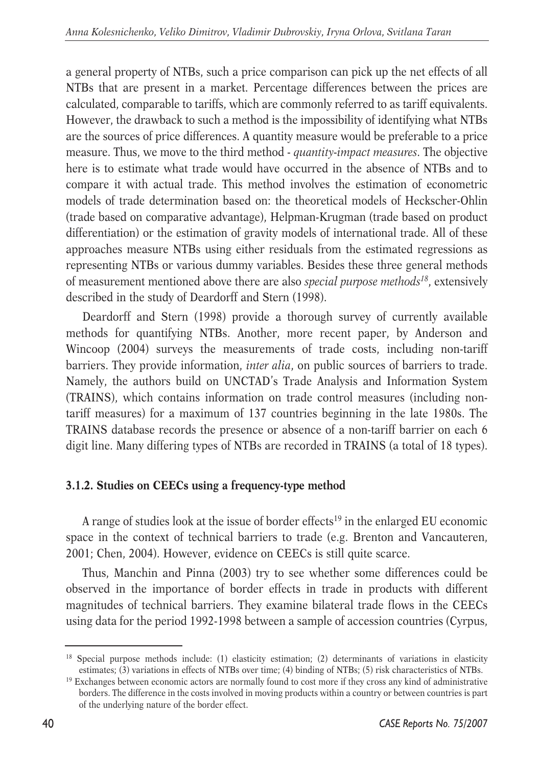a general property of NTBs, such a price comparison can pick up the net effects of all NTBs that are present in a market. Percentage differences between the prices are calculated, comparable to tariffs, which are commonly referred to as tariff equivalents. However, the drawback to such a method is the impossibility of identifying what NTBs are the sources of price differences. A quantity measure would be preferable to a price measure. Thus, we move to the third method - *quantity-impact measures*. The objective here is to estimate what trade would have occurred in the absence of NTBs and to compare it with actual trade. This method involves the estimation of econometric models of trade determination based on: the theoretical models of Heckscher-Ohlin (trade based on comparative advantage), Helpman-Krugman (trade based on product differentiation) or the estimation of gravity models of international trade. All of these approaches measure NTBs using either residuals from the estimated regressions as representing NTBs or various dummy variables. Besides these three general methods of measurement mentioned above there are also *special purpose methods*[18], extensively described in the study of Deardorff and Stern (1998).

Deardorff and Stern (1998) provide a thorough survey of currently available methods for quantifying NTBs. Another, more recent paper, by Anderson and Wincoop (2004) surveys the measurements of trade costs, including non-tariff barriers. They provide information, *inter alia*, on public sources of barriers to trade. Namely, the authors build on UNCTAD's Trade Analysis and Information System (TRAINS), which contains information on trade control measures (including non-tariff measures) for a maximum of 137 countries beginning in the late 1980s. The TRAINS database records the presence or absence of a non-tariff barrier on each 6 digit line. Many differing types of NTBs are recorded in TRAINS (a total of 18 types).

### 3.1.2. Studies on CEECs using a frequency-type method

A range of studies look at the issue of border effects[19] in the enlarged EU economic space in the context of technical barriers to trade (e.g. Brenton and Vancauteren, 2001; Chen, 2004). However, evidence on CEECs is still quite scarce.

Thus, Manchin and Pinna (2003) try to see whether some differences could be observed in the importance of border effects in trade in products with different magnitudes of technical barriers. They examine bilateral trade flows in the CEECs using data for the period 1992-1998 between a sample of accession countries (Cyrpus,

---

[18] Special purpose methods include: (1) elasticity estimation; (2) determinants of variations in elasticity estimates; (3) variations in effects of NTBs over time; (4) binding of NTBs; (5) risk characteristics of NTBs.

[19] Exchanges between economic actors are normally found to cost more if they cross any kind of administrative borders. The difference in the costs involved in moving products within a country or between countries is part of the underlying nature of the border effect.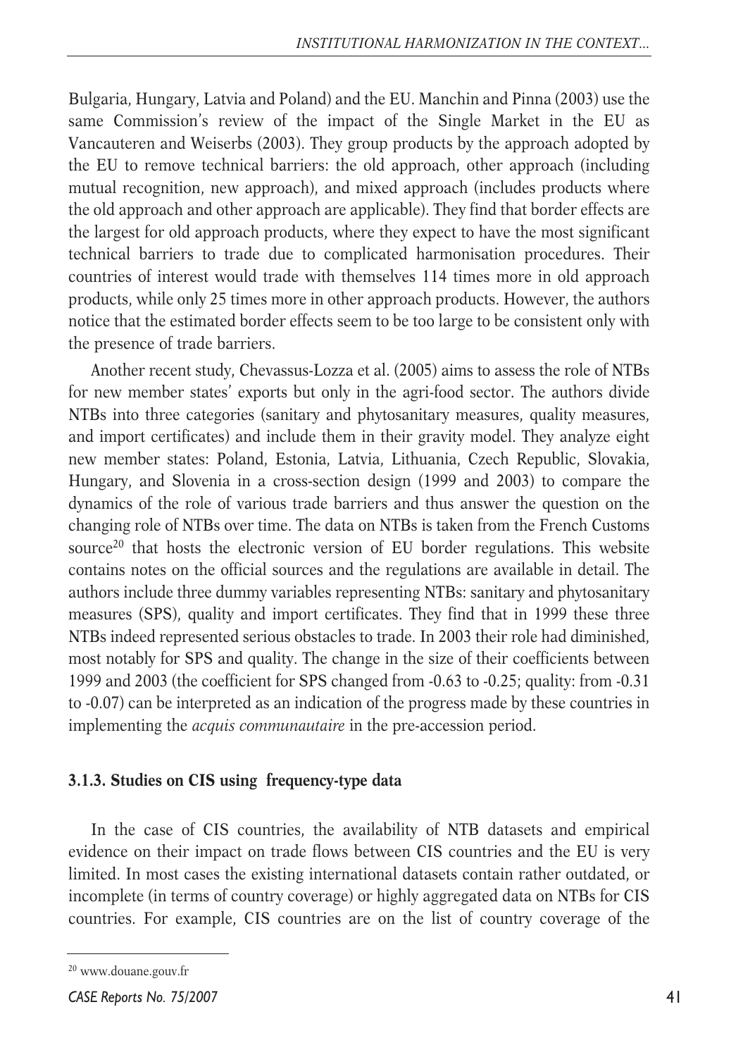Bulgaria, Hungary, Latvia and Poland) and the EU. Manchin and Pinna (2003) use the same Commission's review of the impact of the Single Market in the EU as Vancauteren and Weiserbs (2003). They group products by the approach adopted by the EU to remove technical barriers: the old approach, other approach (including mutual recognition, new approach), and mixed approach (includes products where the old approach and other approach are applicable). They find that border effects are the largest for old approach products, where they expect to have the most significant technical barriers to trade due to complicated harmonisation procedures. Their countries of interest would trade with themselves 114 times more in old approach products, while only 25 times more in other approach products. However, the authors notice that the estimated border effects seem to be too large to be consistent only with the presence of trade barriers.

Another recent study, Chevassus-Lozza et al. (2005) aims to assess the role of NTBs for new member states' exports but only in the agri-food sector. The authors divide NTBs into three categories (sanitary and phytosanitary measures, quality measures, and import certificates) and include them in their gravity model. They analyze eight new member states: Poland, Estonia, Latvia, Lithuania, Czech Republic, Slovakia, Hungary, and Slovenia in a cross-section design (1999 and 2003) to compare the dynamics of the role of various trade barriers and thus answer the question on the changing role of NTBs over time. The data on NTBs is taken from the French Customs source[20] that hosts the electronic version of EU border regulations. This website contains notes on the official sources and the regulations are available in detail. The authors include three dummy variables representing NTBs: sanitary and phytosanitary measures (SPS), quality and import certificates. They find that in 1999 these three NTBs indeed represented serious obstacles to trade. In 2003 their role had diminished, most notably for SPS and quality. The change in the size of their coefficients between 1999 and 2003 (the coefficient for SPS changed from -0.63 to -0.25; quality: from -0.31 to -0.07) can be interpreted as an indication of the progress made by these countries in implementing the *acquis communautaire* in the pre-accession period.

### 3.1.3. Studies on CIS using frequency-type data

In the case of CIS countries, the availability of NTB datasets and empirical evidence on their impact on trade flows between CIS countries and the EU is very limited. In most cases the existing international datasets contain rather outdated, or incomplete (in terms of country coverage) or highly aggregated data on NTBs for CIS countries. For example, CIS countries are on the list of country coverage of the

[20] www.douane.gouv.fr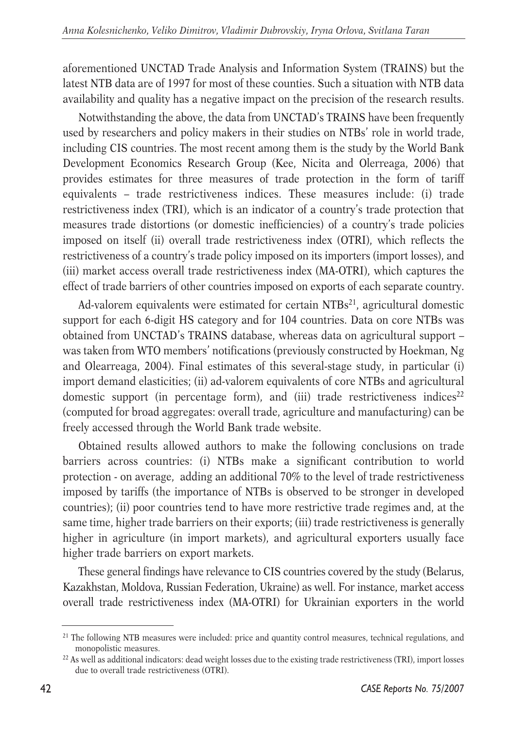aforementioned UNCTAD Trade Analysis and Information System (TRAINS) but the latest NTB data are of 1997 for most of these counties. Such a situation with NTB data availability and quality has a negative impact on the precision of the research results.

Notwithstanding the above, the data from UNCTAD's TRAINS have been frequently used by researchers and policy makers in their studies on NTBs' role in world trade, including CIS countries. The most recent among them is the study by the World Bank Development Economics Research Group (Kee, Nicita and Olerreaga, 2006) that provides estimates for three measures of trade protection in the form of tariff equivalents – trade restrictiveness indices. These measures include: (i) trade restrictiveness index (TRI), which is an indicator of a country's trade protection that measures trade distortions (or domestic inefficiencies) of a country's trade policies imposed on itself (ii) overall trade restrictiveness index (OTRI), which reflects the restrictiveness of a country's trade policy imposed on its importers (import losses), and (iii) market access overall trade restrictiveness index (MA-OTRI), which captures the effect of trade barriers of other countries imposed on exports of each separate country.

Ad-valorem equivalents were estimated for certain NTBs[21], agricultural domestic support for each 6-digit HS category and for 104 countries. Data on core NTBs was obtained from UNCTAD's TRAINS database, whereas data on agricultural support – was taken from WTO members' notifications (previously constructed by Hoekman, Ng and Olearreaga, 2004). Final estimates of this several-stage study, in particular (i) import demand elasticities; (ii) ad-valorem equivalents of core NTBs and agricultural domestic support (in percentage form), and (iii) trade restrictiveness indices[22] (computed for broad aggregates: overall trade, agriculture and manufacturing) can be freely accessed through the World Bank trade website.

Obtained results allowed authors to make the following conclusions on trade barriers across countries: (i) NTBs make a significant contribution to world protection - on average, adding an additional 70% to the level of trade restrictiveness imposed by tariffs (the importance of NTBs is observed to be stronger in developed countries); (ii) poor countries tend to have more restrictive trade regimes and, at the same time, higher trade barriers on their exports; (iii) trade restrictiveness is generally higher in agriculture (in import markets), and agricultural exporters usually face higher trade barriers on export markets.

These general findings have relevance to CIS countries covered by the study (Belarus, Kazakhstan, Moldova, Russian Federation, Ukraine) as well. For instance, market access overall trade restrictiveness index (MA-OTRI) for Ukrainian exporters in the world

---

[21] The following NTB measures were included: price and quantity control measures, technical regulations, and monopolistic measures.

[22] As well as additional indicators: dead weight losses due to the existing trade restrictiveness (TRI), import losses due to overall trade restrictiveness (OTRI).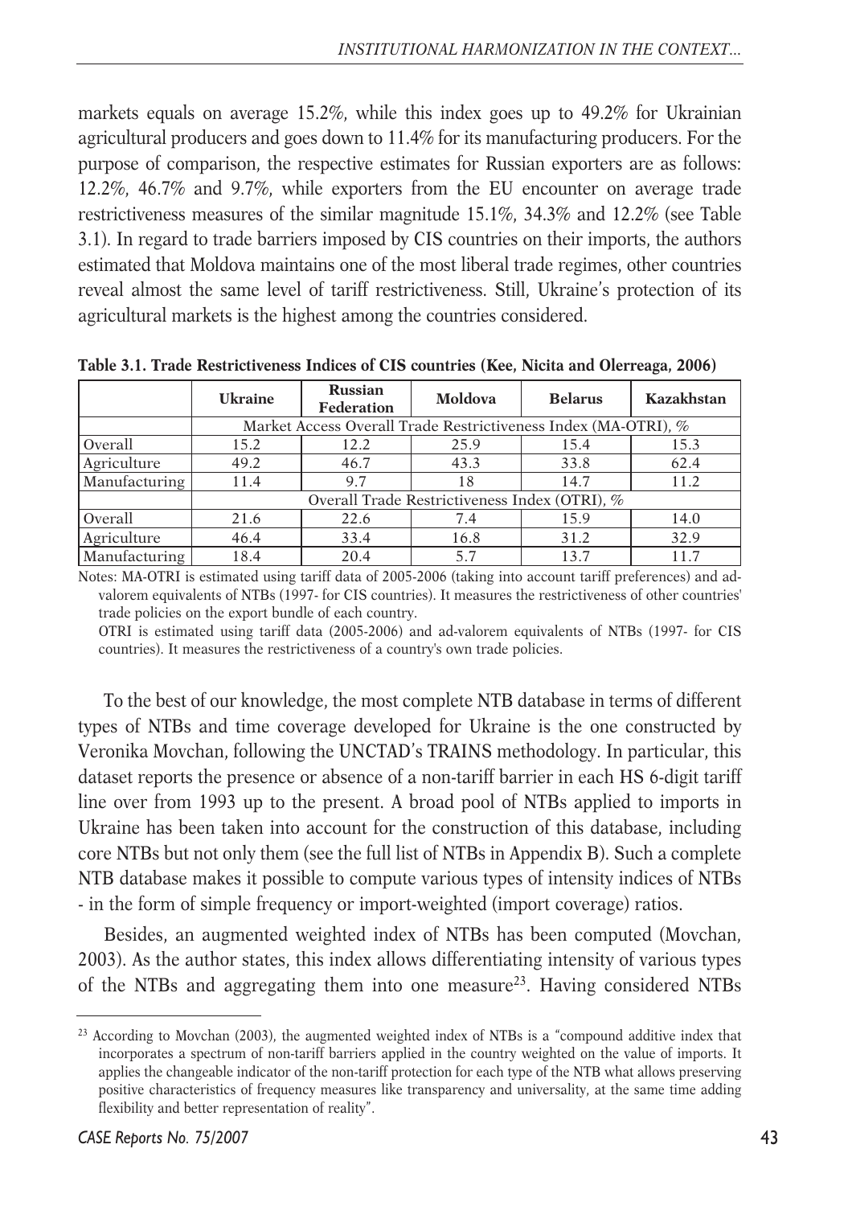markets equals on average 15.2%, while this index goes up to 49.2% for Ukrainian agricultural producers and goes down to 11.4% for its manufacturing producers. For the purpose of comparison, the respective estimates for Russian exporters are as follows: 12.2%, 46.7% and 9.7%, while exporters from the EU encounter on average trade restrictiveness measures of the similar magnitude 15.1%, 34.3% and 12.2% (see Table 3.1). In regard to trade barriers imposed by CIS countries on their imports, the authors estimated that Moldova maintains one of the most liberal trade regimes, other countries reveal almost the same level of tariff restrictiveness. Still, Ukraine's protection of its agricultural markets is the highest among the countries considered.

**Table 3.1. Trade Restrictiveness Indices of CIS countries (Kee, Nicita and Olerreaga, 2006)**

| | Ukraine | Russian Federation | Moldova | Belarus | Kazakhstan |
|---|---|---|---|---|---|
| | Market Access Overall Trade Restrictiveness Index (MA-OTRI), % | | | | |
| Overall | 15.2 | 12.2 | 25.9 | 15.4 | 15.3 |
| Agriculture | 49.2 | 46.7 | 43.3 | 33.8 | 62.4 |
| Manufacturing | 11.4 | 9.7 | 18 | 14.7 | 11.2 |
| | Overall Trade Restrictiveness Index (OTRI), % | | | | |
| Overall | 21.6 | 22.6 | 7.4 | 15.9 | 14.0 |
| Agriculture | 46.4 | 33.4 | 16.8 | 31.2 | 32.9 |
| Manufacturing | 18.4 | 20.4 | 5.7 | 13.7 | 11.7 |

Notes: MA-OTRI is estimated using tariff data of 2005-2006 (taking into account tariff preferences) and ad-valorem equivalents of NTBs (1997- for CIS countries). It measures the restrictiveness of other countries' trade policies on the export bundle of each country.

OTRI is estimated using tariff data (2005-2006) and ad-valorem equivalents of NTBs (1997- for CIS countries). It measures the restrictiveness of a country's own trade policies.

To the best of our knowledge, the most complete NTB database in terms of different types of NTBs and time coverage developed for Ukraine is the one constructed by Veronika Movchan, following the UNCTAD's TRAINS methodology. In particular, this dataset reports the presence or absence of a non-tariff barrier in each HS 6-digit tariff line over from 1993 up to the present. A broad pool of NTBs applied to imports in Ukraine has been taken into account for the construction of this database, including core NTBs but not only them (see the full list of NTBs in Appendix B). Such a complete NTB database makes it possible to compute various types of intensity indices of NTBs - in the form of simple frequency or import-weighted (import coverage) ratios.

Besides, an augmented weighted index of NTBs has been computed (Movchan, 2003). As the author states, this index allows differentiating intensity of various types of the NTBs and aggregating them into one measure[23]. Having considered NTBs

[23] According to Movchan (2003), the augmented weighted index of NTBs is a "compound additive index that incorporates a spectrum of non-tariff barriers applied in the country weighted on the value of imports. It applies the changeable indicator of the non-tariff protection for each type of the NTB what allows preserving positive characteristics of frequency measures like transparency and universality, at the same time adding flexibility and better representation of reality".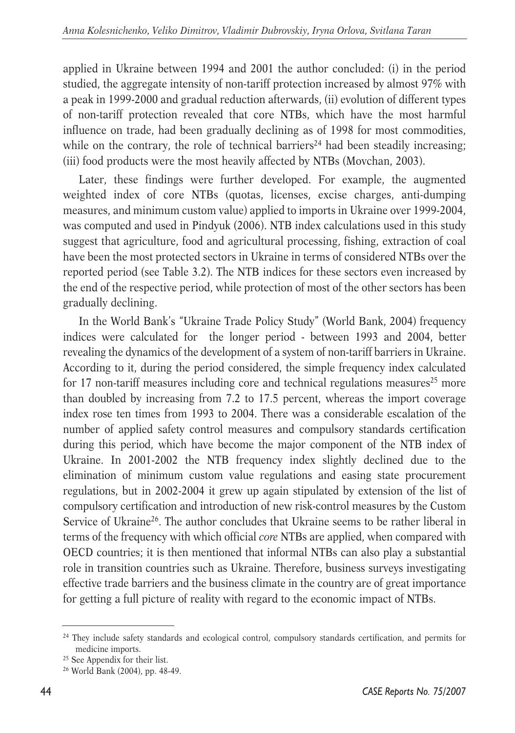applied in Ukraine between 1994 and 2001 the author concluded: (i) in the period studied, the aggregate intensity of non-tariff protection increased by almost 97% with a peak in 1999-2000 and gradual reduction afterwards, (ii) evolution of different types of non-tariff protection revealed that core NTBs, which have the most harmful influence on trade, had been gradually declining as of 1998 for most commodities, while on the contrary, the role of technical barriers[24] had been steadily increasing; (iii) food products were the most heavily affected by NTBs (Movchan, 2003).

Later, these findings were further developed. For example, the augmented weighted index of core NTBs (quotas, licenses, excise charges, anti-dumping measures, and minimum custom value) applied to imports in Ukraine over 1999-2004, was computed and used in Pindyuk (2006). NTB index calculations used in this study suggest that agriculture, food and agricultural processing, fishing, extraction of coal have been the most protected sectors in Ukraine in terms of considered NTBs over the reported period (see Table 3.2). The NTB indices for these sectors even increased by the end of the respective period, while protection of most of the other sectors has been gradually declining.

In the World Bank's "Ukraine Trade Policy Study" (World Bank, 2004) frequency indices were calculated for the longer period - between 1993 and 2004, better revealing the dynamics of the development of a system of non-tariff barriers in Ukraine. According to it, during the period considered, the simple frequency index calculated for 17 non-tariff measures including core and technical regulations measures[25] more than doubled by increasing from 7.2 to 17.5 percent, whereas the import coverage index rose ten times from 1993 to 2004. There was a considerable escalation of the number of applied safety control measures and compulsory standards certification during this period, which have become the major component of the NTB index of Ukraine. In 2001-2002 the NTB frequency index slightly declined due to the elimination of minimum custom value regulations and easing state procurement regulations, but in 2002-2004 it grew up again stipulated by extension of the list of compulsory certification and introduction of new risk-control measures by the Custom Service of Ukraine[26]. The author concludes that Ukraine seems to be rather liberal in terms of the frequency with which official *core* NTBs are applied, when compared with OECD countries; it is then mentioned that informal NTBs can also play a substantial role in transition countries such as Ukraine. Therefore, business surveys investigating effective trade barriers and the business climate in the country are of great importance for getting a full picture of reality with regard to the economic impact of NTBs.

---

[24] They include safety standards and ecological control, compulsory standards certification, and permits for medicine imports.

[25] See Appendix for their list.

[26] World Bank (2004), pp. 48-49.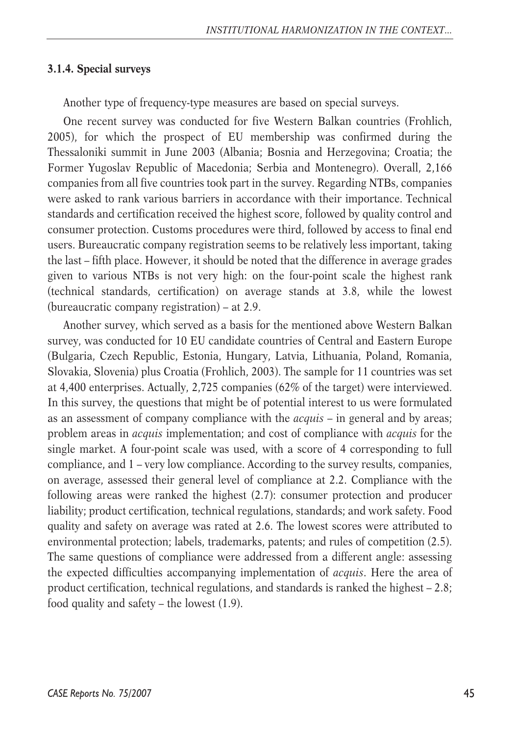### 3.1.4. Special surveys

Another type of frequency-type measures are based on special surveys.

One recent survey was conducted for five Western Balkan countries (Frohlich, 2005), for which the prospect of EU membership was confirmed during the Thessaloniki summit in June 2003 (Albania; Bosnia and Herzegovina; Croatia; the Former Yugoslav Republic of Macedonia; Serbia and Montenegro). Overall, 2,166 companies from all five countries took part in the survey. Regarding NTBs, companies were asked to rank various barriers in accordance with their importance. Technical standards and certification received the highest score, followed by quality control and consumer protection. Customs procedures were third, followed by access to final end users. Bureaucratic company registration seems to be relatively less important, taking the last – fifth place. However, it should be noted that the difference in average grades given to various NTBs is not very high: on the four-point scale the highest rank (technical standards, certification) on average stands at 3.8, while the lowest (bureaucratic company registration) – at 2.9.

Another survey, which served as a basis for the mentioned above Western Balkan survey, was conducted for 10 EU candidate countries of Central and Eastern Europe (Bulgaria, Czech Republic, Estonia, Hungary, Latvia, Lithuania, Poland, Romania, Slovakia, Slovenia) plus Croatia (Frohlich, 2003). The sample for 11 countries was set at 4,400 enterprises. Actually, 2,725 companies (62% of the target) were interviewed. In this survey, the questions that might be of potential interest to us were formulated as an assessment of company compliance with the *acquis* – in general and by areas; problem areas in *acquis* implementation; and cost of compliance with *acquis* for the single market. A four-point scale was used, with a score of 4 corresponding to full compliance, and 1 – very low compliance. According to the survey results, companies, on average, assessed their general level of compliance at 2.2. Compliance with the following areas were ranked the highest (2.7): consumer protection and producer liability; product certification, technical regulations, standards; and work safety. Food quality and safety on average was rated at 2.6. The lowest scores were attributed to environmental protection; labels, trademarks, patents; and rules of competition (2.5). The same questions of compliance were addressed from a different angle: assessing the expected difficulties accompanying implementation of *acquis*. Here the area of product certification, technical regulations, and standards is ranked the highest – 2.8; food quality and safety – the lowest (1.9).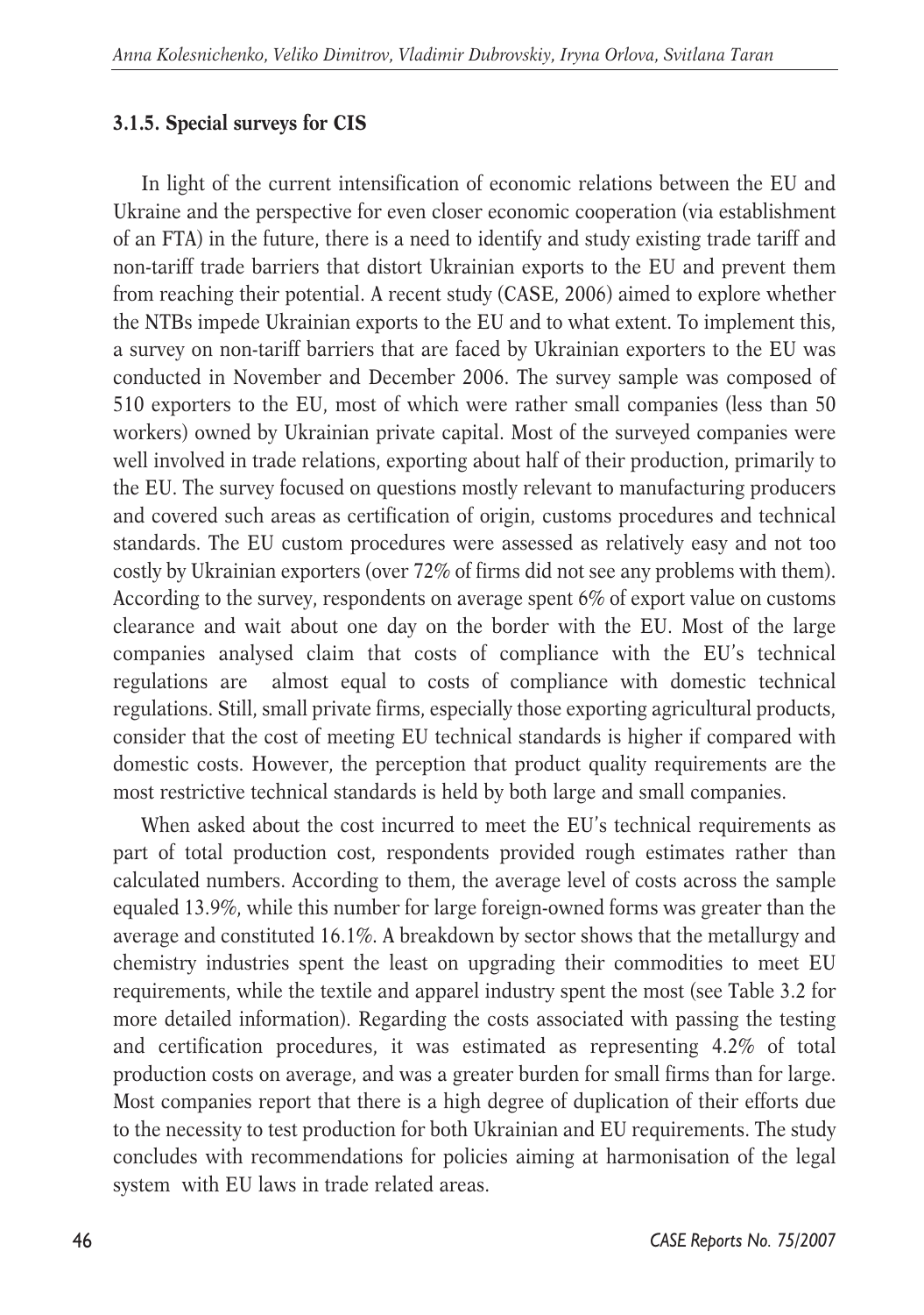### 3.1.5. Special surveys for CIS

In light of the current intensification of economic relations between the EU and Ukraine and the perspective for even closer economic cooperation (via establishment of an FTA) in the future, there is a need to identify and study existing trade tariff and non-tariff trade barriers that distort Ukrainian exports to the EU and prevent them from reaching their potential. A recent study (CASE, 2006) aimed to explore whether the NTBs impede Ukrainian exports to the EU and to what extent. To implement this, a survey on non-tariff barriers that are faced by Ukrainian exporters to the EU was conducted in November and December 2006. The survey sample was composed of 510 exporters to the EU, most of which were rather small companies (less than 50 workers) owned by Ukrainian private capital. Most of the surveyed companies were well involved in trade relations, exporting about half of their production, primarily to the EU. The survey focused on questions mostly relevant to manufacturing producers and covered such areas as certification of origin, customs procedures and technical standards. The EU custom procedures were assessed as relatively easy and not too costly by Ukrainian exporters (over 72% of firms did not see any problems with them). According to the survey, respondents on average spent 6% of export value on customs clearance and wait about one day on the border with the EU. Most of the large companies analysed claim that costs of compliance with the EU's technical regulations are almost equal to costs of compliance with domestic technical regulations. Still, small private firms, especially those exporting agricultural products, consider that the cost of meeting EU technical standards is higher if compared with domestic costs. However, the perception that product quality requirements are the most restrictive technical standards is held by both large and small companies.

When asked about the cost incurred to meet the EU's technical requirements as part of total production cost, respondents provided rough estimates rather than calculated numbers. According to them, the average level of costs across the sample equaled 13.9%, while this number for large foreign-owned forms was greater than the average and constituted 16.1%. A breakdown by sector shows that the metallurgy and chemistry industries spent the least on upgrading their commodities to meet EU requirements, while the textile and apparel industry spent the most (see Table 3.2 for more detailed information). Regarding the costs associated with passing the testing and certification procedures, it was estimated as representing 4.2% of total production costs on average, and was a greater burden for small firms than for large. Most companies report that there is a high degree of duplication of their efforts due to the necessity to test production for both Ukrainian and EU requirements. The study concludes with recommendations for policies aiming at harmonisation of the legal system with EU laws in trade related areas.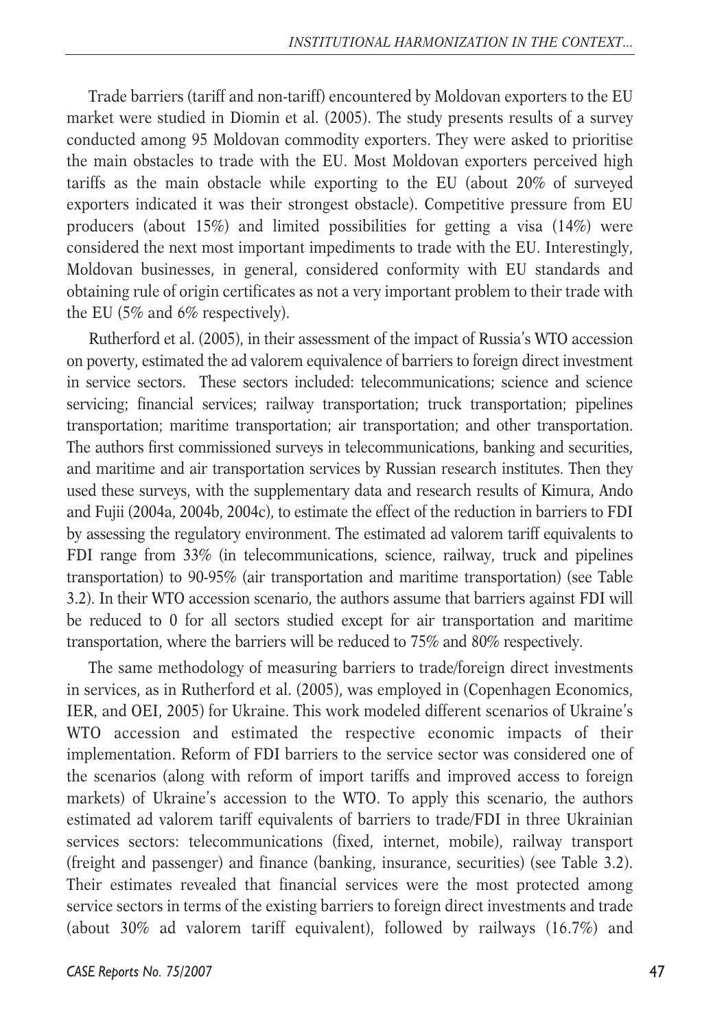Trade barriers (tariff and non-tariff) encountered by Moldovan exporters to the EU market were studied in Diomin et al. (2005). The study presents results of a survey conducted among 95 Moldovan commodity exporters. They were asked to prioritise the main obstacles to trade with the EU. Most Moldovan exporters perceived high tariffs as the main obstacle while exporting to the EU (about 20% of surveyed exporters indicated it was their strongest obstacle). Competitive pressure from EU producers (about 15%) and limited possibilities for getting a visa (14%) were considered the next most important impediments to trade with the EU. Interestingly, Moldovan businesses, in general, considered conformity with EU standards and obtaining rule of origin certificates as not a very important problem to their trade with the EU (5% and 6% respectively).

Rutherford et al. (2005), in their assessment of the impact of Russia's WTO accession on poverty, estimated the ad valorem equivalence of barriers to foreign direct investment in service sectors. These sectors included: telecommunications; science and science servicing; financial services; railway transportation; truck transportation; pipelines transportation; maritime transportation; air transportation; and other transportation. The authors first commissioned surveys in telecommunications, banking and securities, and maritime and air transportation services by Russian research institutes. Then they used these surveys, with the supplementary data and research results of Kimura, Ando and Fujii (2004a, 2004b, 2004c), to estimate the effect of the reduction in barriers to FDI by assessing the regulatory environment. The estimated ad valorem tariff equivalents to FDI range from 33% (in telecommunications, science, railway, truck and pipelines transportation) to 90-95% (air transportation and maritime transportation) (see Table 3.2). In their WTO accession scenario, the authors assume that barriers against FDI will be reduced to 0 for all sectors studied except for air transportation and maritime transportation, where the barriers will be reduced to 75% and 80% respectively.

The same methodology of measuring barriers to trade/foreign direct investments in services, as in Rutherford et al. (2005), was employed in (Copenhagen Economics, IER, and OEI, 2005) for Ukraine. This work modeled different scenarios of Ukraine's WTO accession and estimated the respective economic impacts of their implementation. Reform of FDI barriers to the service sector was considered one of the scenarios (along with reform of import tariffs and improved access to foreign markets) of Ukraine's accession to the WTO. To apply this scenario, the authors estimated ad valorem tariff equivalents of barriers to trade/FDI in three Ukrainian services sectors: telecommunications (fixed, internet, mobile), railway transport (freight and passenger) and finance (banking, insurance, securities) (see Table 3.2). Their estimates revealed that financial services were the most protected among service sectors in terms of the existing barriers to foreign direct investments and trade (about 30% ad valorem tariff equivalent), followed by railways (16.7%) and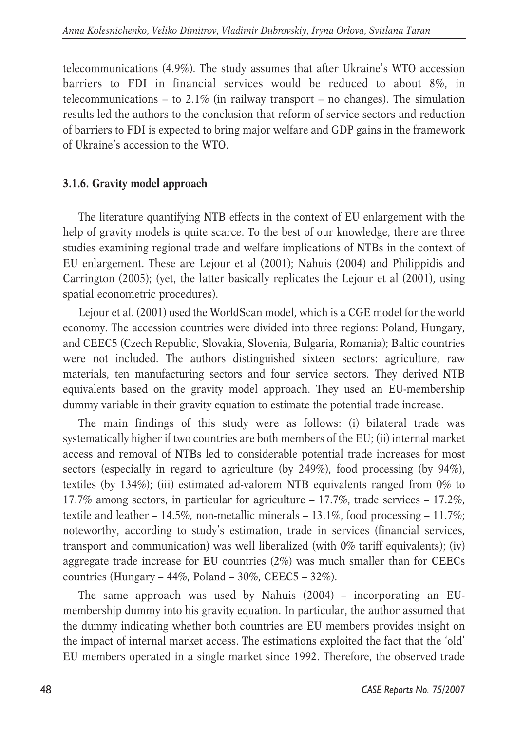telecommunications (4.9%). The study assumes that after Ukraine's WTO accession barriers to FDI in financial services would be reduced to about 8%, in telecommunications – to 2.1% (in railway transport – no changes). The simulation results led the authors to the conclusion that reform of service sectors and reduction of barriers to FDI is expected to bring major welfare and GDP gains in the framework of Ukraine's accession to the WTO.

### 3.1.6. Gravity model approach

The literature quantifying NTB effects in the context of EU enlargement with the help of gravity models is quite scarce. To the best of our knowledge, there are three studies examining regional trade and welfare implications of NTBs in the context of EU enlargement. These are Lejour et al (2001); Nahuis (2004) and Philippidis and Carrington (2005); (yet, the latter basically replicates the Lejour et al (2001), using spatial econometric procedures).

Lejour et al. (2001) used the WorldScan model, which is a CGE model for the world economy. The accession countries were divided into three regions: Poland, Hungary, and CEEC5 (Czech Republic, Slovakia, Slovenia, Bulgaria, Romania); Baltic countries were not included. The authors distinguished sixteen sectors: agriculture, raw materials, ten manufacturing sectors and four service sectors. They derived NTB equivalents based on the gravity model approach. They used an EU-membership dummy variable in their gravity equation to estimate the potential trade increase.

The main findings of this study were as follows: (i) bilateral trade was systematically higher if two countries are both members of the EU; (ii) internal market access and removal of NTBs led to considerable potential trade increases for most sectors (especially in regard to agriculture (by 249%), food processing (by 94%), textiles (by 134%); (iii) estimated ad-valorem NTB equivalents ranged from 0% to 17.7% among sectors, in particular for agriculture – 17.7%, trade services – 17.2%, textile and leather – 14.5%, non-metallic minerals – 13.1%, food processing – 11.7%; noteworthy, according to study's estimation, trade in services (financial services, transport and communication) was well liberalized (with 0% tariff equivalents); (iv) aggregate trade increase for EU countries (2%) was much smaller than for CEECs countries (Hungary – 44%, Poland – 30%, CEEC5 – 32%).

The same approach was used by Nahuis (2004) – incorporating an EU-membership dummy into his gravity equation. In particular, the author assumed that the dummy indicating whether both countries are EU members provides insight on the impact of internal market access. The estimations exploited the fact that the 'old' EU members operated in a single market since 1992. Therefore, the observed trade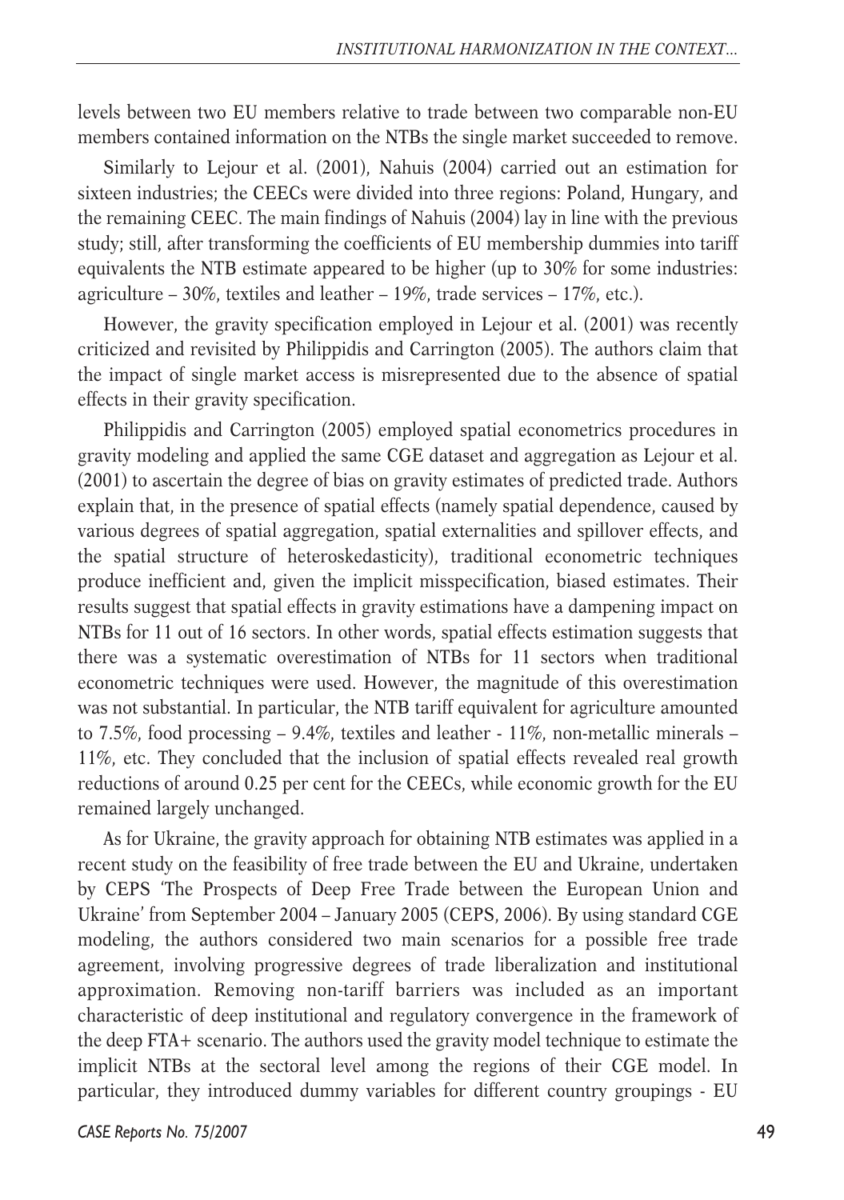levels between two EU members relative to trade between two comparable non-EU members contained information on the NTBs the single market succeeded to remove.

Similarly to Lejour et al. (2001), Nahuis (2004) carried out an estimation for sixteen industries; the CEECs were divided into three regions: Poland, Hungary, and the remaining CEEC. The main findings of Nahuis (2004) lay in line with the previous study; still, after transforming the coefficients of EU membership dummies into tariff equivalents the NTB estimate appeared to be higher (up to 30% for some industries: agriculture – 30%, textiles and leather – 19%, trade services – 17%, etc.).

However, the gravity specification employed in Lejour et al. (2001) was recently criticized and revisited by Philippidis and Carrington (2005). The authors claim that the impact of single market access is misrepresented due to the absence of spatial effects in their gravity specification.

Philippidis and Carrington (2005) employed spatial econometrics procedures in gravity modeling and applied the same CGE dataset and aggregation as Lejour et al. (2001) to ascertain the degree of bias on gravity estimates of predicted trade. Authors explain that, in the presence of spatial effects (namely spatial dependence, caused by various degrees of spatial aggregation, spatial externalities and spillover effects, and the spatial structure of heteroskedasticity), traditional econometric techniques produce inefficient and, given the implicit misspecification, biased estimates. Their results suggest that spatial effects in gravity estimations have a dampening impact on NTBs for 11 out of 16 sectors. In other words, spatial effects estimation suggests that there was a systematic overestimation of NTBs for 11 sectors when traditional econometric techniques were used. However, the magnitude of this overestimation was not substantial. In particular, the NTB tariff equivalent for agriculture amounted to 7.5%, food processing – 9.4%, textiles and leather - 11%, non-metallic minerals – 11%, etc. They concluded that the inclusion of spatial effects revealed real growth reductions of around 0.25 per cent for the CEECs, while economic growth for the EU remained largely unchanged.

As for Ukraine, the gravity approach for obtaining NTB estimates was applied in a recent study on the feasibility of free trade between the EU and Ukraine, undertaken by CEPS 'The Prospects of Deep Free Trade between the European Union and Ukraine' from September 2004 – January 2005 (CEPS, 2006). By using standard CGE modeling, the authors considered two main scenarios for a possible free trade agreement, involving progressive degrees of trade liberalization and institutional approximation. Removing non-tariff barriers was included as an important characteristic of deep institutional and regulatory convergence in the framework of the deep FTA+ scenario. The authors used the gravity model technique to estimate the implicit NTBs at the sectoral level among the regions of their CGE model. In particular, they introduced dummy variables for different country groupings - EU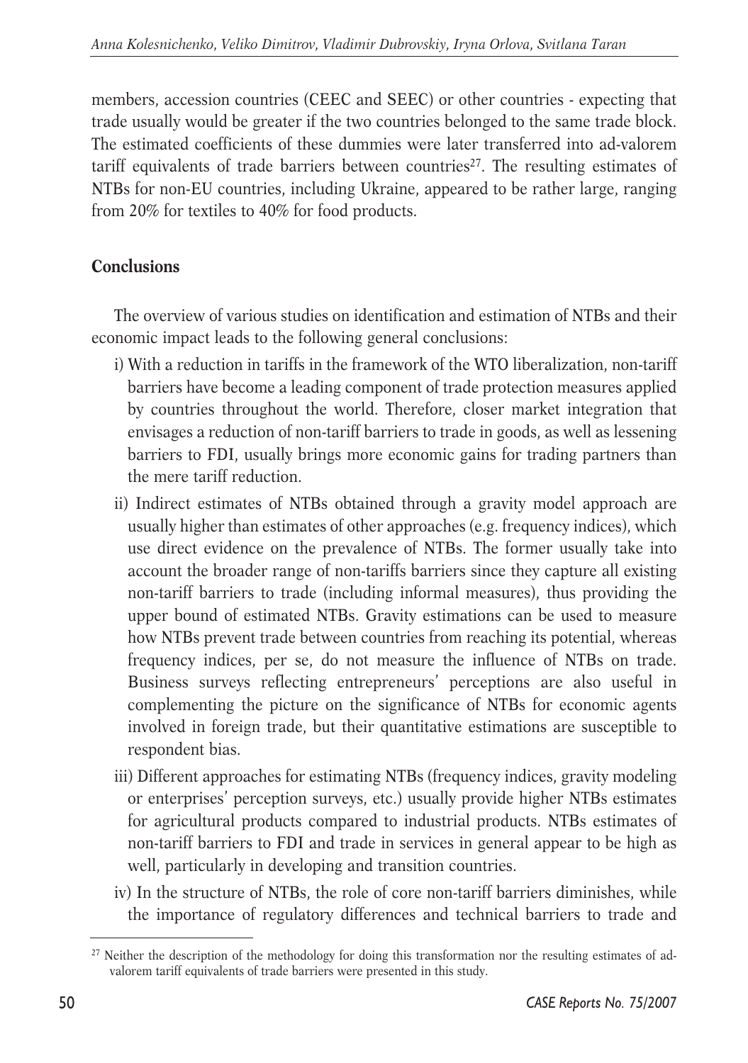members, accession countries (CEEC and SEEC) or other countries - expecting that trade usually would be greater if the two countries belonged to the same trade block. The estimated coefficients of these dummies were later transferred into ad-valorem tariff equivalents of trade barriers between countries[27]. The resulting estimates of NTBs for non-EU countries, including Ukraine, appeared to be rather large, ranging from 20% for textiles to 40% for food products.

## Conclusions

The overview of various studies on identification and estimation of NTBs and their economic impact leads to the following general conclusions:

i) With a reduction in tariffs in the framework of the WTO liberalization, non-tariff barriers have become a leading component of trade protection measures applied by countries throughout the world. Therefore, closer market integration that envisages a reduction of non-tariff barriers to trade in goods, as well as lessening barriers to FDI, usually brings more economic gains for trading partners than the mere tariff reduction.

ii) Indirect estimates of NTBs obtained through a gravity model approach are usually higher than estimates of other approaches (e.g. frequency indices), which use direct evidence on the prevalence of NTBs. The former usually take into account the broader range of non-tariffs barriers since they capture all existing non-tariff barriers to trade (including informal measures), thus providing the upper bound of estimated NTBs. Gravity estimations can be used to measure how NTBs prevent trade between countries from reaching its potential, whereas frequency indices, per se, do not measure the influence of NTBs on trade. Business surveys reflecting entrepreneurs' perceptions are also useful in complementing the picture on the significance of NTBs for economic agents involved in foreign trade, but their quantitative estimations are susceptible to respondent bias.

iii) Different approaches for estimating NTBs (frequency indices, gravity modeling or enterprises' perception surveys, etc.) usually provide higher NTBs estimates for agricultural products compared to industrial products. NTBs estimates of non-tariff barriers to FDI and trade in services in general appear to be high as well, particularly in developing and transition countries.

iv) In the structure of NTBs, the role of core non-tariff barriers diminishes, while the importance of regulatory differences and technical barriers to trade and

[27] Neither the description of the methodology for doing this transformation nor the resulting estimates of ad-valorem tariff equivalents of trade barriers were presented in this study.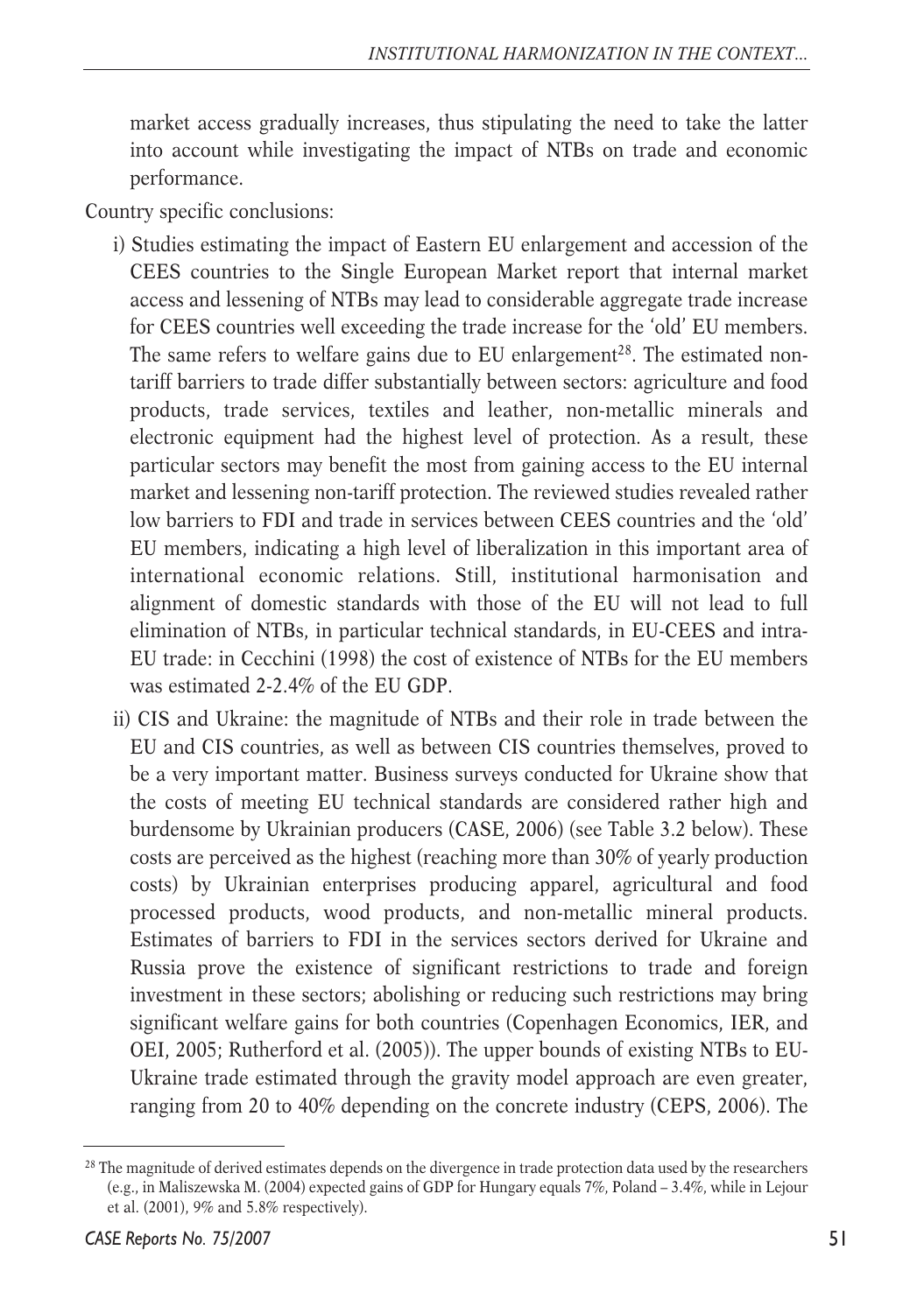market access gradually increases, thus stipulating the need to take the latter into account while investigating the impact of NTBs on trade and economic performance.

Country specific conclusions:

i) Studies estimating the impact of Eastern EU enlargement and accession of the CEES countries to the Single European Market report that internal market access and lessening of NTBs may lead to considerable aggregate trade increase for CEES countries well exceeding the trade increase for the 'old' EU members. The same refers to welfare gains due to EU enlargement[28]. The estimated non-tariff barriers to trade differ substantially between sectors: agriculture and food products, trade services, textiles and leather, non-metallic minerals and electronic equipment had the highest level of protection. As a result, these particular sectors may benefit the most from gaining access to the EU internal market and lessening non-tariff protection. The reviewed studies revealed rather low barriers to FDI and trade in services between CEES countries and the 'old' EU members, indicating a high level of liberalization in this important area of international economic relations. Still, institutional harmonisation and alignment of domestic standards with those of the EU will not lead to full elimination of NTBs, in particular technical standards, in EU-CEES and intra-EU trade: in Cecchini (1998) the cost of existence of NTBs for the EU members was estimated 2-2.4% of the EU GDP.

ii) CIS and Ukraine: the magnitude of NTBs and their role in trade between the EU and CIS countries, as well as between CIS countries themselves, proved to be a very important matter. Business surveys conducted for Ukraine show that the costs of meeting EU technical standards are considered rather high and burdensome by Ukrainian producers (CASE, 2006) (see Table 3.2 below). These costs are perceived as the highest (reaching more than 30% of yearly production costs) by Ukrainian enterprises producing apparel, agricultural and food processed products, wood products, and non-metallic mineral products. Estimates of barriers to FDI in the services sectors derived for Ukraine and Russia prove the existence of significant restrictions to trade and foreign investment in these sectors; abolishing or reducing such restrictions may bring significant welfare gains for both countries (Copenhagen Economics, IER, and OEI, 2005; Rutherford et al. (2005)). The upper bounds of existing NTBs to EU-Ukraine trade estimated through the gravity model approach are even greater, ranging from 20 to 40% depending on the concrete industry (CEPS, 2006). The

---

[28] The magnitude of derived estimates depends on the divergence in trade protection data used by the researchers (e.g., in Maliszewska M. (2004) expected gains of GDP for Hungary equals 7%, Poland – 3.4%, while in Lejour et al. (2001), 9% and 5.8% respectively).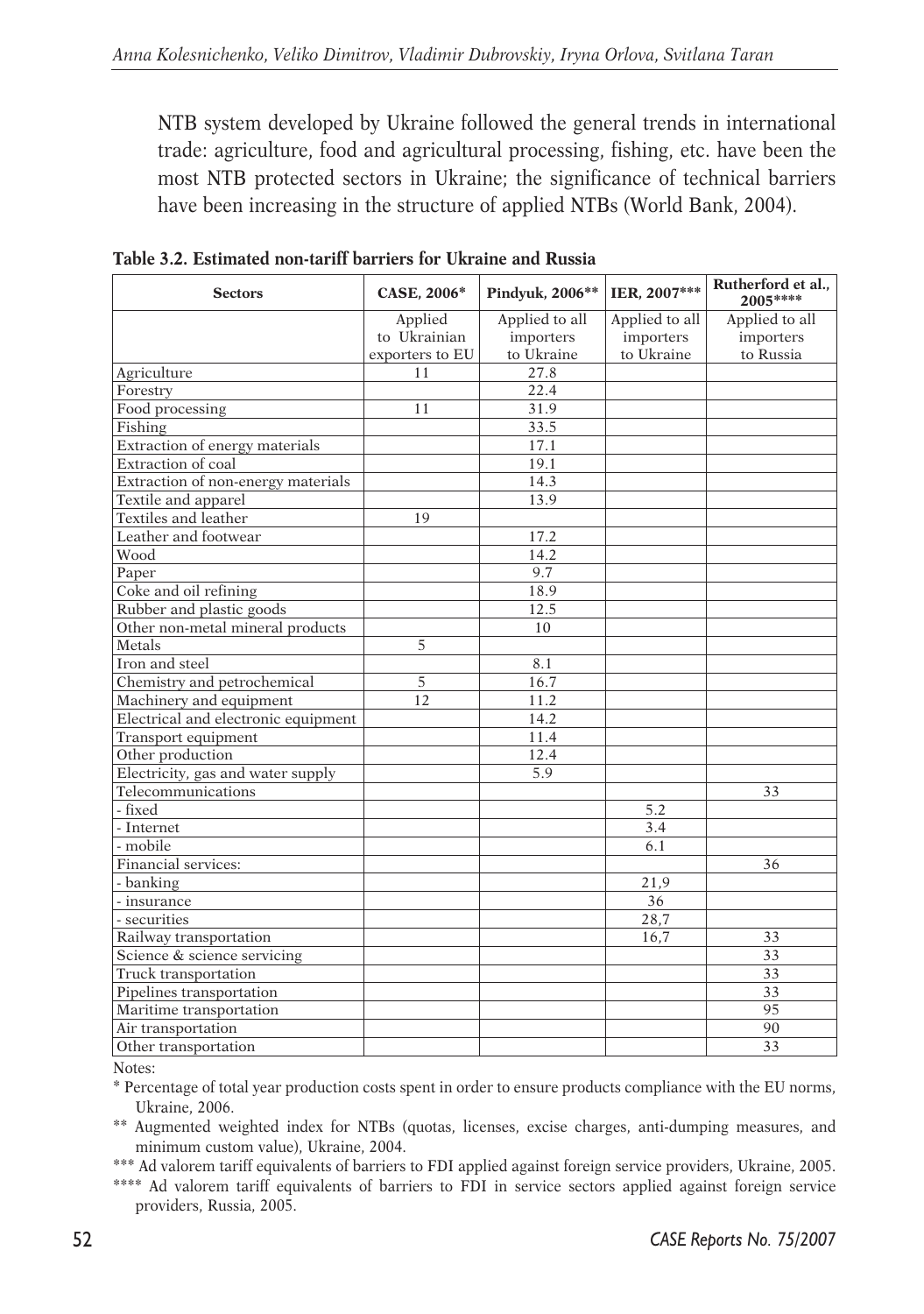NTB system developed by Ukraine followed the general trends in international trade: agriculture, food and agricultural processing, fishing, etc. have been the most NTB protected sectors in Ukraine; the significance of technical barriers have been increasing in the structure of applied NTBs (World Bank, 2004).

**Table 3.2. Estimated non-tariff barriers for Ukraine and Russia**

| Sectors | CASE, 2006* | Pindyuk, 2006** | IER, 2007*** | Rutherford et al., 2005**** |
|---|---|---|---|---|
| | Applied to Ukrainian exporters to EU | Applied to all importers to Ukraine | Applied to all importers to Ukraine | Applied to all importers to Russia |
| Agriculture | 11 | 27.8 | | |
| Forestry | | 22.4 | | |
| Food processing | 11 | 31.9 | | |
| Fishing | | 33.5 | | |
| Extraction of energy materials | | 17.1 | | |
| Extraction of coal | | 19.1 | | |
| Extraction of non-energy materials | | 14.3 | | |
| Textile and apparel | | 13.9 | | |
| Textiles and leather | 19 | | | |
| Leather and footwear | | 17.2 | | |
| Wood | | 14.2 | | |
| Paper | | 9.7 | | |
| Coke and oil refining | | 18.9 | | |
| Rubber and plastic goods | | 12.5 | | |
| Other non-metal mineral products | | 10 | | |
| Metals | 5 | | | |
| Iron and steel | | 8.1 | | |
| Chemistry and petrochemical | 5 | 16.7 | | |
| Machinery and equipment | 12 | 11.2 | | |
| Electrical and electronic equipment | | 14.2 | | |
| Transport equipment | | 11.4 | | |
| Other production | | 12.4 | | |
| Electricity, gas and water supply | | 5.9 | | |
| Telecommunications | | | | 33 |
| - fixed | | | 5.2 | |
| - Internet | | | 3.4 | |
| - mobile | | | 6.1 | |
| Financial services: | | | | 36 |
| - banking | | | 21,9 | |
| - insurance | | | 36 | |
| - securities | | | 28,7 | |
| Railway transportation | | | 16,7 | 33 |
| Science & science servicing | | | | 33 |
| Truck transportation | | | | 33 |
| Pipelines transportation | | | | 33 |
| Maritime transportation | | | | 95 |
| Air transportation | | | | 90 |
| Other transportation | | | | 33 |

Notes:

\* Percentage of total year production costs spent in order to ensure products compliance with the EU norms, Ukraine, 2006.

\*\* Augmented weighted index for NTBs (quotas, licenses, excise charges, anti-dumping measures, and minimum custom value), Ukraine, 2004.

\*\*\* Ad valorem tariff equivalents of barriers to FDI applied against foreign service providers, Ukraine, 2005.

\*\*\*\* Ad valorem tariff equivalents of barriers to FDI in service sectors applied against foreign service providers, Russia, 2005.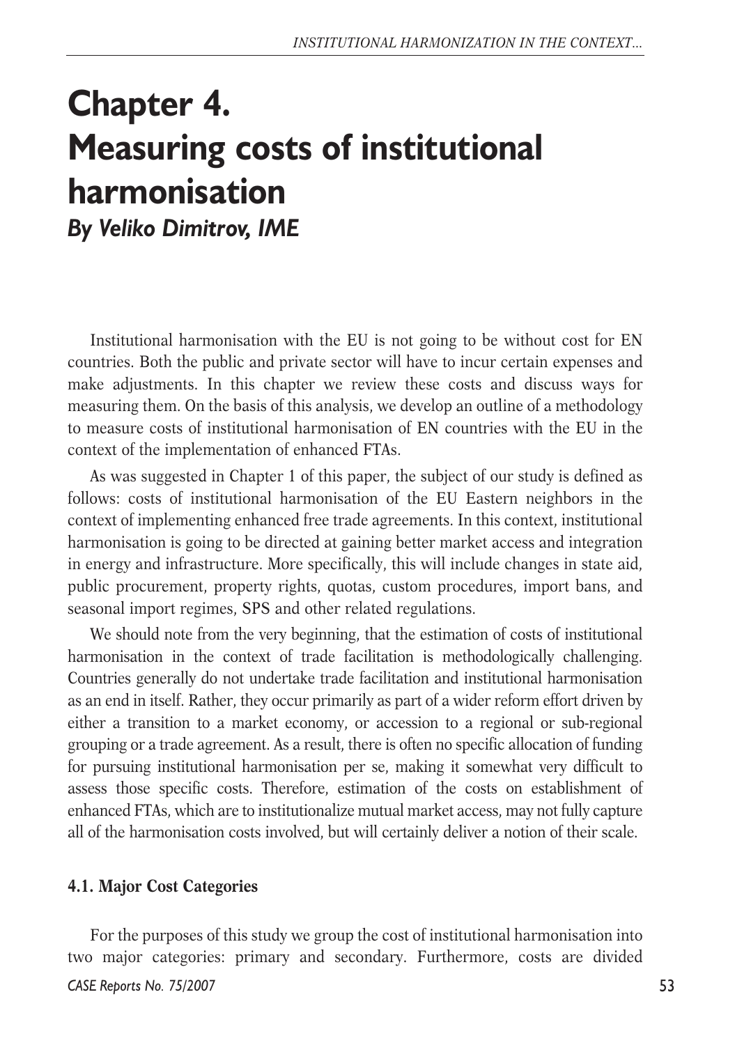# Chapter 4. Measuring costs of institutional harmonisation

*By Veliko Dimitrov, IME*

Institutional harmonisation with the EU is not going to be without cost for EN countries. Both the public and private sector will have to incur certain expenses and make adjustments. In this chapter we review these costs and discuss ways for measuring them. On the basis of this analysis, we develop an outline of a methodology to measure costs of institutional harmonisation of EN countries with the EU in the context of the implementation of enhanced FTAs.

As was suggested in Chapter 1 of this paper, the subject of our study is defined as follows: costs of institutional harmonisation of the EU Eastern neighbors in the context of implementing enhanced free trade agreements. In this context, institutional harmonisation is going to be directed at gaining better market access and integration in energy and infrastructure. More specifically, this will include changes in state aid, public procurement, property rights, quotas, custom procedures, import bans, and seasonal import regimes, SPS and other related regulations.

We should note from the very beginning, that the estimation of costs of institutional harmonisation in the context of trade facilitation is methodologically challenging. Countries generally do not undertake trade facilitation and institutional harmonisation as an end in itself. Rather, they occur primarily as part of a wider reform effort driven by either a transition to a market economy, or accession to a regional or sub-regional grouping or a trade agreement. As a result, there is often no specific allocation of funding for pursuing institutional harmonisation per se, making it somewhat very difficult to assess those specific costs. Therefore, estimation of the costs on establishment of enhanced FTAs, which are to institutionalize mutual market access, may not fully capture all of the harmonisation costs involved, but will certainly deliver a notion of their scale.

### 4.1. Major Cost Categories

For the purposes of this study we group the cost of institutional harmonisation into two major categories: primary and secondary. Furthermore, costs are divided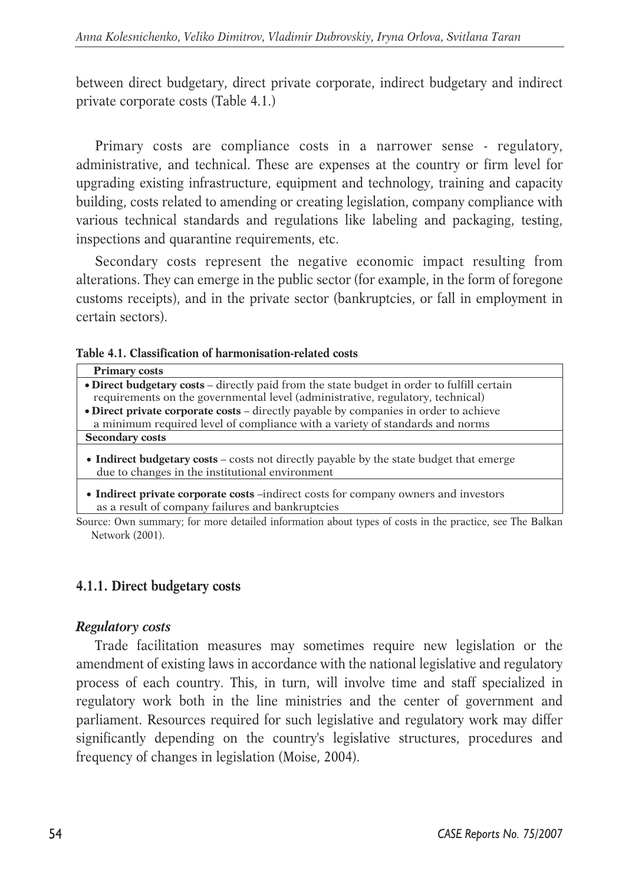between direct budgetary, direct private corporate, indirect budgetary and indirect private corporate costs (Table 4.1.)

Primary costs are compliance costs in a narrower sense - regulatory, administrative, and technical. These are expenses at the country or firm level for upgrading existing infrastructure, equipment and technology, training and capacity building, costs related to amending or creating legislation, company compliance with various technical standards and regulations like labeling and packaging, testing, inspections and quarantine requirements, etc.

Secondary costs represent the negative economic impact resulting from alterations. They can emerge in the public sector (for example, in the form of foregone customs receipts), and in the private sector (bankruptcies, or fall in employment in certain sectors).

**Table 4.1. Classification of harmonisation-related costs**

| **Primary costs** |
|---|
| • **Direct budgetary costs** – directly paid from the state budget in order to fulfill certain requirements on the governmental level (administrative, regulatory, technical)<br>• **Direct private corporate costs** – directly payable by companies in order to achieve a minimum required level of compliance with a variety of standards and norms |
| **Secondary costs** |
| • **Indirect budgetary costs** – costs not directly payable by the state budget that emerge due to changes in the institutional environment |
| • **Indirect private corporate costs** –indirect costs for company owners and investors as a result of company failures and bankruptcies |

Source: Own summary; for more detailed information about types of costs in the practice, see The Balkan Network (2001).

### 4.1.1. Direct budgetary costs

***Regulatory costs***

Trade facilitation measures may sometimes require new legislation or the amendment of existing laws in accordance with the national legislative and regulatory process of each country. This, in turn, will involve time and staff specialized in regulatory work both in the line ministries and the center of government and parliament. Resources required for such legislative and regulatory work may differ significantly depending on the country's legislative structures, procedures and frequency of changes in legislation (Moise, 2004).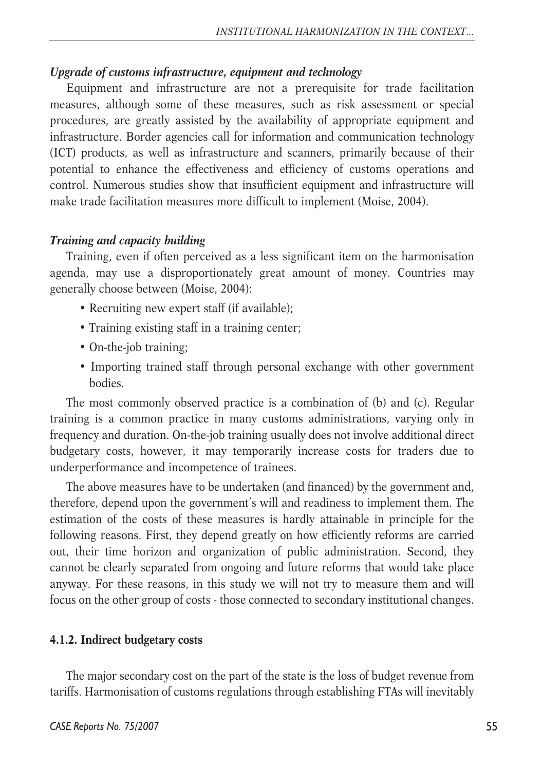*Upgrade of customs infrastructure, equipment and technology*

Equipment and infrastructure are not a prerequisite for trade facilitation measures, although some of these measures, such as risk assessment or special procedures, are greatly assisted by the availability of appropriate equipment and infrastructure. Border agencies call for information and communication technology (ICT) products, as well as infrastructure and scanners, primarily because of their potential to enhance the effectiveness and efficiency of customs operations and control. Numerous studies show that insufficient equipment and infrastructure will make trade facilitation measures more difficult to implement (Moise, 2004).

*Training and capacity building*

Training, even if often perceived as a less significant item on the harmonisation agenda, may use a disproportionately great amount of money. Countries may generally choose between (Moise, 2004):

- Recruiting new expert staff (if available);
- Training existing staff in a training center;
- On-the-job training;
- Importing trained staff through personal exchange with other government bodies.

The most commonly observed practice is a combination of (b) and (c). Regular training is a common practice in many customs administrations, varying only in frequency and duration. On-the-job training usually does not involve additional direct budgetary costs, however, it may temporarily increase costs for traders due to underperformance and incompetence of trainees.

The above measures have to be undertaken (and financed) by the government and, therefore, depend upon the government's will and readiness to implement them. The estimation of the costs of these measures is hardly attainable in principle for the following reasons. First, they depend greatly on how efficiently reforms are carried out, their time horizon and organization of public administration. Second, they cannot be clearly separated from ongoing and future reforms that would take place anyway. For these reasons, in this study we will not try to measure them and will focus on the other group of costs - those connected to secondary institutional changes.

#### 4.1.2. Indirect budgetary costs

The major secondary cost on the part of the state is the loss of budget revenue from tariffs. Harmonisation of customs regulations through establishing FTAs will inevitably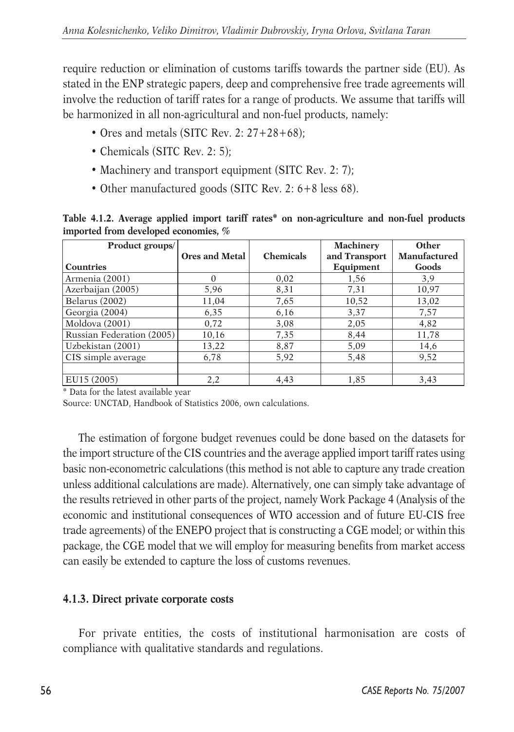require reduction or elimination of customs tariffs towards the partner side (EU). As stated in the ENP strategic papers, deep and comprehensive free trade agreements will involve the reduction of tariff rates for a range of products. We assume that tariffs will be harmonized in all non-agricultural and non-fuel products, namely:

- Ores and metals (SITC Rev. 2: 27+28+68);
- Chemicals (SITC Rev. 2: 5);
- Machinery and transport equipment (SITC Rev. 2: 7);
- Other manufactured goods (SITC Rev. 2: 6+8 less 68).

**Table 4.1.2. Average applied import tariff rates\* on non-agriculture and non-fuel products imported from developed economies, %**

| Product groups/ Countries | Ores and Metal | Chemicals | Machinery and Transport Equipment | Other Manufactured Goods |
|---|---|---|---|---|
| Armenia (2001) | 0 | 0,02 | 1,56 | 3,9 |
| Azerbaijan (2005) | 5,96 | 8,31 | 7,31 | 10,97 |
| Belarus (2002) | 11,04 | 7,65 | 10,52 | 13,02 |
| Georgia (2004) | 6,35 | 6,16 | 3,37 | 7,57 |
| Moldova (2001) | 0,72 | 3,08 | 2,05 | 4,82 |
| Russian Federation (2005) | 10,16 | 7,35 | 8,44 | 11,78 |
| Uzbekistan (2001) | 13,22 | 8,87 | 5,09 | 14,6 |
| CIS simple average | 6,78 | 5,92 | 5,48 | 9,52 |
| | | | | |
| EU15 (2005) | 2,2 | 4,43 | 1,85 | 3,43 |

\* Data for the latest available year

Source: UNCTAD, Handbook of Statistics 2006, own calculations.

The estimation of forgone budget revenues could be done based on the datasets for the import structure of the CIS countries and the average applied import tariff rates using basic non-econometric calculations (this method is not able to capture any trade creation unless additional calculations are made). Alternatively, one can simply take advantage of the results retrieved in other parts of the project, namely Work Package 4 (Analysis of the economic and institutional consequences of WTO accession and of future EU-CIS free trade agreements) of the ENEPO project that is constructing a CGE model; or within this package, the CGE model that we will employ for measuring benefits from market access can easily be extended to capture the loss of customs revenues.

### 4.1.3. Direct private corporate costs

For private entities, the costs of institutional harmonisation are costs of compliance with qualitative standards and regulations.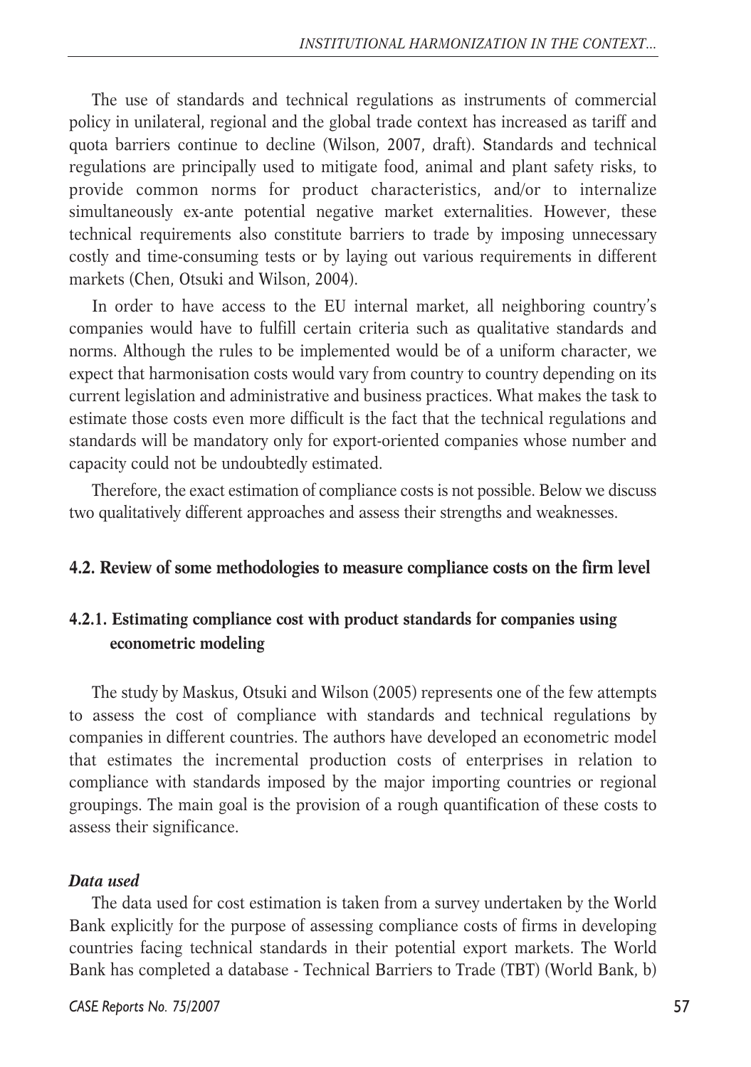The use of standards and technical regulations as instruments of commercial policy in unilateral, regional and the global trade context has increased as tariff and quota barriers continue to decline (Wilson, 2007, draft). Standards and technical regulations are principally used to mitigate food, animal and plant safety risks, to provide common norms for product characteristics, and/or to internalize simultaneously ex-ante potential negative market externalities. However, these technical requirements also constitute barriers to trade by imposing unnecessary costly and time-consuming tests or by laying out various requirements in different markets (Chen, Otsuki and Wilson, 2004).

In order to have access to the EU internal market, all neighboring country's companies would have to fulfill certain criteria such as qualitative standards and norms. Although the rules to be implemented would be of a uniform character, we expect that harmonisation costs would vary from country to country depending on its current legislation and administrative and business practices. What makes the task to estimate those costs even more difficult is the fact that the technical regulations and standards will be mandatory only for export-oriented companies whose number and capacity could not be undoubtedly estimated.

Therefore, the exact estimation of compliance costs is not possible. Below we discuss two qualitatively different approaches and assess their strengths and weaknesses.

## 4.2. Review of some methodologies to measure compliance costs on the firm level

### 4.2.1. Estimating compliance cost with product standards for companies using econometric modeling

The study by Maskus, Otsuki and Wilson (2005) represents one of the few attempts to assess the cost of compliance with standards and technical regulations by companies in different countries. The authors have developed an econometric model that estimates the incremental production costs of enterprises in relation to compliance with standards imposed by the major importing countries or regional groupings. The main goal is the provision of a rough quantification of these costs to assess their significance.

***Data used***

The data used for cost estimation is taken from a survey undertaken by the World Bank explicitly for the purpose of assessing compliance costs of firms in developing countries facing technical standards in their potential export markets. The World Bank has completed a database - Technical Barriers to Trade (TBT) (World Bank, b)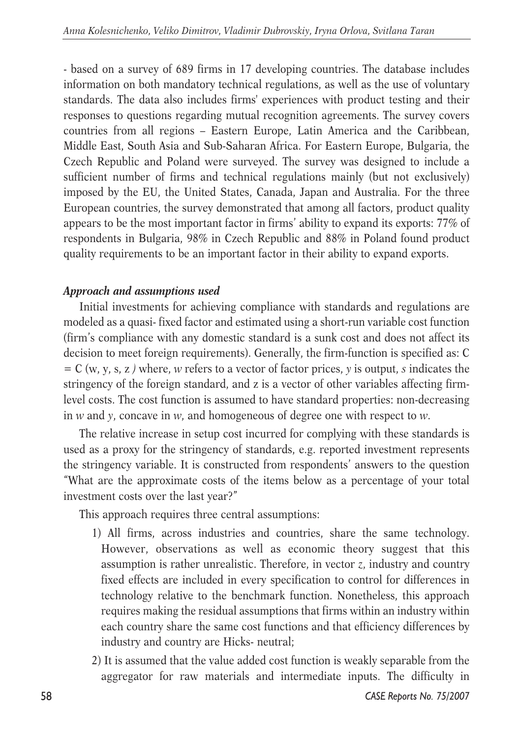- based on a survey of 689 firms in 17 developing countries. The database includes information on both mandatory technical regulations, as well as the use of voluntary standards. The data also includes firms' experiences with product testing and their responses to questions regarding mutual recognition agreements. The survey covers countries from all regions – Eastern Europe, Latin America and the Caribbean, Middle East, South Asia and Sub-Saharan Africa. For Eastern Europe, Bulgaria, the Czech Republic and Poland were surveyed. The survey was designed to include a sufficient number of firms and technical regulations mainly (but not exclusively) imposed by the EU, the United States, Canada, Japan and Australia. For the three European countries, the survey demonstrated that among all factors, product quality appears to be the most important factor in firms' ability to expand its exports: 77% of respondents in Bulgaria, 98% in Czech Republic and 88% in Poland found product quality requirements to be an important factor in their ability to expand exports.

***Approach and assumptions used***

Initial investments for achieving compliance with standards and regulations are modeled as a quasi- fixed factor and estimated using a short-run variable cost function (firm's compliance with any domestic standard is a sunk cost and does not affect its decision to meet foreign requirements). Generally, the firm-function is specified as: $C = C(w, y, s, z)$ where, *w* refers to a vector of factor prices, *y* is output, *s* indicates the stringency of the foreign standard, and z is a vector of other variables affecting firm-level costs. The cost function is assumed to have standard properties: non-decreasing in *w* and *y*, concave in *w*, and homogeneous of degree one with respect to *w*.

The relative increase in setup cost incurred for complying with these standards is used as a proxy for the stringency of standards, e.g. reported investment represents the stringency variable. It is constructed from respondents' answers to the question "What are the approximate costs of the items below as a percentage of your total investment costs over the last year?"

This approach requires three central assumptions:

1) All firms, across industries and countries, share the same technology. However, observations as well as economic theory suggest that this assumption is rather unrealistic. Therefore, in vector *z*, industry and country fixed effects are included in every specification to control for differences in technology relative to the benchmark function. Nonetheless, this approach requires making the residual assumptions that firms within an industry within each country share the same cost functions and that efficiency differences by industry and country are Hicks- neutral;

2) It is assumed that the value added cost function is weakly separable from the aggregator for raw materials and intermediate inputs. The difficulty in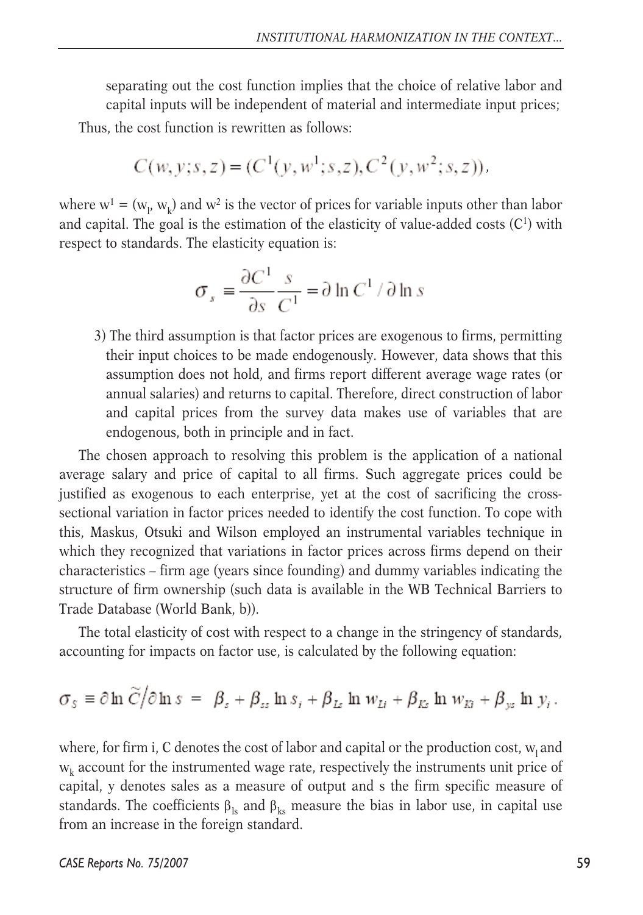separating out the cost function implies that the choice of relative labor and capital inputs will be independent of material and intermediate input prices;

Thus, the cost function is rewritten as follows:

$$C(w,y;s,z) = (C^1(y,w^1;s,z), C^2(y,w^2;s,z)),$$

where $w^1 = (w_l, w_k)$ and $w^2$ is the vector of prices for variable inputs other than labor and capital. The goal is the estimation of the elasticity of value-added costs ($C^1$) with respect to standards. The elasticity equation is:

$$\sigma_s \equiv \frac{\partial C^1}{\partial s} \frac{s}{C^1} = \partial \ln C^1 / \partial \ln s$$

3) The third assumption is that factor prices are exogenous to firms, permitting their input choices to be made endogenously. However, data shows that this assumption does not hold, and firms report different average wage rates (or annual salaries) and returns to capital. Therefore, direct construction of labor and capital prices from the survey data makes use of variables that are endogenous, both in principle and in fact.

The chosen approach to resolving this problem is the application of a national average salary and price of capital to all firms. Such aggregate prices could be justified as exogenous to each enterprise, yet at the cost of sacrificing the cross-sectional variation in factor prices needed to identify the cost function. To cope with this, Maskus, Otsuki and Wilson employed an instrumental variables technique in which they recognized that variations in factor prices across firms depend on their characteristics – firm age (years since founding) and dummy variables indicating the structure of firm ownership (such data is available in the WB Technical Barriers to Trade Database (World Bank, b)).

The total elasticity of cost with respect to a change in the stringency of standards, accounting for impacts on factor use, is calculated by the following equation:

$$\sigma_S \equiv \partial \ln \widetilde{C} / \partial \ln s = \beta_s + \beta_{ss} \ln s_i + \beta_{Ls} \ln w_{Li} + \beta_{Ks} \ln w_{Ki} + \beta_{ys} \ln y_i .$$

where, for firm i, C denotes the cost of labor and capital or the production cost, $w_l$ and $w_k$ account for the instrumented wage rate, respectively the instruments unit price of capital, y denotes sales as a measure of output and s the firm specific measure of standards. The coefficients $\beta_{ls}$ and $\beta_{ks}$ measure the bias in labor use, in capital use from an increase in the foreign standard.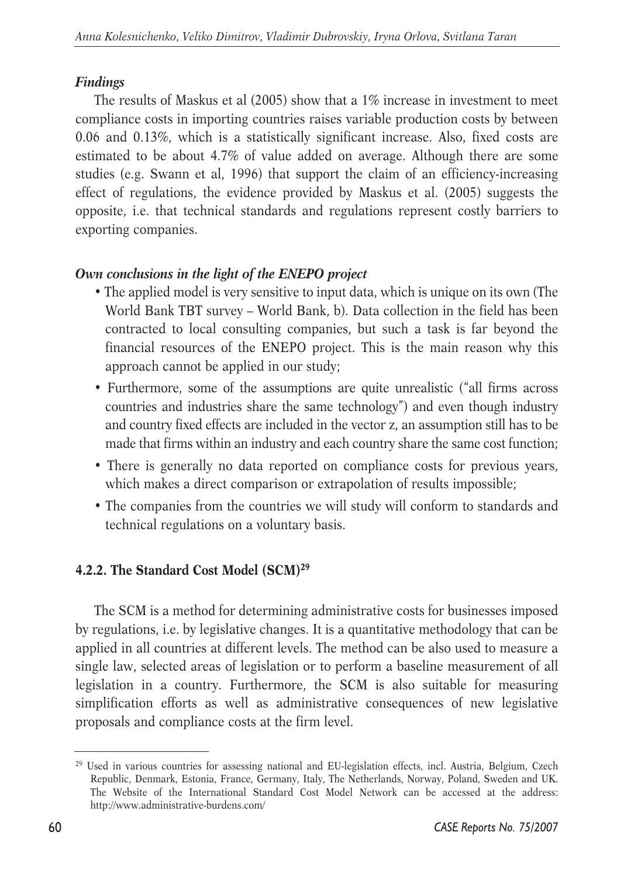#### *Findings*

The results of Maskus et al (2005) show that a 1% increase in investment to meet compliance costs in importing countries raises variable production costs by between 0.06 and 0.13%, which is a statistically significant increase. Also, fixed costs are estimated to be about 4.7% of value added on average. Although there are some studies (e.g. Swann et al, 1996) that support the claim of an efficiency-increasing effect of regulations, the evidence provided by Maskus et al. (2005) suggests the opposite, i.e. that technical standards and regulations represent costly barriers to exporting companies.

#### *Own conclusions in the light of the ENEPO project*

- The applied model is very sensitive to input data, which is unique on its own (The World Bank TBT survey – World Bank, b). Data collection in the field has been contracted to local consulting companies, but such a task is far beyond the financial resources of the ENEPO project. This is the main reason why this approach cannot be applied in our study;
- Furthermore, some of the assumptions are quite unrealistic ("all firms across countries and industries share the same technology") and even though industry and country fixed effects are included in the vector z, an assumption still has to be made that firms within an industry and each country share the same cost function;
- There is generally no data reported on compliance costs for previous years, which makes a direct comparison or extrapolation of results impossible;
- The companies from the countries we will study will conform to standards and technical regulations on a voluntary basis.

### 4.2.2. The Standard Cost Model (SCM)[29]

The SCM is a method for determining administrative costs for businesses imposed by regulations, i.e. by legislative changes. It is a quantitative methodology that can be applied in all countries at different levels. The method can be also used to measure a single law, selected areas of legislation or to perform a baseline measurement of all legislation in a country. Furthermore, the SCM is also suitable for measuring simplification efforts as well as administrative consequences of new legislative proposals and compliance costs at the firm level.

[29] Used in various countries for assessing national and EU-legislation effects, incl. Austria, Belgium, Czech Republic, Denmark, Estonia, France, Germany, Italy, The Netherlands, Norway, Poland, Sweden and UK. The Website of the International Standard Cost Model Network can be accessed at the address: http://www.administrative-burdens.com/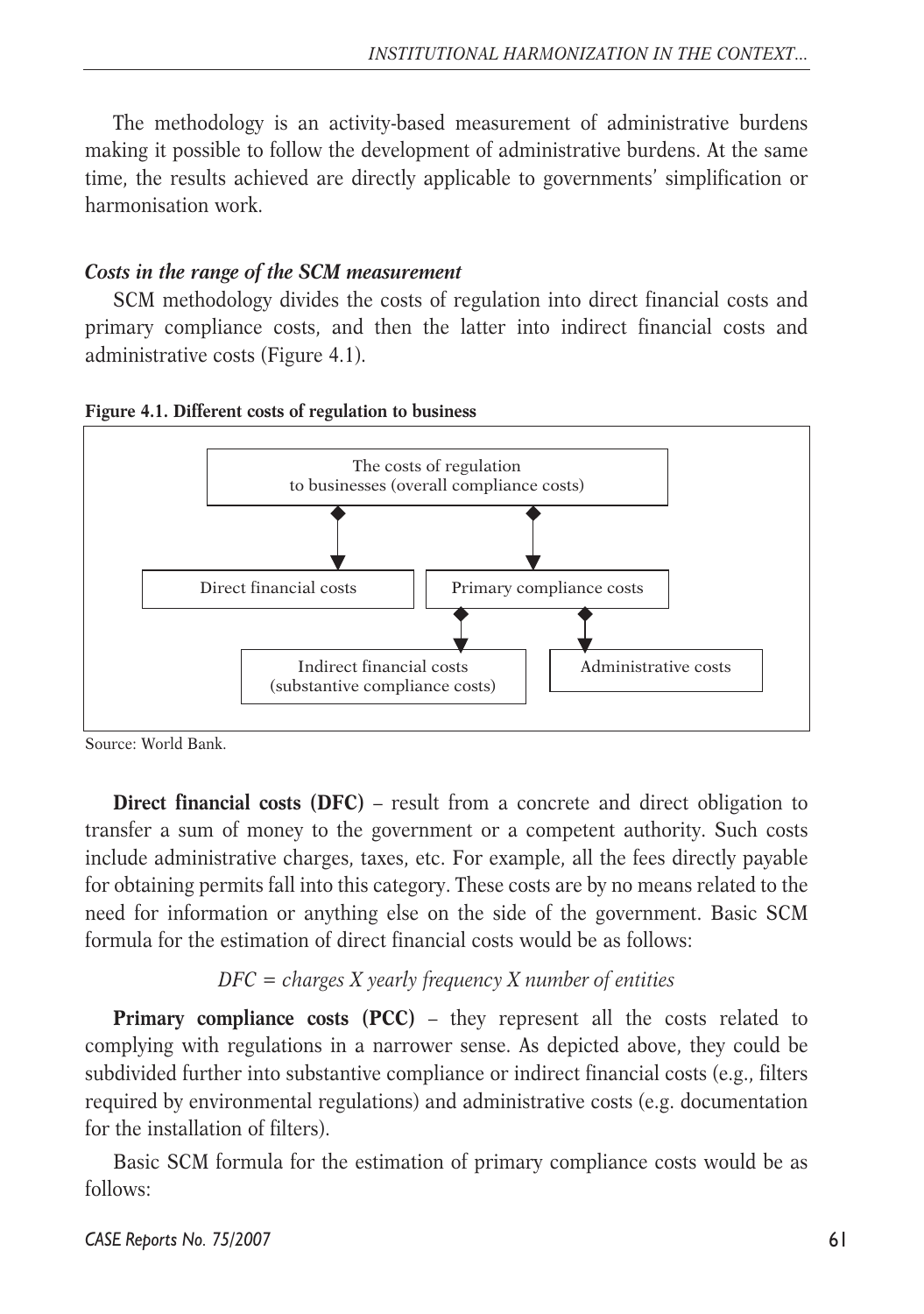The methodology is an activity-based measurement of administrative burdens making it possible to follow the development of administrative burdens. At the same time, the results achieved are directly applicable to governments' simplification or harmonisation work.

***Costs in the range of the SCM measurement***

SCM methodology divides the costs of regulation into direct financial costs and primary compliance costs, and then the latter into indirect financial costs and administrative costs (Figure 4.1).

**Figure 4.1. Different costs of regulation to business**

The costs of regulation to businesses (overall compliance costs)

- Direct financial costs
- Primary compliance costs
  - Indirect financial costs (substantive compliance costs)
  - Administrative costs

Source: World Bank.

**Direct financial costs (DFC)** – result from a concrete and direct obligation to transfer a sum of money to the government or a competent authority. Such costs include administrative charges, taxes, etc. For example, all the fees directly payable for obtaining permits fall into this category. These costs are by no means related to the need for information or anything else on the side of the government. Basic SCM formula for the estimation of direct financial costs would be as follows:

*DFC = charges X yearly frequency X number of entities*

**Primary compliance costs (PCC)** – they represent all the costs related to complying with regulations in a narrower sense. As depicted above, they could be subdivided further into substantive compliance or indirect financial costs (e.g., filters required by environmental regulations) and administrative costs (e.g. documentation for the installation of filters).

Basic SCM formula for the estimation of primary compliance costs would be as follows: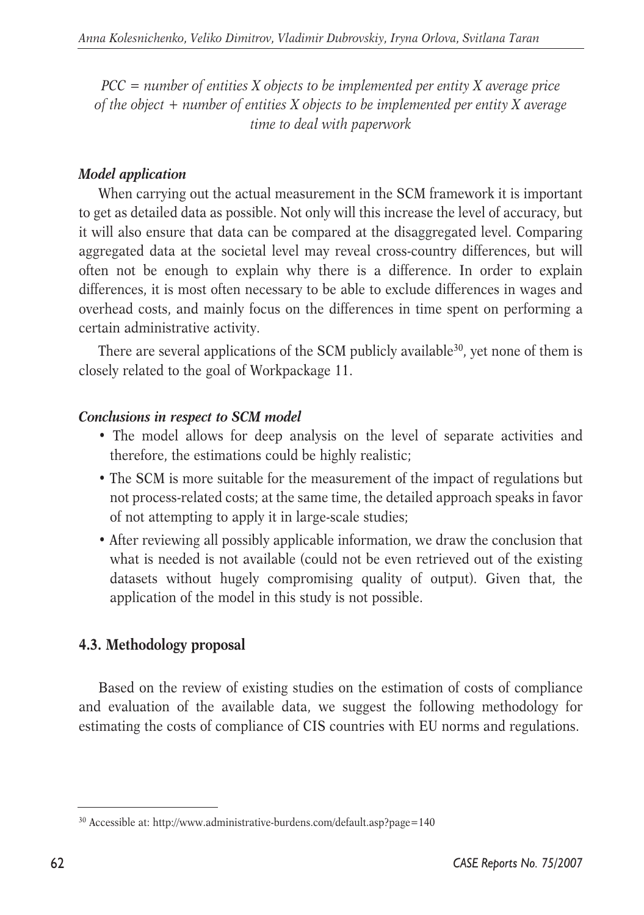*PCC = number of entities X objects to be implemented per entity X average price of the object + number of entities X objects to be implemented per entity X average time to deal with paperwork*

### *Model application*

When carrying out the actual measurement in the SCM framework it is important to get as detailed data as possible. Not only will this increase the level of accuracy, but it will also ensure that data can be compared at the disaggregated level. Comparing aggregated data at the societal level may reveal cross-country differences, but will often not be enough to explain why there is a difference. In order to explain differences, it is most often necessary to be able to exclude differences in wages and overhead costs, and mainly focus on the differences in time spent on performing a certain administrative activity.

There are several applications of the SCM publicly available[30], yet none of them is closely related to the goal of Workpackage 11.

### *Conclusions in respect to SCM model*

- The model allows for deep analysis on the level of separate activities and therefore, the estimations could be highly realistic;
- The SCM is more suitable for the measurement of the impact of regulations but not process-related costs; at the same time, the detailed approach speaks in favor of not attempting to apply it in large-scale studies;
- After reviewing all possibly applicable information, we draw the conclusion that what is needed is not available (could not be even retrieved out of the existing datasets without hugely compromising quality of output). Given that, the application of the model in this study is not possible.

## 4.3. Methodology proposal

Based on the review of existing studies on the estimation of costs of compliance and evaluation of the available data, we suggest the following methodology for estimating the costs of compliance of CIS countries with EU norms and regulations.

[30] Accessible at: http://www.administrative-burdens.com/default.asp?page=140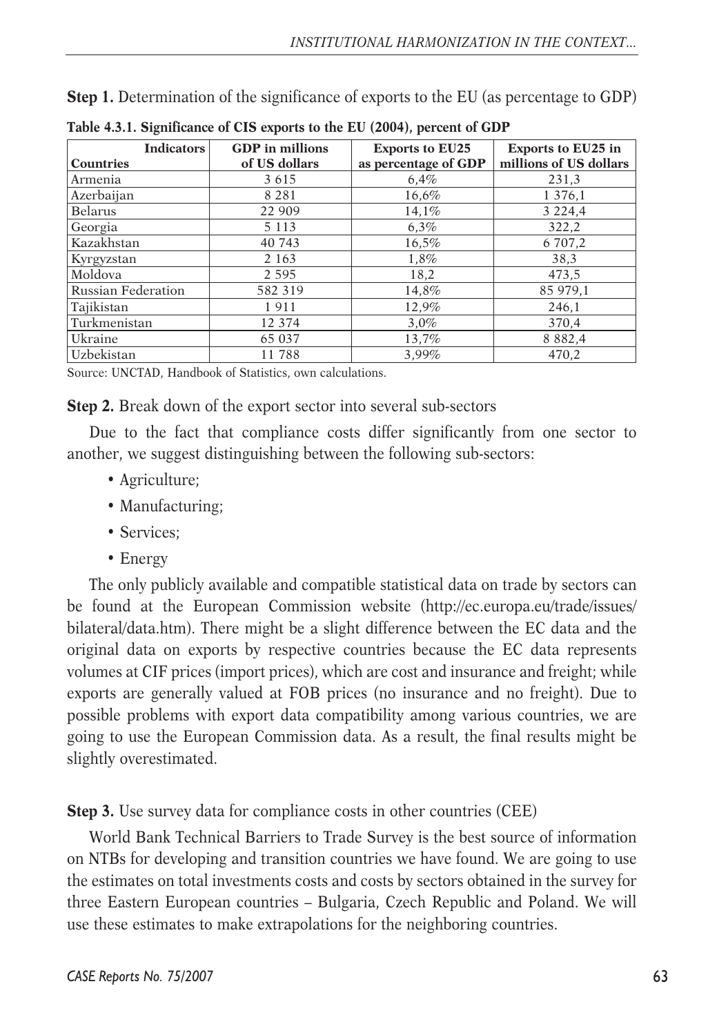**Step 1.** Determination of the significance of exports to the EU (as percentage to GDP)

**Table 4.3.1. Significance of CIS exports to the EU (2004), percent of GDP**

| Indicators / Countries | GDP in millions of US dollars | Exports to EU25 as percentage of GDP | Exports to EU25 in millions of US dollars |
|---|---|---|---|
| Armenia | 3 615 | 6,4% | 231,3 |
| Azerbaijan | 8 281 | 16,6% | 1 376,1 |
| Belarus | 22 909 | 14,1% | 3 224,4 |
| Georgia | 5 113 | 6,3% | 322,2 |
| Kazakhstan | 40 743 | 16,5% | 6 707,2 |
| Kyrgyzstan | 2 163 | 1,8% | 38,3 |
| Moldova | 2 595 | 18,2 | 473,5 |
| Russian Federation | 582 319 | 14,8% | 85 979,1 |
| Tajikistan | 1 911 | 12,9% | 246,1 |
| Turkmenistan | 12 374 | 3,0% | 370,4 |
| Ukraine | 65 037 | 13,7% | 8 882,4 |
| Uzbekistan | 11 788 | 3,99% | 470,2 |

Source: UNCTAD, Handbook of Statistics, own calculations.

**Step 2.** Break down of the export sector into several sub-sectors

Due to the fact that compliance costs differ significantly from one sector to another, we suggest distinguishing between the following sub-sectors:

- Agriculture;
- Manufacturing;
- Services;
- Energy

The only publicly available and compatible statistical data on trade by sectors can be found at the European Commission website (http://ec.europa.eu/trade/issues/bilateral/data.htm). There might be a slight difference between the EC data and the original data on exports by respective countries because the EC data represents volumes at CIF prices (import prices), which are cost and insurance and freight; while exports are generally valued at FOB prices (no insurance and no freight). Due to possible problems with export data compatibility among various countries, we are going to use the European Commission data. As a result, the final results might be slightly overestimated.

**Step 3.** Use survey data for compliance costs in other countries (CEE)

World Bank Technical Barriers to Trade Survey is the best source of information on NTBs for developing and transition countries we have found. We are going to use the estimates on total investments costs and costs by sectors obtained in the survey for three Eastern European countries – Bulgaria, Czech Republic and Poland. We will use these estimates to make extrapolations for the neighboring countries.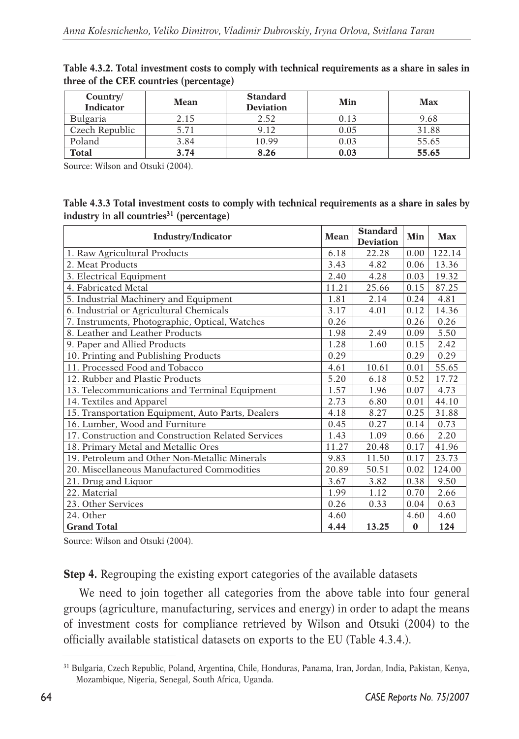**Table 4.3.2. Total investment costs to comply with technical requirements as a share in sales in three of the CEE countries (percentage)**

| Country/ Indicator | Mean | Standard Deviation | Min | Max |
|---|---|---|---|---|
| Bulgaria | 2.15 | 2.52 | 0.13 | 9.68 |
| Czech Republic | 5.71 | 9.12 | 0.05 | 31.88 |
| Poland | 3.84 | 10.99 | 0.03 | 55.65 |
| **Total** | **3.74** | **8.26** | **0.03** | **55.65** |

Source: Wilson and Otsuki (2004).

**Table 4.3.3 Total investment costs to comply with technical requirements as a share in sales by industry in all countries[31] (percentage)**

| Industry/Indicator | Mean | Standard Deviation | Min | Max |
|---|---|---|---|---|
| 1. Raw Agricultural Products | 6.18 | 22.28 | 0.00 | 122.14 |
| 2. Meat Products | 3.43 | 4.82 | 0.06 | 13.36 |
| 3. Electrical Equipment | 2.40 | 4.28 | 0.03 | 19.32 |
| 4. Fabricated Metal | 11.21 | 25.66 | 0.15 | 87.25 |
| 5. Industrial Machinery and Equipment | 1.81 | 2.14 | 0.24 | 4.81 |
| 6. Industrial or Agricultural Chemicals | 3.17 | 4.01 | 0.12 | 14.36 |
| 7. Instruments, Photographic, Optical, Watches | 0.26 | | 0.26 | 0.26 |
| 8. Leather and Leather Products | 1.98 | 2.49 | 0.09 | 5.50 |
| 9. Paper and Allied Products | 1.28 | 1.60 | 0.15 | 2.42 |
| 10. Printing and Publishing Products | 0.29 | | 0.29 | 0.29 |
| 11. Processed Food and Tobacco | 4.61 | 10.61 | 0.01 | 55.65 |
| 12. Rubber and Plastic Products | 5.20 | 6.18 | 0.52 | 17.72 |
| 13. Telecommunications and Terminal Equipment | 1.57 | 1.96 | 0.07 | 4.73 |
| 14. Textiles and Apparel | 2.73 | 6.80 | 0.01 | 44.10 |
| 15. Transportation Equipment, Auto Parts, Dealers | 4.18 | 8.27 | 0.25 | 31.88 |
| 16. Lumber, Wood and Furniture | 0.45 | 0.27 | 0.14 | 0.73 |
| 17. Construction and Construction Related Services | 1.43 | 1.09 | 0.66 | 2.20 |
| 18. Primary Metal and Metallic Ores | 11.27 | 20.48 | 0.17 | 41.96 |
| 19. Petroleum and Other Non-Metallic Minerals | 9.83 | 11.50 | 0.17 | 23.73 |
| 20. Miscellaneous Manufactured Commodities | 20.89 | 50.51 | 0.02 | 124.00 |
| 21. Drug and Liquor | 3.67 | 3.82 | 0.38 | 9.50 |
| 22. Material | 1.99 | 1.12 | 0.70 | 2.66 |
| 23. Other Services | 0.26 | 0.33 | 0.04 | 0.63 |
| 24. Other | 4.60 | | 4.60 | 4.60 |
| **Grand Total** | **4.44** | **13.25** | **0** | **124** |

Source: Wilson and Otsuki (2004).

**Step 4.** Regrouping the existing export categories of the available datasets

We need to join together all categories from the above table into four general groups (agriculture, manufacturing, services and energy) in order to adapt the means of investment costs for compliance retrieved by Wilson and Otsuki (2004) to the officially available statistical datasets on exports to the EU (Table 4.3.4.).

[31] Bulgaria, Czech Republic, Poland, Argentina, Chile, Honduras, Panama, Iran, Jordan, India, Pakistan, Kenya, Mozambique, Nigeria, Senegal, South Africa, Uganda.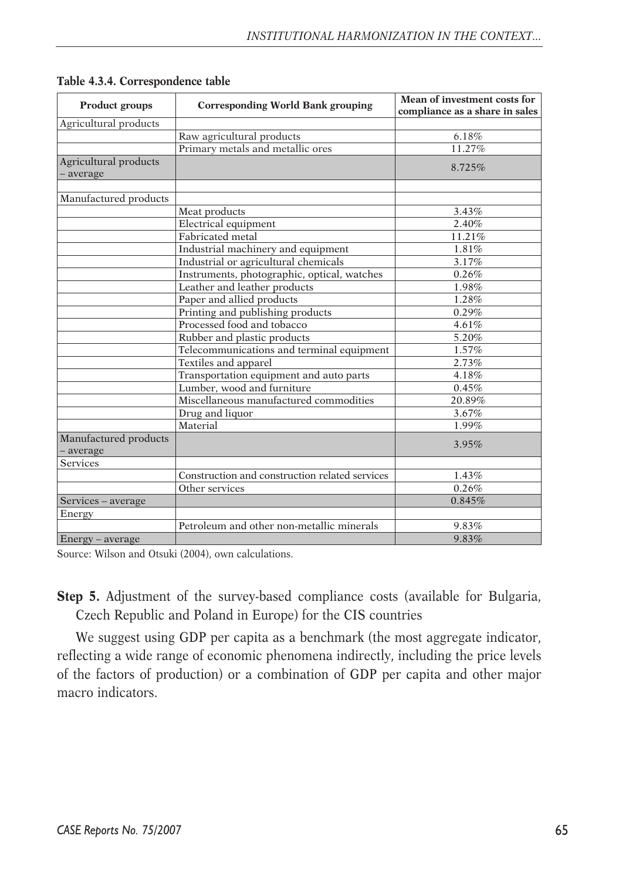**Table 4.3.4. Correspondence table**

| Product groups | Corresponding World Bank grouping | Mean of investment costs for compliance as a share in sales |
|---|---|---|
| Agricultural products | | |
| | Raw agricultural products | 6.18% |
| | Primary metals and metallic ores | 11.27% |
| Agricultural products – average | | 8.725% |
| | | |
| Manufactured products | | |
| | Meat products | 3.43% |
| | Electrical equipment | 2.40% |
| | Fabricated metal | 11.21% |
| | Industrial machinery and equipment | 1.81% |
| | Industrial or agricultural chemicals | 3.17% |
| | Instruments, photographic, optical, watches | 0.26% |
| | Leather and leather products | 1.98% |
| | Paper and allied products | 1.28% |
| | Printing and publishing products | 0.29% |
| | Processed food and tobacco | 4.61% |
| | Rubber and plastic products | 5.20% |
| | Telecommunications and terminal equipment | 1.57% |
| | Textiles and apparel | 2.73% |
| | Transportation equipment and auto parts | 4.18% |
| | Lumber, wood and furniture | 0.45% |
| | Miscellaneous manufactured commodities | 20.89% |
| | Drug and liquor | 3.67% |
| | Material | 1.99% |
| Manufactured products – average | | 3.95% |
| Services | | |
| | Construction and construction related services | 1.43% |
| | Other services | 0.26% |
| Services – average | | 0.845% |
| Energy | | |
| | Petroleum and other non-metallic minerals | 9.83% |
| Energy – average | | 9.83% |

Source: Wilson and Otsuki (2004), own calculations.

**Step 5.** Adjustment of the survey-based compliance costs (available for Bulgaria, Czech Republic and Poland in Europe) for the CIS countries

We suggest using GDP per capita as a benchmark (the most aggregate indicator, reflecting a wide range of economic phenomena indirectly, including the price levels of the factors of production) or a combination of GDP per capita and other major macro indicators.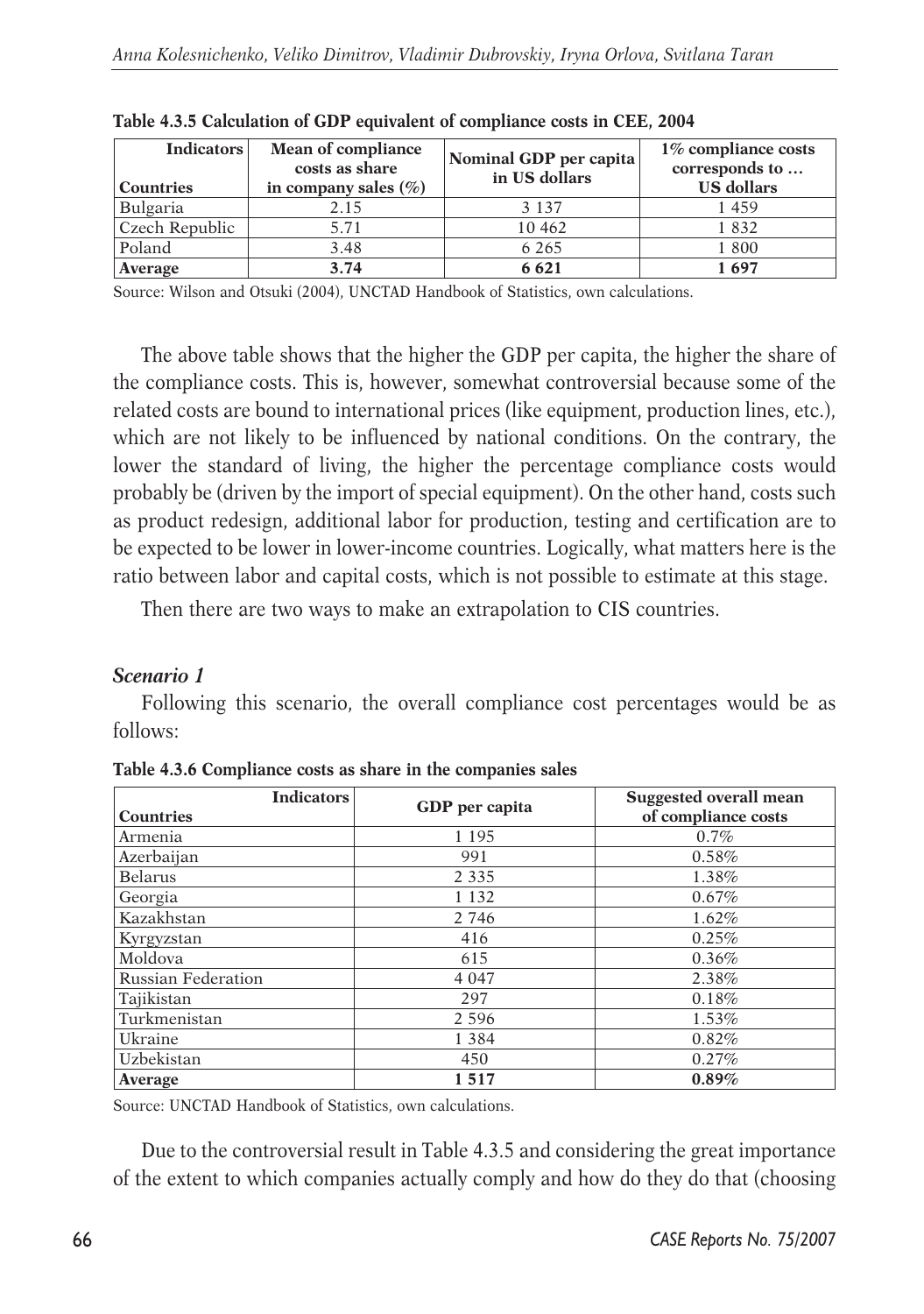**Table 4.3.5 Calculation of GDP equivalent of compliance costs in CEE, 2004**

| Indicators / Countries | Mean of compliance costs as share in company sales (%) | Nominal GDP per capita in US dollars | 1% compliance costs corresponds to … US dollars |
|---|---|---|---|
| Bulgaria | 2.15 | 3 137 | 1 459 |
| Czech Republic | 5.71 | 10 462 | 1 832 |
| Poland | 3.48 | 6 265 | 1 800 |
| **Average** | **3.74** | **6 621** | **1 697** |

Source: Wilson and Otsuki (2004), UNCTAD Handbook of Statistics, own calculations.

The above table shows that the higher the GDP per capita, the higher the share of the compliance costs. This is, however, somewhat controversial because some of the related costs are bound to international prices (like equipment, production lines, etc.), which are not likely to be influenced by national conditions. On the contrary, the lower the standard of living, the higher the percentage compliance costs would probably be (driven by the import of special equipment). On the other hand, costs such as product redesign, additional labor for production, testing and certification are to be expected to be lower in lower-income countries. Logically, what matters here is the ratio between labor and capital costs, which is not possible to estimate at this stage.

Then there are two ways to make an extrapolation to CIS countries.

### *Scenario 1*

Following this scenario, the overall compliance cost percentages would be as follows:

**Table 4.3.6 Compliance costs as share in the companies sales**

| Indicators / Countries | GDP per capita | Suggested overall mean of compliance costs |
|---|---|---|
| Armenia | 1 195 | 0.7% |
| Azerbaijan | 991 | 0.58% |
| Belarus | 2 335 | 1.38% |
| Georgia | 1 132 | 0.67% |
| Kazakhstan | 2 746 | 1.62% |
| Kyrgyzstan | 416 | 0.25% |
| Moldova | 615 | 0.36% |
| Russian Federation | 4 047 | 2.38% |
| Tajikistan | 297 | 0.18% |
| Turkmenistan | 2 596 | 1.53% |
| Ukraine | 1 384 | 0.82% |
| Uzbekistan | 450 | 0.27% |
| **Average** | **1 517** | **0.89%** |

Source: UNCTAD Handbook of Statistics, own calculations.

Due to the controversial result in Table 4.3.5 and considering the great importance of the extent to which companies actually comply and how do they do that (choosing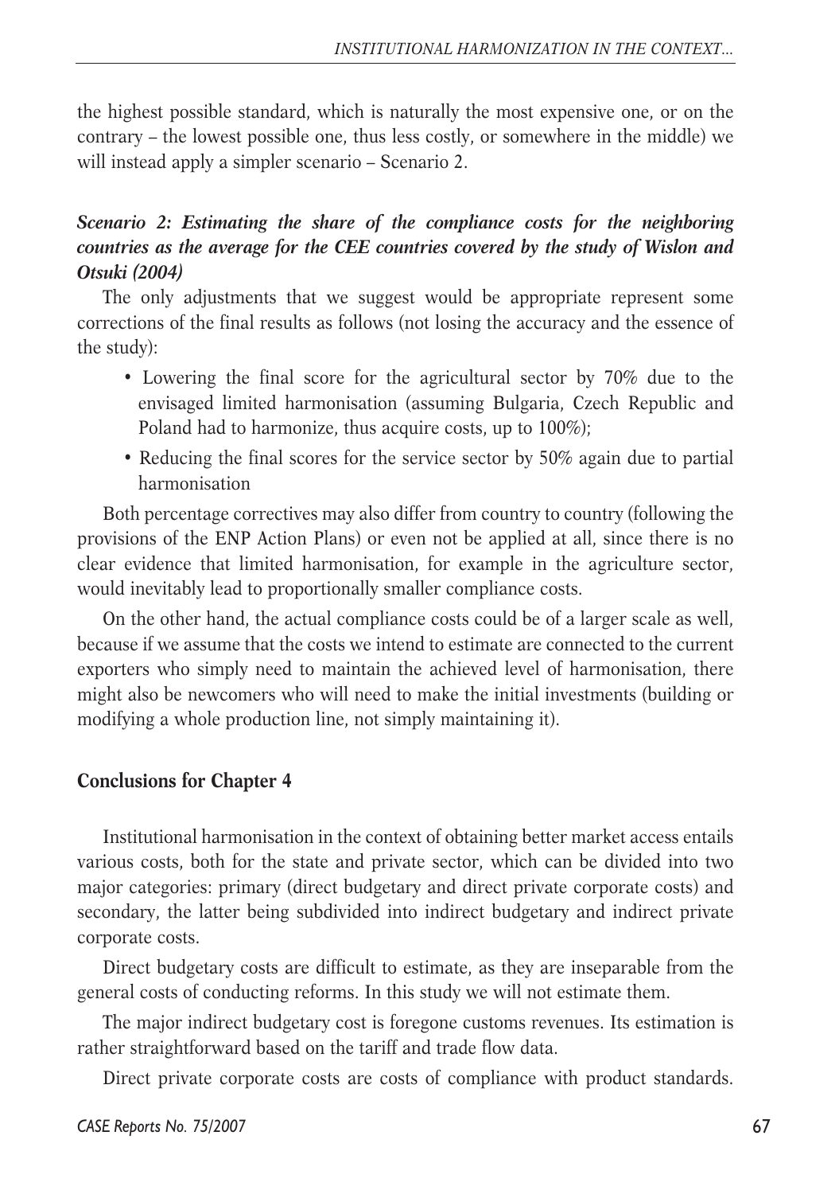the highest possible standard, which is naturally the most expensive one, or on the contrary – the lowest possible one, thus less costly, or somewhere in the middle) we will instead apply a simpler scenario – Scenario 2.

***Scenario 2: Estimating the share of the compliance costs for the neighboring countries as the average for the CEE countries covered by the study of Wislon and Otsuki (2004)***

The only adjustments that we suggest would be appropriate represent some corrections of the final results as follows (not losing the accuracy and the essence of the study):

- Lowering the final score for the agricultural sector by 70% due to the envisaged limited harmonisation (assuming Bulgaria, Czech Republic and Poland had to harmonize, thus acquire costs, up to 100%);
- Reducing the final scores for the service sector by 50% again due to partial harmonisation

Both percentage correctives may also differ from country to country (following the provisions of the ENP Action Plans) or even not be applied at all, since there is no clear evidence that limited harmonisation, for example in the agriculture sector, would inevitably lead to proportionally smaller compliance costs.

On the other hand, the actual compliance costs could be of a larger scale as well, because if we assume that the costs we intend to estimate are connected to the current exporters who simply need to maintain the achieved level of harmonisation, there might also be newcomers who will need to make the initial investments (building or modifying a whole production line, not simply maintaining it).

## Conclusions for Chapter 4

Institutional harmonisation in the context of obtaining better market access entails various costs, both for the state and private sector, which can be divided into two major categories: primary (direct budgetary and direct private corporate costs) and secondary, the latter being subdivided into indirect budgetary and indirect private corporate costs.

Direct budgetary costs are difficult to estimate, as they are inseparable from the general costs of conducting reforms. In this study we will not estimate them.

The major indirect budgetary cost is foregone customs revenues. Its estimation is rather straightforward based on the tariff and trade flow data.

Direct private corporate costs are costs of compliance with product standards.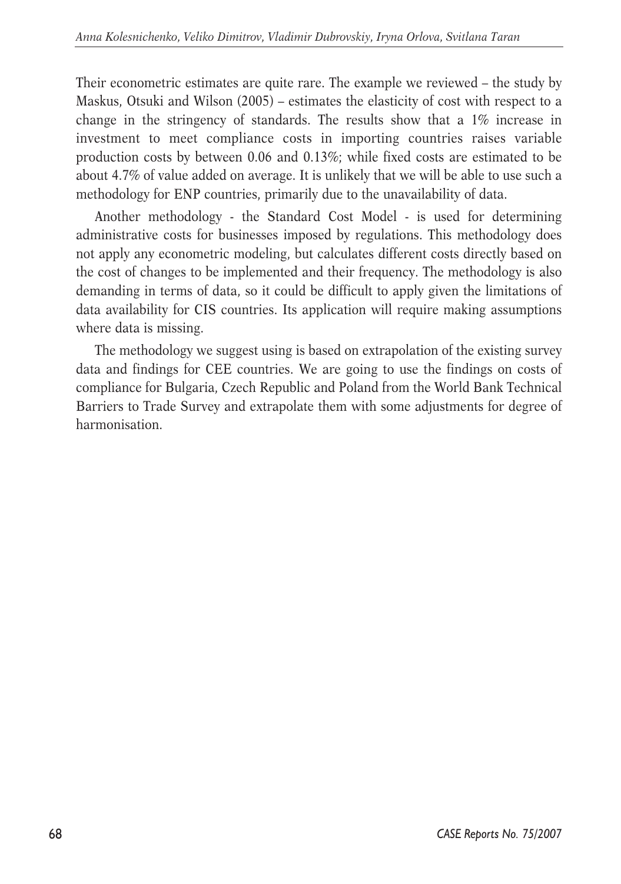Their econometric estimates are quite rare. The example we reviewed – the study by Maskus, Otsuki and Wilson (2005) – estimates the elasticity of cost with respect to a change in the stringency of standards. The results show that a 1% increase in investment to meet compliance costs in importing countries raises variable production costs by between 0.06 and 0.13%; while fixed costs are estimated to be about 4.7% of value added on average. It is unlikely that we will be able to use such a methodology for ENP countries, primarily due to the unavailability of data.

Another methodology - the Standard Cost Model - is used for determining administrative costs for businesses imposed by regulations. This methodology does not apply any econometric modeling, but calculates different costs directly based on the cost of changes to be implemented and their frequency. The methodology is also demanding in terms of data, so it could be difficult to apply given the limitations of data availability for CIS countries. Its application will require making assumptions where data is missing.

The methodology we suggest using is based on extrapolation of the existing survey data and findings for CEE countries. We are going to use the findings on costs of compliance for Bulgaria, Czech Republic and Poland from the World Bank Technical Barriers to Trade Survey and extrapolate them with some adjustments for degree of harmonisation.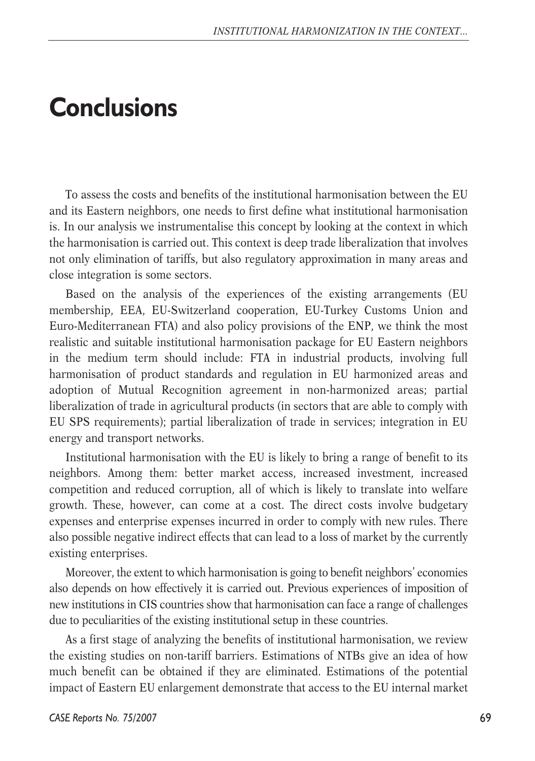# Conclusions

To assess the costs and benefits of the institutional harmonisation between the EU and its Eastern neighbors, one needs to first define what institutional harmonisation is. In our analysis we instrumentalise this concept by looking at the context in which the harmonisation is carried out. This context is deep trade liberalization that involves not only elimination of tariffs, but also regulatory approximation in many areas and close integration is some sectors.

Based on the analysis of the experiences of the existing arrangements (EU membership, EEA, EU-Switzerland cooperation, EU-Turkey Customs Union and Euro-Mediterranean FTA) and also policy provisions of the ENP, we think the most realistic and suitable institutional harmonisation package for EU Eastern neighbors in the medium term should include: FTA in industrial products, involving full harmonisation of product standards and regulation in EU harmonized areas and adoption of Mutual Recognition agreement in non-harmonized areas; partial liberalization of trade in agricultural products (in sectors that are able to comply with EU SPS requirements); partial liberalization of trade in services; integration in EU energy and transport networks.

Institutional harmonisation with the EU is likely to bring a range of benefit to its neighbors. Among them: better market access, increased investment, increased competition and reduced corruption, all of which is likely to translate into welfare growth. These, however, can come at a cost. The direct costs involve budgetary expenses and enterprise expenses incurred in order to comply with new rules. There also possible negative indirect effects that can lead to a loss of market by the currently existing enterprises.

Moreover, the extent to which harmonisation is going to benefit neighbors' economies also depends on how effectively it is carried out. Previous experiences of imposition of new institutions in CIS countries show that harmonisation can face a range of challenges due to peculiarities of the existing institutional setup in these countries.

As a first stage of analyzing the benefits of institutional harmonisation, we review the existing studies on non-tariff barriers. Estimations of NTBs give an idea of how much benefit can be obtained if they are eliminated. Estimations of the potential impact of Eastern EU enlargement demonstrate that access to the EU internal market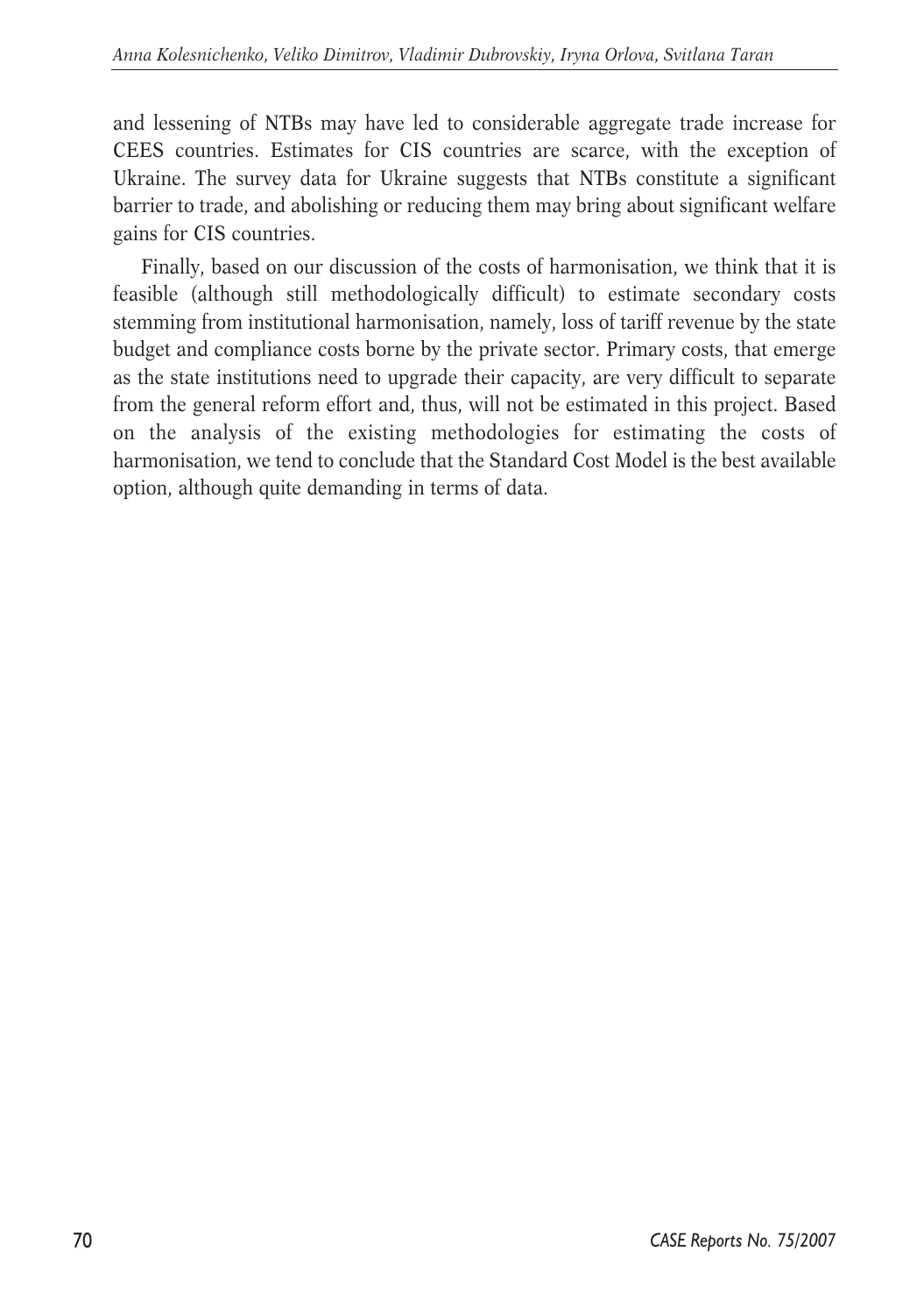and lessening of NTBs may have led to considerable aggregate trade increase for CEES countries. Estimates for CIS countries are scarce, with the exception of Ukraine. The survey data for Ukraine suggests that NTBs constitute a significant barrier to trade, and abolishing or reducing them may bring about significant welfare gains for CIS countries.

Finally, based on our discussion of the costs of harmonisation, we think that it is feasible (although still methodologically difficult) to estimate secondary costs stemming from institutional harmonisation, namely, loss of tariff revenue by the state budget and compliance costs borne by the private sector. Primary costs, that emerge as the state institutions need to upgrade their capacity, are very difficult to separate from the general reform effort and, thus, will not be estimated in this project. Based on the analysis of the existing methodologies for estimating the costs of harmonisation, we tend to conclude that the Standard Cost Model is the best available option, although quite demanding in terms of data.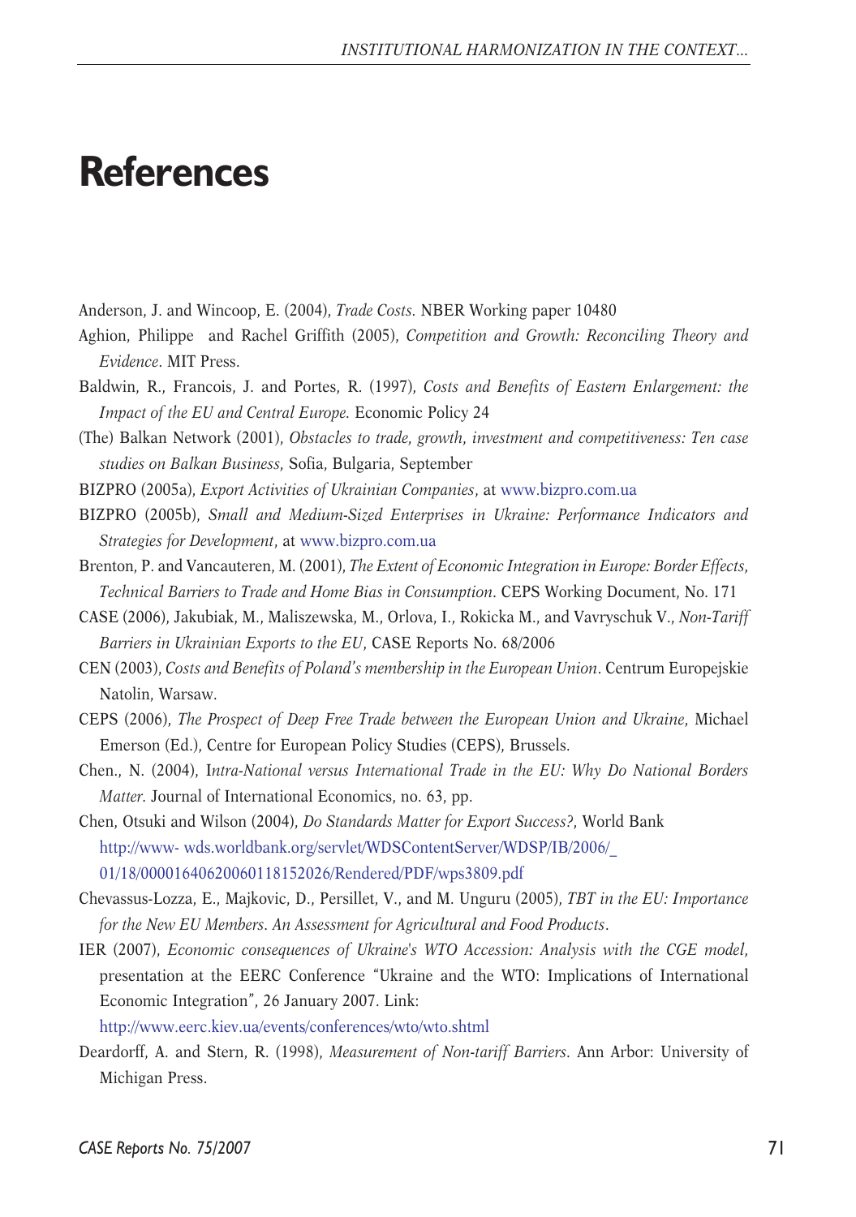# References

Anderson, J. and Wincoop, E. (2004), *Trade Costs*. NBER Working paper 10480

Aghion, Philippe and Rachel Griffith (2005), *Competition and Growth: Reconciling Theory and Evidence*. MIT Press.

Baldwin, R., Francois, J. and Portes, R. (1997), *Costs and Benefits of Eastern Enlargement: the Impact of the EU and Central Europe.* Economic Policy 24

(The) Balkan Network (2001), *Obstacles to trade, growth, investment and competitiveness: Ten case studies on Balkan Business*, Sofia, Bulgaria, September

BIZPRO (2005a), *Export Activities of Ukrainian Companies*, at www.bizpro.com.ua

BIZPRO (2005b), *Small and Medium-Sized Enterprises in Ukraine: Performance Indicators and Strategies for Development*, at www.bizpro.com.ua

Brenton, P. and Vancauteren, M. (2001), *The Extent of Economic Integration in Europe: Border Effects, Technical Barriers to Trade and Home Bias in Consumption*. CEPS Working Document, No. 171

CASE (2006), Jakubiak, M., Maliszewska, M., Orlova, I., Rokicka M., and Vavryschuk V., *Non-Tariff Barriers in Ukrainian Exports to the EU*, CASE Reports No. 68/2006

CEN (2003), *Costs and Benefits of Poland's membership in the European Union*. Centrum Europejskie Natolin, Warsaw.

CEPS (2006), *The Prospect of Deep Free Trade between the European Union and Ukraine*, Michael Emerson (Ed.), Centre for European Policy Studies (CEPS), Brussels.

Chen., N. (2004), I*ntra-National versus International Trade in the EU: Why Do National Borders Matter*. Journal of International Economics, no. 63, pp.

Chen, Otsuki and Wilson (2004), *Do Standards Matter for Export Success?*, World Bank http://www- wds.worldbank.org/servlet/WDSContentServer/WDSP/IB/2006/_ 01/18/00001640620060118152026/Rendered/PDF/wps3809.pdf

Chevassus-Lozza, E., Majkovic, D., Persillet, V., and M. Unguru (2005), *TBT in the EU: Importance for the New EU Members. An Assessment for Agricultural and Food Products*.

IER (2007), *Economic consequences of Ukraine's WTO Accession: Analysis with the CGE model*, presentation at the EERC Conference "Ukraine and the WTO: Implications of International Economic Integration", 26 January 2007. Link: http://www.eerc.kiev.ua/events/conferences/wto/wto.shtml

Deardorff, A. and Stern, R. (1998), *Measurement of Non-tariff Barriers*. Ann Arbor: University of Michigan Press.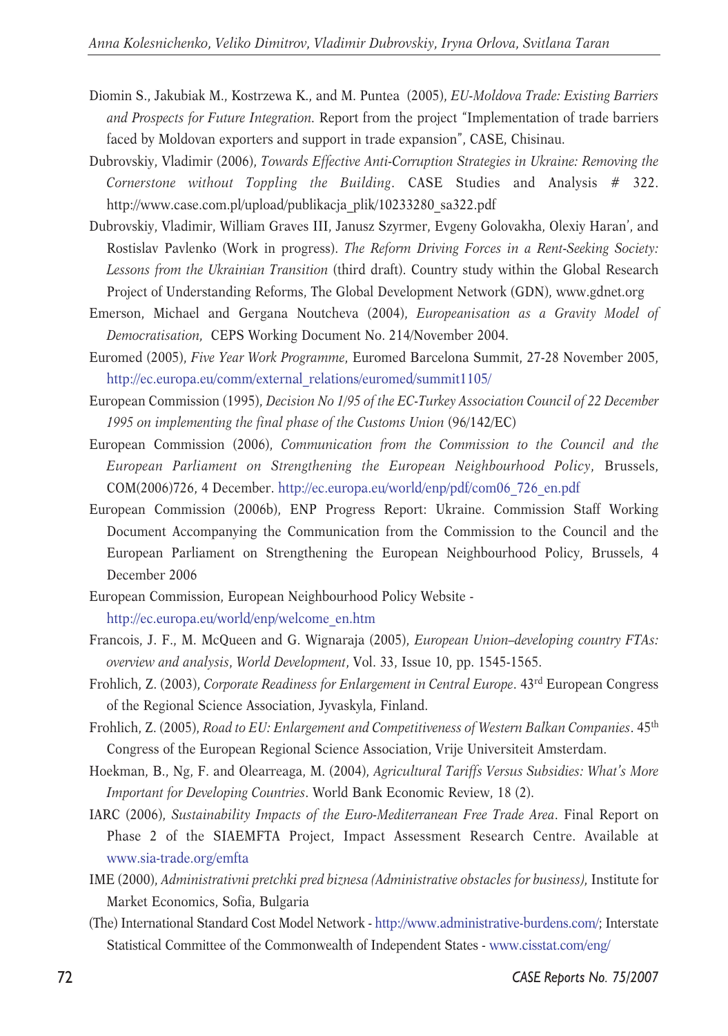Diomin S., Jakubiak M., Kostrzewa K., and M. Puntea (2005), *EU-Moldova Trade: Existing Barriers and Prospects for Future Integration.* Report from the project "Implementation of trade barriers faced by Moldovan exporters and support in trade expansion", CASE, Chisinau.

Dubrovskiy, Vladimir (2006), *Towards Effective Anti-Corruption Strategies in Ukraine: Removing the Cornerstone without Toppling the Building*. CASE Studies and Analysis # 322. http://www.case.com.pl/upload/publikacja_plik/10233280_sa322.pdf

Dubrovskiy, Vladimir, William Graves III, Janusz Szyrmer, Evgeny Golovakha, Olexiy Haran', and Rostislav Pavlenko (Work in progress). *The Reform Driving Forces in a Rent-Seeking Society: Lessons from the Ukrainian Transition* (third draft). Country study within the Global Research Project of Understanding Reforms, The Global Development Network (GDN), www.gdnet.org

Emerson, Michael and Gergana Noutcheva (2004), *Europeanisation as a Gravity Model of Democratisation*, CEPS Working Document No. 214/November 2004.

Euromed (2005), *Five Year Work Programme*, Euromed Barcelona Summit, 27-28 November 2005, http://ec.europa.eu/comm/external_relations/euromed/summit1105/

European Commission (1995), *Decision No 1/95 of the EC-Turkey Association Council of 22 December 1995 on implementing the final phase of the Customs Union* (96/142/EC)

European Commission (2006), *Communication from the Commission to the Council and the European Parliament on Strengthening the European Neighbourhood Policy*, Brussels, COM(2006)726, 4 December. http://ec.europa.eu/world/enp/pdf/com06_726_en.pdf

European Commission (2006b), ENP Progress Report: Ukraine. Commission Staff Working Document Accompanying the Communication from the Commission to the Council and the European Parliament on Strengthening the European Neighbourhood Policy, Brussels, 4 December 2006

European Commission, European Neighbourhood Policy Website - http://ec.europa.eu/world/enp/welcome_en.htm

Francois, J. F., M. McQueen and G. Wignaraja (2005), *European Union–developing country FTAs: overview and analysis*, *World Development*, Vol. 33, Issue 10, pp. 1545-1565.

Frohlich, Z. (2003), *Corporate Readiness for Enlargement in Central Europe*. 43rd European Congress of the Regional Science Association, Jyvaskyla, Finland.

Frohlich, Z. (2005), *Road to EU: Enlargement and Competitiveness of Western Balkan Companies*. 45th Congress of the European Regional Science Association, Vrije Universiteit Amsterdam.

Hoekman, B., Ng, F. and Olearreaga, M. (2004), *Agricultural Tariffs Versus Subsidies: What's More Important for Developing Countries*. World Bank Economic Review, 18 (2).

IARC (2006), *Sustainability Impacts of the Euro-Mediterranean Free Trade Area*. Final Report on Phase 2 of the SIAEMFTA Project, Impact Assessment Research Centre. Available at www.sia-trade.org/emfta

IME (2000), *Administrativni pretchki pred biznesa (Administrative obstacles for business)*, Institute for Market Economics, Sofia, Bulgaria

(The) International Standard Cost Model Network - http://www.administrative-burdens.com/; Interstate Statistical Committee of the Commonwealth of Independent States - www.cisstat.com/eng/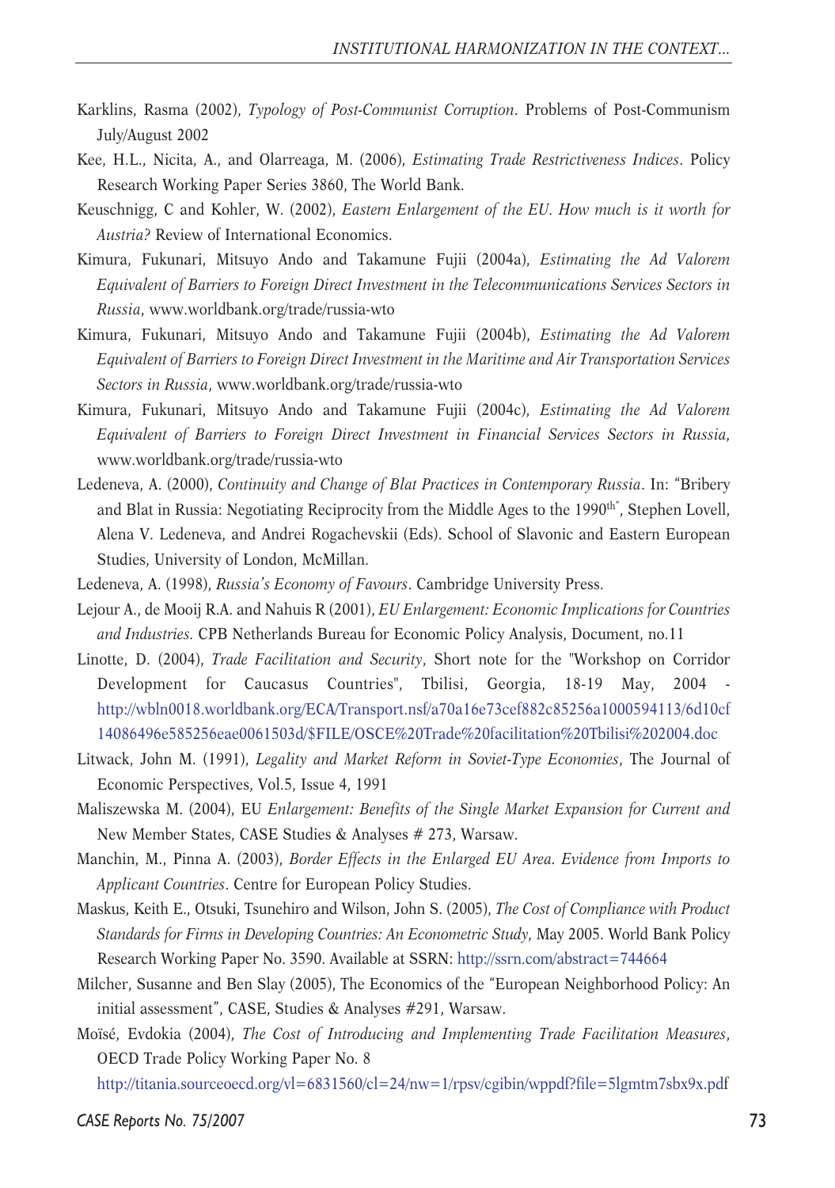Karklins, Rasma (2002), *Typology of Post-Communist Corruption*. Problems of Post-Communism July/August 2002

Kee, H.L., Nicita, A., and Olarreaga, M. (2006), *Estimating Trade Restrictiveness Indices*. Policy Research Working Paper Series 3860, The World Bank.

Keuschnigg, C and Kohler, W. (2002), *Eastern Enlargement of the EU. How much is it worth for Austria?* Review of International Economics.

Kimura, Fukunari, Mitsuyo Ando and Takamune Fujii (2004a), *Estimating the Ad Valorem Equivalent of Barriers to Foreign Direct Investment in the Telecommunications Services Sectors in Russia*, www.worldbank.org/trade/russia-wto

Kimura, Fukunari, Mitsuyo Ando and Takamune Fujii (2004b), *Estimating the Ad Valorem Equivalent of Barriers to Foreign Direct Investment in the Maritime and Air Transportation Services Sectors in Russia*, www.worldbank.org/trade/russia-wto

Kimura, Fukunari, Mitsuyo Ando and Takamune Fujii (2004c), *Estimating the Ad Valorem Equivalent of Barriers to Foreign Direct Investment in Financial Services Sectors in Russia*, www.worldbank.org/trade/russia-wto

Ledeneva, A. (2000), *Continuity and Change of Blat Practices in Contemporary Russia*. In: "Bribery and Blat in Russia: Negotiating Reciprocity from the Middle Ages to the 1990th", Stephen Lovell, Alena V. Ledeneva, and Andrei Rogachevskii (Eds). School of Slavonic and Eastern European Studies, University of London, McMillan.

Ledeneva, A. (1998), *Russia's Economy of Favours*. Cambridge University Press.

Lejour A., de Mooij R.A. and Nahuis R (2001), *EU Enlargement: Economic Implications for Countries and Industries.* CPB Netherlands Bureau for Economic Policy Analysis, Document, no.11

Linotte, D. (2004), *Trade Facilitation and Security*, Short note for the "Workshop on Corridor Development for Caucasus Countries", Tbilisi, Georgia, 18-19 May, 2004 - http://wbln0018.worldbank.org/ECA/Transport.nsf/a70a16e73cef882c85256a1000594113/6d10cf14086496e585256eae0061503d/$FILE/OSCE%20Trade%20facilitation%20Tbilisi%202004.doc

Litwack, John M. (1991), *Legality and Market Reform in Soviet-Type Economies*, The Journal of Economic Perspectives, Vol.5, Issue 4, 1991

Maliszewska M. (2004), EU *Enlargement: Benefits of the Single Market Expansion for Current and* New Member States, CASE Studies & Analyses # 273, Warsaw.

Manchin, M., Pinna A. (2003), *Border Effects in the Enlarged EU Area. Evidence from Imports to Applicant Countries*. Centre for European Policy Studies.

Maskus, Keith E., Otsuki, Tsunehiro and Wilson, John S. (2005), *The Cost of Compliance with Product Standards for Firms in Developing Countries: An Econometric Study*, May 2005. World Bank Policy Research Working Paper No. 3590. Available at SSRN: http://ssrn.com/abstract=744664

Milcher, Susanne and Ben Slay (2005), The Economics of the "European Neighborhood Policy: An initial assessment", CASE, Studies & Analyses #291, Warsaw.

Moïsé, Evdokia (2004), *The Cost of Introducing and Implementing Trade Facilitation Measures*, OECD Trade Policy Working Paper No. 8 http://titania.sourceoecd.org/vl=6831560/cl=24/nw=1/rpsv/cgibin/wppdf?file=5lgmtm7sbx9x.pdf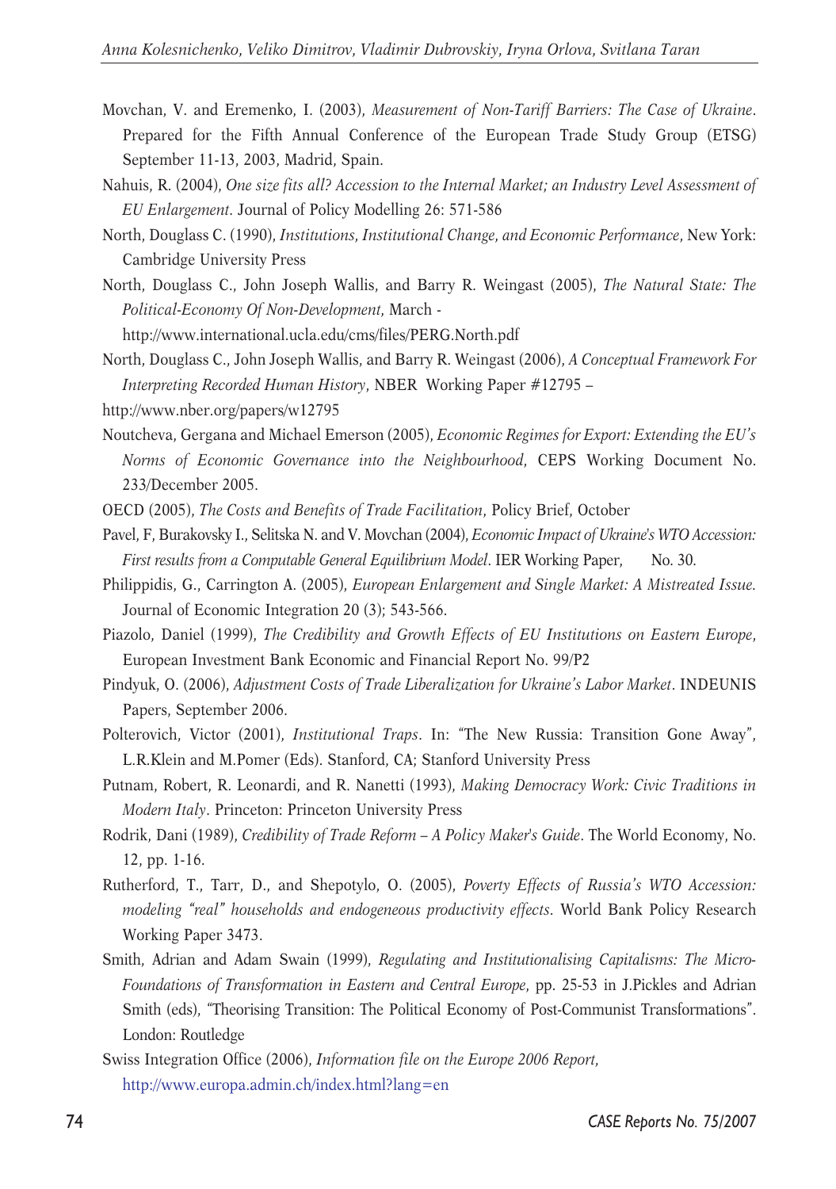Movchan, V. and Eremenko, I. (2003), *Measurement of Non-Tariff Barriers: The Case of Ukraine*. Prepared for the Fifth Annual Conference of the European Trade Study Group (ETSG) September 11-13, 2003, Madrid, Spain.

Nahuis, R. (2004), *One size fits all? Accession to the Internal Market; an Industry Level Assessment of EU Enlargement*. Journal of Policy Modelling 26: 571-586

North, Douglass C. (1990), *Institutions, Institutional Change, and Economic Performance*, New York: Cambridge University Press

North, Douglass C., John Joseph Wallis, and Barry R. Weingast (2005), *The Natural State: The Political-Economy Of Non-Development*, March - http://www.international.ucla.edu/cms/files/PERG.North.pdf

North, Douglass C., John Joseph Wallis, and Barry R. Weingast (2006), *A Conceptual Framework For Interpreting Recorded Human History*, NBER Working Paper #12795 – http://www.nber.org/papers/w12795

Noutcheva, Gergana and Michael Emerson (2005), *Economic Regimes for Export: Extending the EU's Norms of Economic Governance into the Neighbourhood*, CEPS Working Document No. 233/December 2005.

OECD (2005), *The Costs and Benefits of Trade Facilitation*, Policy Brief, October

Pavel, F, Burakovsky I., Selitska N. and V. Movchan (2004), *Economic Impact of Ukraine's WTO Accession: First results from a Computable General Equilibrium Model*. IER Working Paper, No. 30.

Philippidis, G., Carrington A. (2005), *European Enlargement and Single Market: A Mistreated Issue*. Journal of Economic Integration 20 (3); 543-566.

Piazolo, Daniel (1999), *The Credibility and Growth Effects of EU Institutions on Eastern Europe*, European Investment Bank Economic and Financial Report No. 99/P2

Pindyuk, O. (2006), *Adjustment Costs of Trade Liberalization for Ukraine's Labor Market*. INDEUNIS Papers, September 2006.

Polterovich, Victor (2001), *Institutional Traps*. In: "The New Russia: Transition Gone Away", L.R.Klein and M.Pomer (Eds). Stanford, CA; Stanford University Press

Putnam, Robert, R. Leonardi, and R. Nanetti (1993), *Making Democracy Work: Civic Traditions in Modern Italy*. Princeton: Princeton University Press

Rodrik, Dani (1989), *Credibility of Trade Reform – A Policy Maker's Guide*. The World Economy, No. 12, pp. 1-16.

Rutherford, T., Tarr, D., and Shepotylo, O. (2005), *Poverty Effects of Russia's WTO Accession: modeling "real" households and endogeneous productivity effects*. World Bank Policy Research Working Paper 3473.

Smith, Adrian and Adam Swain (1999), *Regulating and Institutionalising Capitalisms: The Micro-Foundations of Transformation in Eastern and Central Europe*, pp. 25-53 in J.Pickles and Adrian Smith (eds), "Theorising Transition: The Political Economy of Post-Communist Transformations". London: Routledge

Swiss Integration Office (2006), *Information file on the Europe 2006 Report*, http://www.europa.admin.ch/index.html?lang=en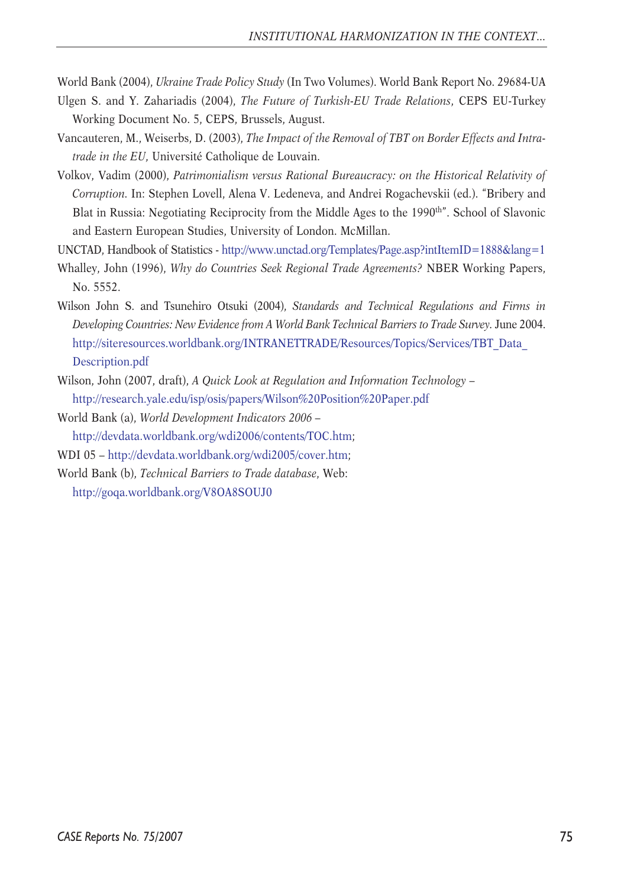World Bank (2004), *Ukraine Trade Policy Study* (In Two Volumes). World Bank Report No. 29684-UA

Ulgen S. and Y. Zahariadis (2004), *The Future of Turkish-EU Trade Relations*, CEPS EU-Turkey Working Document No. 5, CEPS, Brussels, August.

Vancauteren, M., Weiserbs, D. (2003), *The Impact of the Removal of TBT on Border Effects and Intra-trade in the EU*, Université Catholique de Louvain.

Volkov, Vadim (2000), *Patrimonialism versus Rational Bureaucracy: on the Historical Relativity of Corruption.* In: Stephen Lovell, Alena V. Ledeneva, and Andrei Rogachevskii (ed.). "Bribery and Blat in Russia: Negotiating Reciprocity from the Middle Ages to the 1990th". School of Slavonic and Eastern European Studies, University of London. McMillan.

UNCTAD, Handbook of Statistics - http://www.unctad.org/Templates/Page.asp?intItemID=1888&lang=1

Whalley, John (1996), *Why do Countries Seek Regional Trade Agreements?* NBER Working Papers, No. 5552.

Wilson John S. and Tsunehiro Otsuki (2004), *Standards and Technical Regulations and Firms in Developing Countries: New Evidence from A World Bank Technical Barriers to Trade Survey.* June 2004. http://siteresources.worldbank.org/INTRANETTRADE/Resources/Topics/Services/TBT_Data_Description.pdf

Wilson, John (2007, draft), *A Quick Look at Regulation and Information Technology* – http://research.yale.edu/isp/osis/papers/Wilson%20Position%20Paper.pdf

World Bank (a), *World Development Indicators 2006* – http://devdata.worldbank.org/wdi2006/contents/TOC.htm;

WDI 05 – http://devdata.worldbank.org/wdi2005/cover.htm;

World Bank (b), *Technical Barriers to Trade database*, Web: http://goqa.worldbank.org/V8OA8SOUJ0